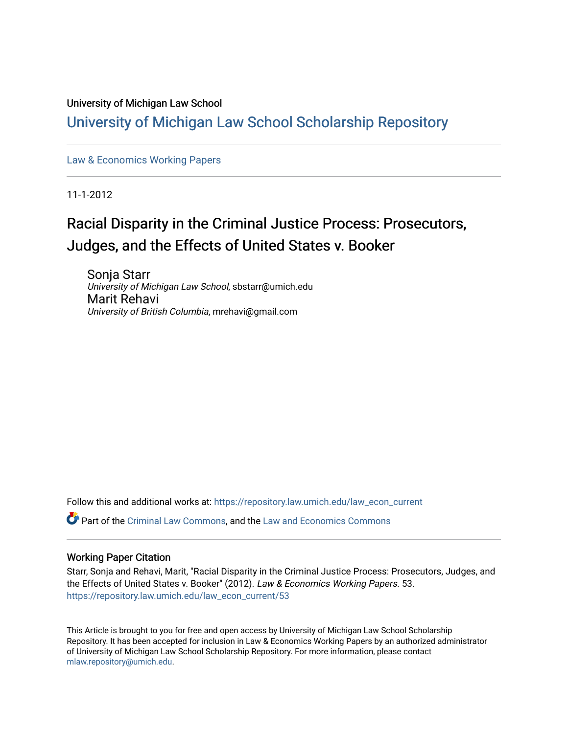University of Michigan Law School

# University of Michigan Law School Scholarship Repository

Law & Economics Working Papers

11-1-2012

## Racial Disparity in the Criminal Justice Process: Prosecutors, Judges, and the Effects of United States v. Booker

Sonja Starr
*University of Michigan Law School*, sbstarr@umich.edu

Marit Rehavi
*University of British Columbia*, mrehavi@gmail.com

Follow this and additional works at: https://repository.law.umich.edu/law_econ_current

Part of the Criminal Law Commons, and the Law and Economics Commons

### Working Paper Citation

Starr, Sonja and Rehavi, Marit, "Racial Disparity in the Criminal Justice Process: Prosecutors, Judges, and the Effects of United States v. Booker" (2012). *Law & Economics Working Papers.* 53.
https://repository.law.umich.edu/law_econ_current/53

This Article is brought to you for free and open access by University of Michigan Law School Scholarship Repository. It has been accepted for inclusion in Law & Economics Working Papers by an authorized administrator of University of Michigan Law School Scholarship Repository. For more information, please contact mlaw.repository@umich.edu.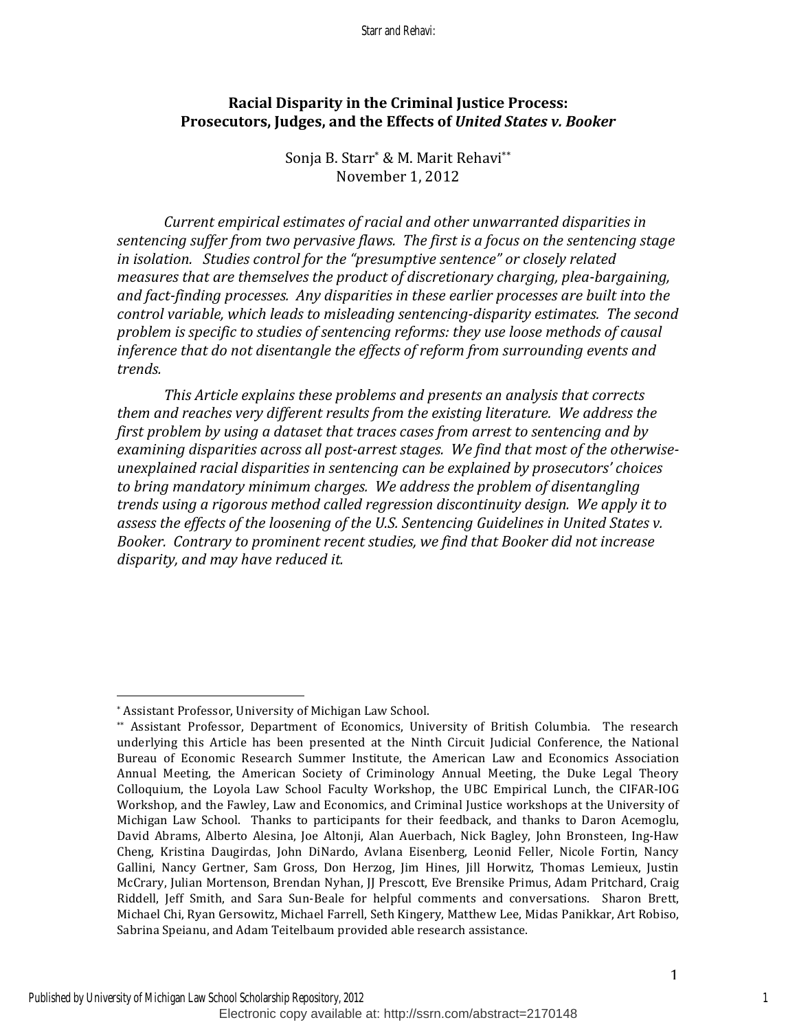# Racial Disparity in the Criminal Justice Process: Prosecutors, Judges, and the Effects of *United States v. Booker*

Sonja B. Starr[*] & M. Marit Rehavi[**]

November 1, 2012

*Current empirical estimates of racial and other unwarranted disparities in sentencing suffer from two pervasive flaws. The first is a focus on the sentencing stage in isolation. Studies control for the "presumptive sentence" or closely related measures that are themselves the product of discretionary charging, plea-bargaining, and fact-finding processes. Any disparities in these earlier processes are built into the control variable, which leads to misleading sentencing-disparity estimates. The second problem is specific to studies of sentencing reforms: they use loose methods of causal inference that do not disentangle the effects of reform from surrounding events and trends.*

*This Article explains these problems and presents an analysis that corrects them and reaches very different results from the existing literature. We address the first problem by using a dataset that traces cases from arrest to sentencing and by examining disparities across all post-arrest stages. We find that most of the otherwise-unexplained racial disparities in sentencing can be explained by prosecutors' choices to bring mandatory minimum charges. We address the problem of disentangling trends using a rigorous method called regression discontinuity design. We apply it to assess the effects of the loosening of the U.S. Sentencing Guidelines in United States v. Booker. Contrary to prominent recent studies, we find that Booker did not increase disparity, and may have reduced it.*

---

[*] Assistant Professor, University of Michigan Law School.

[**] Assistant Professor, Department of Economics, University of British Columbia. The research underlying this Article has been presented at the Ninth Circuit Judicial Conference, the National Bureau of Economic Research Summer Institute, the American Law and Economics Association Annual Meeting, the American Society of Criminology Annual Meeting, the Duke Legal Theory Colloquium, the Loyola Law School Faculty Workshop, the UBC Empirical Lunch, the CIFAR-IOG Workshop, and the Fawley, Law and Economics, and Criminal Justice workshops at the University of Michigan Law School. Thanks to participants for their feedback, and thanks to Daron Acemoglu, David Abrams, Alberto Alesina, Joe Altonji, Alan Auerbach, Nick Bagley, John Bronsteen, Ing-Haw Cheng, Kristina Daugirdas, John DiNardo, Avlana Eisenberg, Leonid Feller, Nicole Fortin, Nancy Gallini, Nancy Gertner, Sam Gross, Don Herzog, Jim Hines, Jill Horwitz, Thomas Lemieux, Justin McCrary, Julian Mortenson, Brendan Nyhan, JJ Prescott, Eve Brensike Primus, Adam Pritchard, Craig Riddell, Jeff Smith, and Sara Sun-Beale for helpful comments and conversations. Sharon Brett, Michael Chi, Ryan Gersowitz, Michael Farrell, Seth Kingery, Matthew Lee, Midas Panikkar, Art Robiso, Sabrina Speianu, and Adam Teitelbaum provided able research assistance.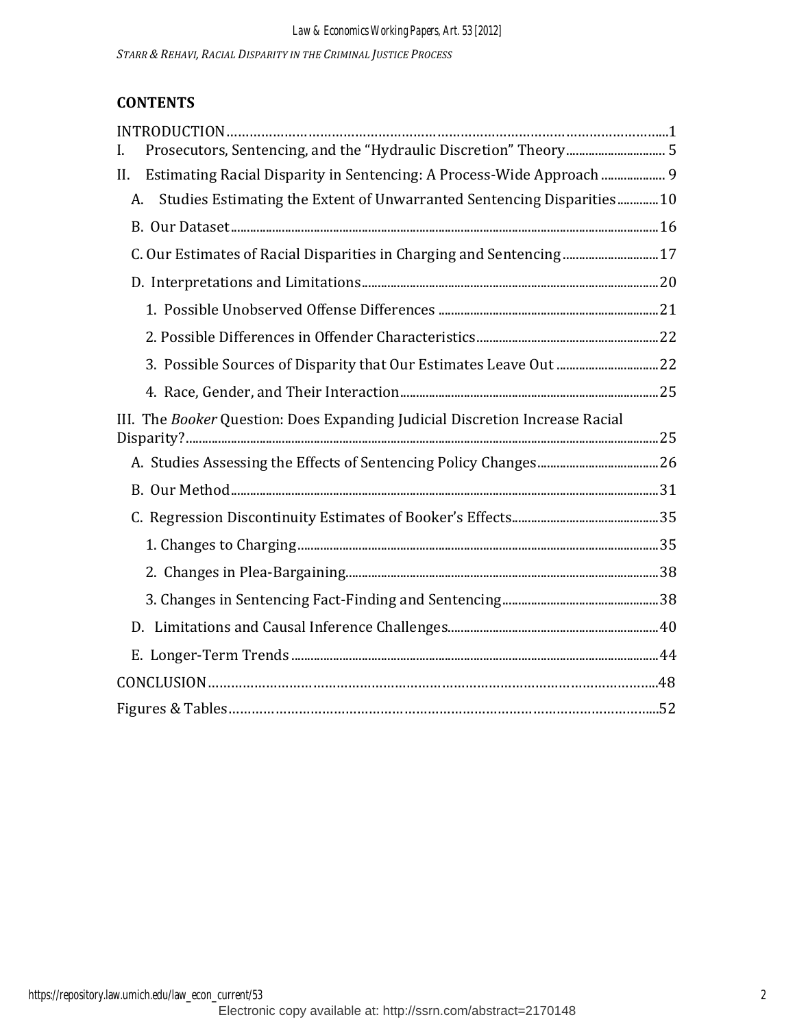## CONTENTS

INTRODUCTION ....1

I. Prosecutors, Sentencing, and the "Hydraulic Discretion" Theory .... 5

II. Estimating Racial Disparity in Sentencing: A Process-Wide Approach .... 9

- A. Studies Estimating the Extent of Unwarranted Sentencing Disparities ....10
- B. Our Dataset ....16
- C. Our Estimates of Racial Disparities in Charging and Sentencing ....17
- D. Interpretations and Limitations ....20
  - 1. Possible Unobserved Offense Differences ....21
  - 2. Possible Differences in Offender Characteristics ....22
  - 3. Possible Sources of Disparity that Our Estimates Leave Out ....22
  - 4. Race, Gender, and Their Interaction ....25

III. The *Booker* Question: Does Expanding Judicial Discretion Increase Racial Disparity? ....25

- A. Studies Assessing the Effects of Sentencing Policy Changes ....26
- B. Our Method ....31
- C. Regression Discontinuity Estimates of Booker's Effects ....35
  - 1. Changes to Charging ....35
  - 2. Changes in Plea-Bargaining ....38
  - 3. Changes in Sentencing Fact-Finding and Sentencing ....38
- D. Limitations and Causal Inference Challenges ....40
- E. Longer-Term Trends ....44

CONCLUSION ....48

Figures & Tables ....52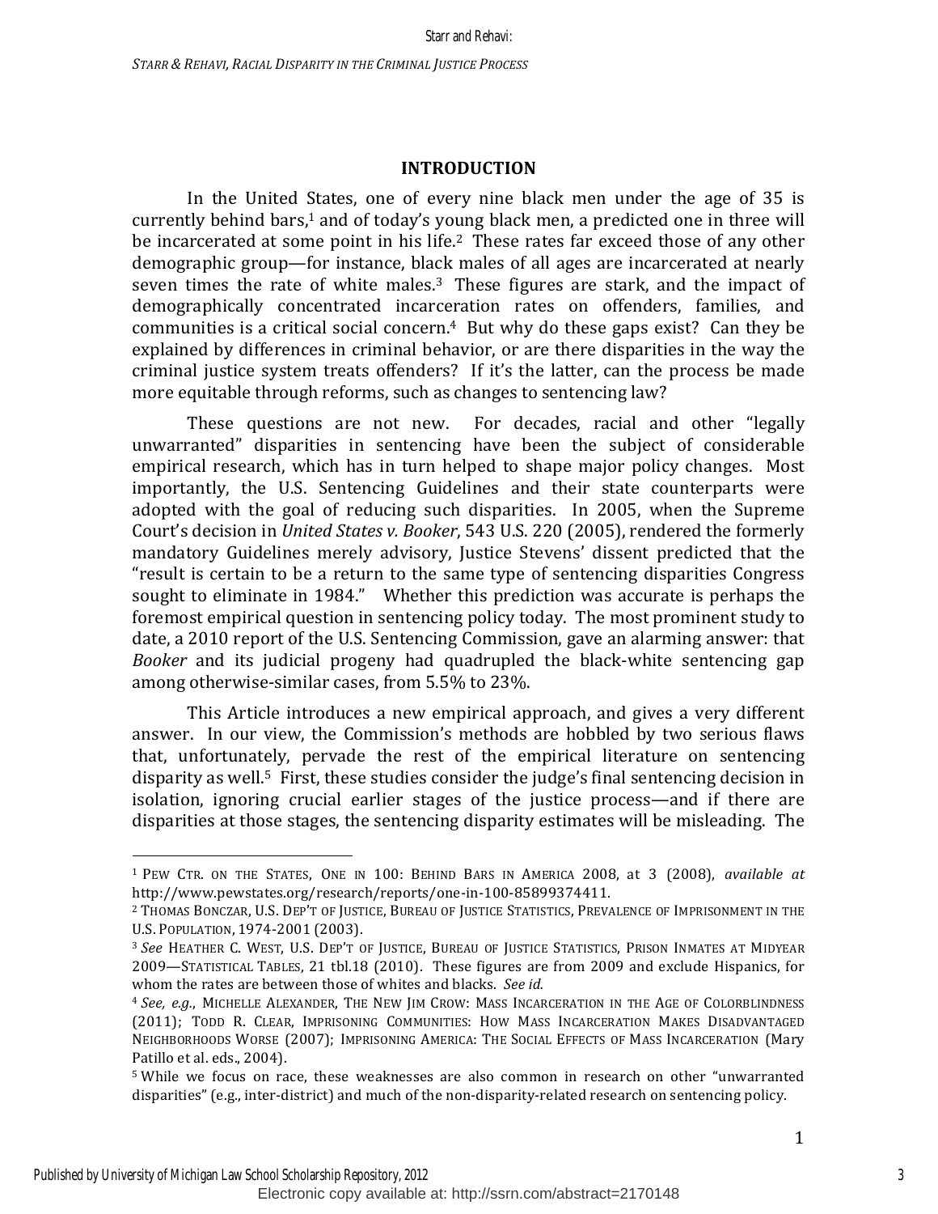## INTRODUCTION

In the United States, one of every nine black men under the age of 35 is currently behind bars,[1] and of today's young black men, a predicted one in three will be incarcerated at some point in his life.[2] These rates far exceed those of any other demographic group—for instance, black males of all ages are incarcerated at nearly seven times the rate of white males.[3] These figures are stark, and the impact of demographically concentrated incarceration rates on offenders, families, and communities is a critical social concern.[4] But why do these gaps exist? Can they be explained by differences in criminal behavior, or are there disparities in the way the criminal justice system treats offenders? If it's the latter, can the process be made more equitable through reforms, such as changes to sentencing law?

These questions are not new. For decades, racial and other "legally unwarranted" disparities in sentencing have been the subject of considerable empirical research, which has in turn helped to shape major policy changes. Most importantly, the U.S. Sentencing Guidelines and their state counterparts were adopted with the goal of reducing such disparities. In 2005, when the Supreme Court's decision in *United States v. Booker*, 543 U.S. 220 (2005), rendered the formerly mandatory Guidelines merely advisory, Justice Stevens' dissent predicted that the "result is certain to be a return to the same type of sentencing disparities Congress sought to eliminate in 1984." Whether this prediction was accurate is perhaps the foremost empirical question in sentencing policy today. The most prominent study to date, a 2010 report of the U.S. Sentencing Commission, gave an alarming answer: that *Booker* and its judicial progeny had quadrupled the black-white sentencing gap among otherwise-similar cases, from 5.5% to 23%.

This Article introduces a new empirical approach, and gives a very different answer. In our view, the Commission's methods are hobbled by two serious flaws that, unfortunately, pervade the rest of the empirical literature on sentencing disparity as well.[5] First, these studies consider the judge's final sentencing decision in isolation, ignoring crucial earlier stages of the justice process—and if there are disparities at those stages, the sentencing disparity estimates will be misleading. The

---

[1] PEW CTR. ON THE STATES, ONE IN 100: BEHIND BARS IN AMERICA 2008, at 3 (2008), *available at* http://www.pewstates.org/research/reports/one-in-100-85899374411.

[2] THOMAS BONCZAR, U.S. DEP'T OF JUSTICE, BUREAU OF JUSTICE STATISTICS, PREVALENCE OF IMPRISONMENT IN THE U.S. POPULATION, 1974-2001 (2003).

[3] *See* HEATHER C. WEST, U.S. DEP'T OF JUSTICE, BUREAU OF JUSTICE STATISTICS, PRISON INMATES AT MIDYEAR 2009—STATISTICAL TABLES, 21 tbl.18 (2010). These figures are from 2009 and exclude Hispanics, for whom the rates are between those of whites and blacks. *See id.*

[4] *See, e.g.*, MICHELLE ALEXANDER, THE NEW JIM CROW: MASS INCARCERATION IN THE AGE OF COLORBLINDNESS (2011); TODD R. CLEAR, IMPRISONING COMMUNITIES: HOW MASS INCARCERATION MAKES DISADVANTAGED NEIGHBORHOODS WORSE (2007); IMPRISONING AMERICA: THE SOCIAL EFFECTS OF MASS INCARCERATION (Mary Patillo et al. eds., 2004).

[5] While we focus on race, these weaknesses are also common in research on other "unwarranted disparities" (e.g., inter-district) and much of the non-disparity-related research on sentencing policy.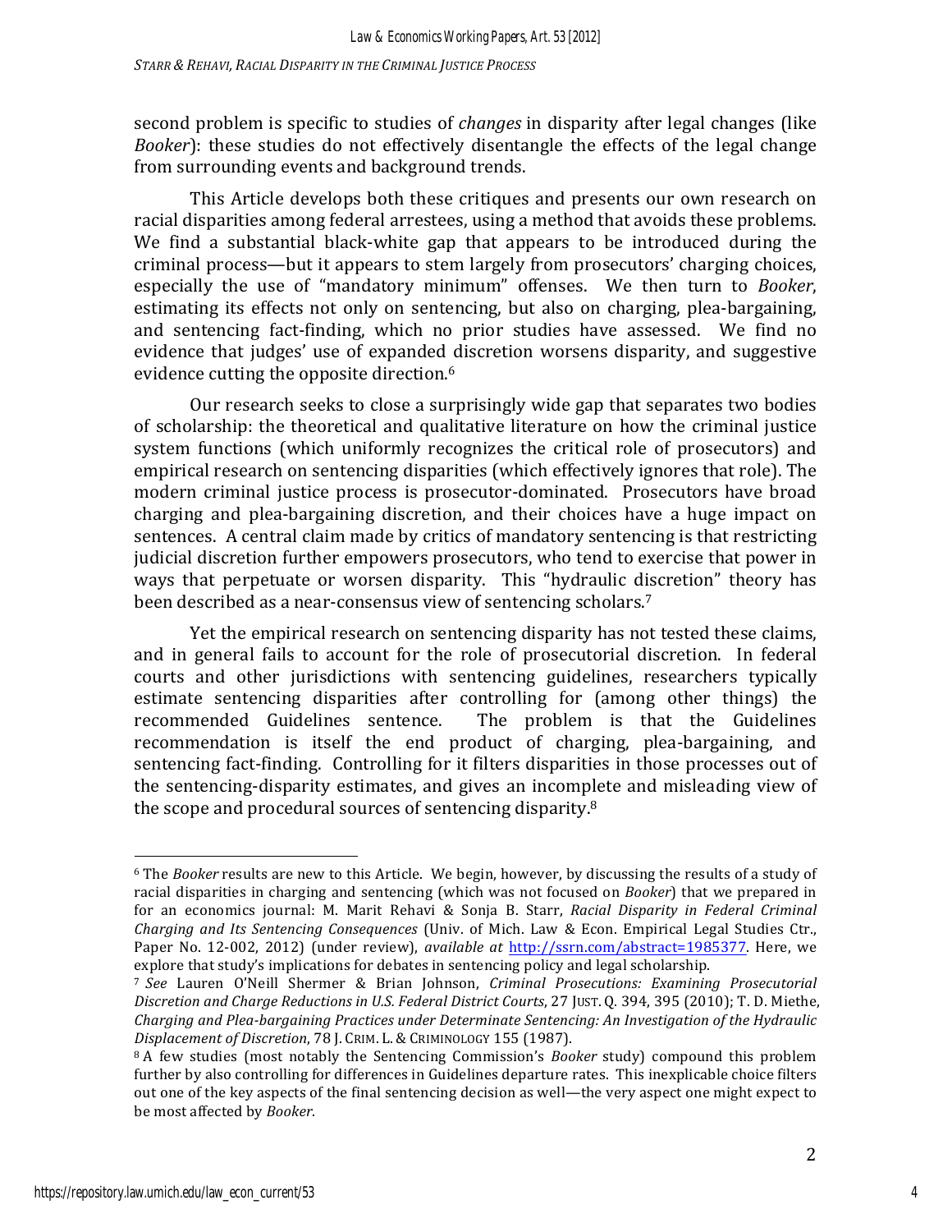second problem is specific to studies of *changes* in disparity after legal changes (like *Booker*): these studies do not effectively disentangle the effects of the legal change from surrounding events and background trends.

This Article develops both these critiques and presents our own research on racial disparities among federal arrestees, using a method that avoids these problems. We find a substantial black-white gap that appears to be introduced during the criminal process—but it appears to stem largely from prosecutors' charging choices, especially the use of "mandatory minimum" offenses. We then turn to *Booker*, estimating its effects not only on sentencing, but also on charging, plea-bargaining, and sentencing fact-finding, which no prior studies have assessed. We find no evidence that judges' use of expanded discretion worsens disparity, and suggestive evidence cutting the opposite direction.[6]

Our research seeks to close a surprisingly wide gap that separates two bodies of scholarship: the theoretical and qualitative literature on how the criminal justice system functions (which uniformly recognizes the critical role of prosecutors) and empirical research on sentencing disparities (which effectively ignores that role). The modern criminal justice process is prosecutor-dominated. Prosecutors have broad charging and plea-bargaining discretion, and their choices have a huge impact on sentences. A central claim made by critics of mandatory sentencing is that restricting judicial discretion further empowers prosecutors, who tend to exercise that power in ways that perpetuate or worsen disparity. This "hydraulic discretion" theory has been described as a near-consensus view of sentencing scholars.[7]

Yet the empirical research on sentencing disparity has not tested these claims, and in general fails to account for the role of prosecutorial discretion. In federal courts and other jurisdictions with sentencing guidelines, researchers typically estimate sentencing disparities after controlling for (among other things) the recommended Guidelines sentence. The problem is that the Guidelines recommendation is itself the end product of charging, plea-bargaining, and sentencing fact-finding. Controlling for it filters disparities in those processes out of the sentencing-disparity estimates, and gives an incomplete and misleading view of the scope and procedural sources of sentencing disparity.[8]

---

[6] The *Booker* results are new to this Article. We begin, however, by discussing the results of a study of racial disparities in charging and sentencing (which was not focused on *Booker*) that we prepared in for an economics journal: M. Marit Rehavi & Sonja B. Starr, *Racial Disparity in Federal Criminal Charging and Its Sentencing Consequences* (Univ. of Mich. Law & Econ. Empirical Legal Studies Ctr., Paper No. 12-002, 2012) (under review), *available at* http://ssrn.com/abstract=1985377. Here, we explore that study's implications for debates in sentencing policy and legal scholarship.

[7] *See* Lauren O'Neill Shermer & Brian Johnson, *Criminal Prosecutions: Examining Prosecutorial Discretion and Charge Reductions in U.S. Federal District Courts*, 27 JUST. Q. 394, 395 (2010); T. D. Miethe, *Charging and Plea-bargaining Practices under Determinate Sentencing: An Investigation of the Hydraulic Displacement of Discretion*, 78 J. CRIM. L. & CRIMINOLOGY 155 (1987).

[8] A few studies (most notably the Sentencing Commission's *Booker* study) compound this problem further by also controlling for differences in Guidelines departure rates. This inexplicable choice filters out one of the key aspects of the final sentencing decision as well—the very aspect one might expect to be most affected by *Booker*.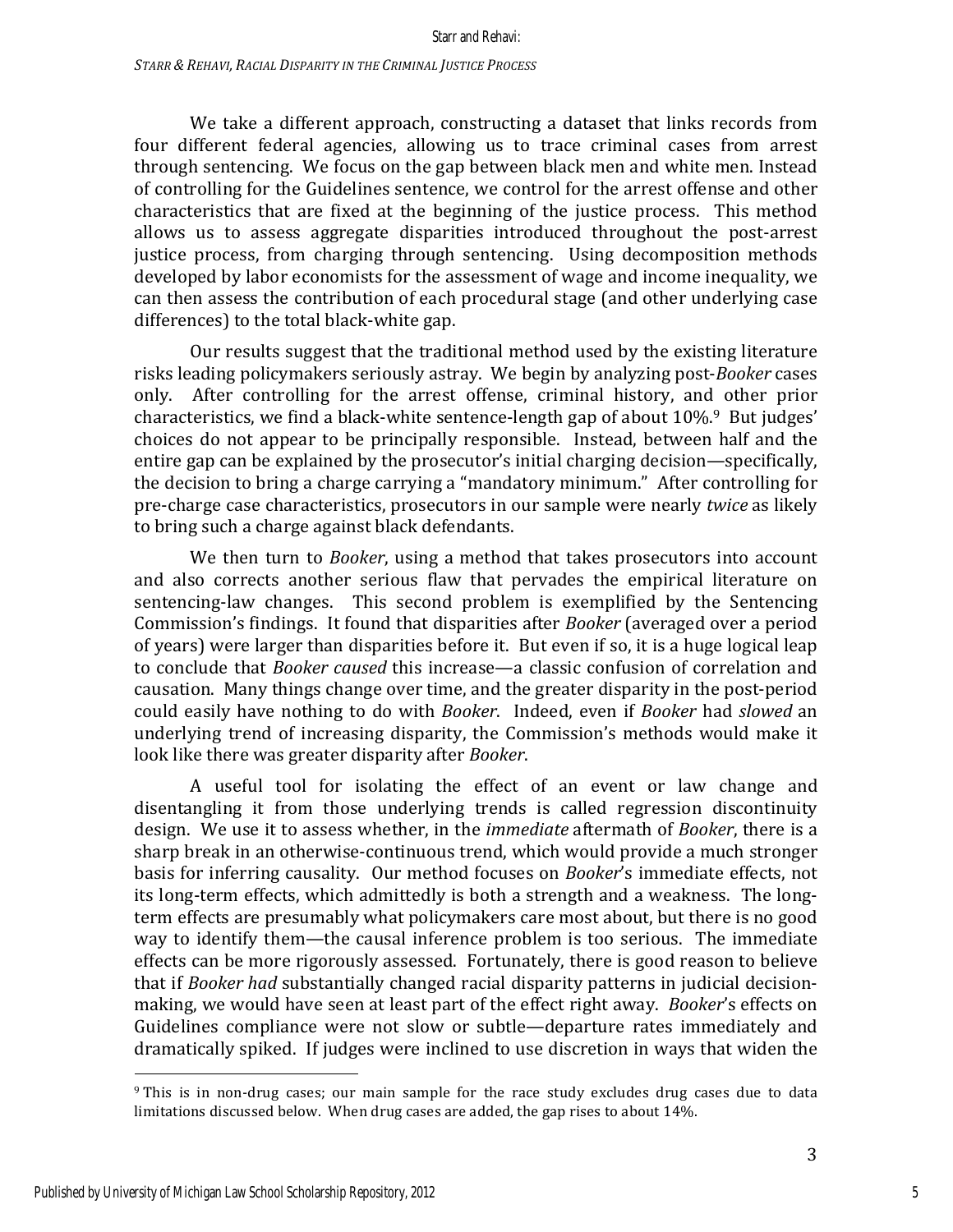We take a different approach, constructing a dataset that links records from four different federal agencies, allowing us to trace criminal cases from arrest through sentencing. We focus on the gap between black men and white men. Instead of controlling for the Guidelines sentence, we control for the arrest offense and other characteristics that are fixed at the beginning of the justice process. This method allows us to assess aggregate disparities introduced throughout the post-arrest justice process, from charging through sentencing. Using decomposition methods developed by labor economists for the assessment of wage and income inequality, we can then assess the contribution of each procedural stage (and other underlying case differences) to the total black-white gap.

Our results suggest that the traditional method used by the existing literature risks leading policymakers seriously astray. We begin by analyzing post-*Booker* cases only. After controlling for the arrest offense, criminal history, and other prior characteristics, we find a black-white sentence-length gap of about 10%.[9] But judges' choices do not appear to be principally responsible. Instead, between half and the entire gap can be explained by the prosecutor's initial charging decision—specifically, the decision to bring a charge carrying a "mandatory minimum." After controlling for pre-charge case characteristics, prosecutors in our sample were nearly *twice* as likely to bring such a charge against black defendants.

We then turn to *Booker*, using a method that takes prosecutors into account and also corrects another serious flaw that pervades the empirical literature on sentencing-law changes. This second problem is exemplified by the Sentencing Commission's findings. It found that disparities after *Booker* (averaged over a period of years) were larger than disparities before it. But even if so, it is a huge logical leap to conclude that *Booker caused* this increase—a classic confusion of correlation and causation. Many things change over time, and the greater disparity in the post-period could easily have nothing to do with *Booker*. Indeed, even if *Booker* had *slowed* an underlying trend of increasing disparity, the Commission's methods would make it look like there was greater disparity after *Booker*.

A useful tool for isolating the effect of an event or law change and disentangling it from those underlying trends is called regression discontinuity design. We use it to assess whether, in the *immediate* aftermath of *Booker*, there is a sharp break in an otherwise-continuous trend, which would provide a much stronger basis for inferring causality. Our method focuses on *Booker*'s immediate effects, not its long-term effects, which admittedly is both a strength and a weakness. The long-term effects are presumably what policymakers care most about, but there is no good way to identify them—the causal inference problem is too serious. The immediate effects can be more rigorously assessed. Fortunately, there is good reason to believe that if *Booker had* substantially changed racial disparity patterns in judicial decision-making, we would have seen at least part of the effect right away. *Booker*'s effects on Guidelines compliance were not slow or subtle—departure rates immediately and dramatically spiked. If judges were inclined to use discretion in ways that widen the

---

[9] This is in non-drug cases; our main sample for the race study excludes drug cases due to data limitations discussed below. When drug cases are added, the gap rises to about 14%.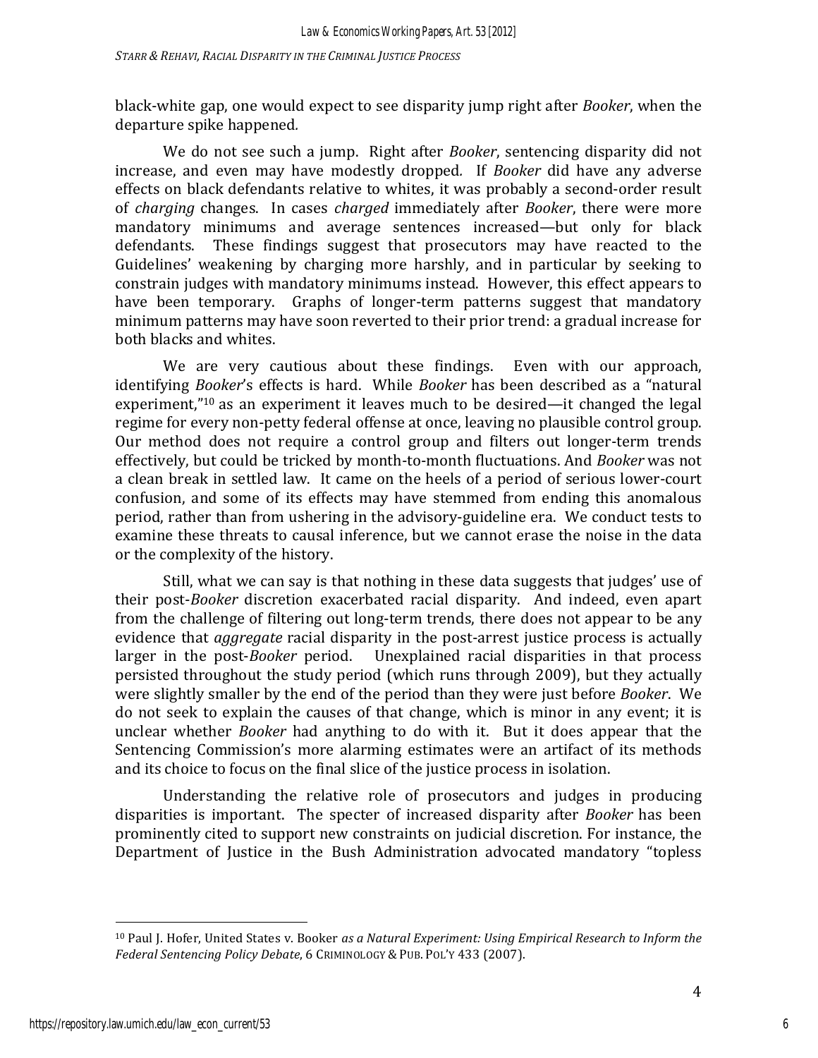black-white gap, one would expect to see disparity jump right after *Booker*, when the departure spike happened.

We do not see such a jump. Right after *Booker*, sentencing disparity did not increase, and even may have modestly dropped. If *Booker* did have any adverse effects on black defendants relative to whites, it was probably a second-order result of *charging* changes. In cases *charged* immediately after *Booker*, there were more mandatory minimums and average sentences increased—but only for black defendants. These findings suggest that prosecutors may have reacted to the Guidelines' weakening by charging more harshly, and in particular by seeking to constrain judges with mandatory minimums instead. However, this effect appears to have been temporary. Graphs of longer-term patterns suggest that mandatory minimum patterns may have soon reverted to their prior trend: a gradual increase for both blacks and whites.

We are very cautious about these findings. Even with our approach, identifying *Booker*'s effects is hard. While *Booker* has been described as a "natural experiment,"[10] as an experiment it leaves much to be desired—it changed the legal regime for every non-petty federal offense at once, leaving no plausible control group. Our method does not require a control group and filters out longer-term trends effectively, but could be tricked by month-to-month fluctuations. And *Booker* was not a clean break in settled law. It came on the heels of a period of serious lower-court confusion, and some of its effects may have stemmed from ending this anomalous period, rather than from ushering in the advisory-guideline era. We conduct tests to examine these threats to causal inference, but we cannot erase the noise in the data or the complexity of the history.

Still, what we can say is that nothing in these data suggests that judges' use of their post-*Booker* discretion exacerbated racial disparity. And indeed, even apart from the challenge of filtering out long-term trends, there does not appear to be any evidence that *aggregate* racial disparity in the post-arrest justice process is actually larger in the post-*Booker* period. Unexplained racial disparities in that process persisted throughout the study period (which runs through 2009), but they actually were slightly smaller by the end of the period than they were just before *Booker*. We do not seek to explain the causes of that change, which is minor in any event; it is unclear whether *Booker* had anything to do with it. But it does appear that the Sentencing Commission's more alarming estimates were an artifact of its methods and its choice to focus on the final slice of the justice process in isolation.

Understanding the relative role of prosecutors and judges in producing disparities is important. The specter of increased disparity after *Booker* has been prominently cited to support new constraints on judicial discretion. For instance, the Department of Justice in the Bush Administration advocated mandatory "topless

[10] Paul J. Hofer, United States v. Booker *as a Natural Experiment: Using Empirical Research to Inform the Federal Sentencing Policy Debate*, 6 CRIMINOLOGY & PUB. POL'Y 433 (2007).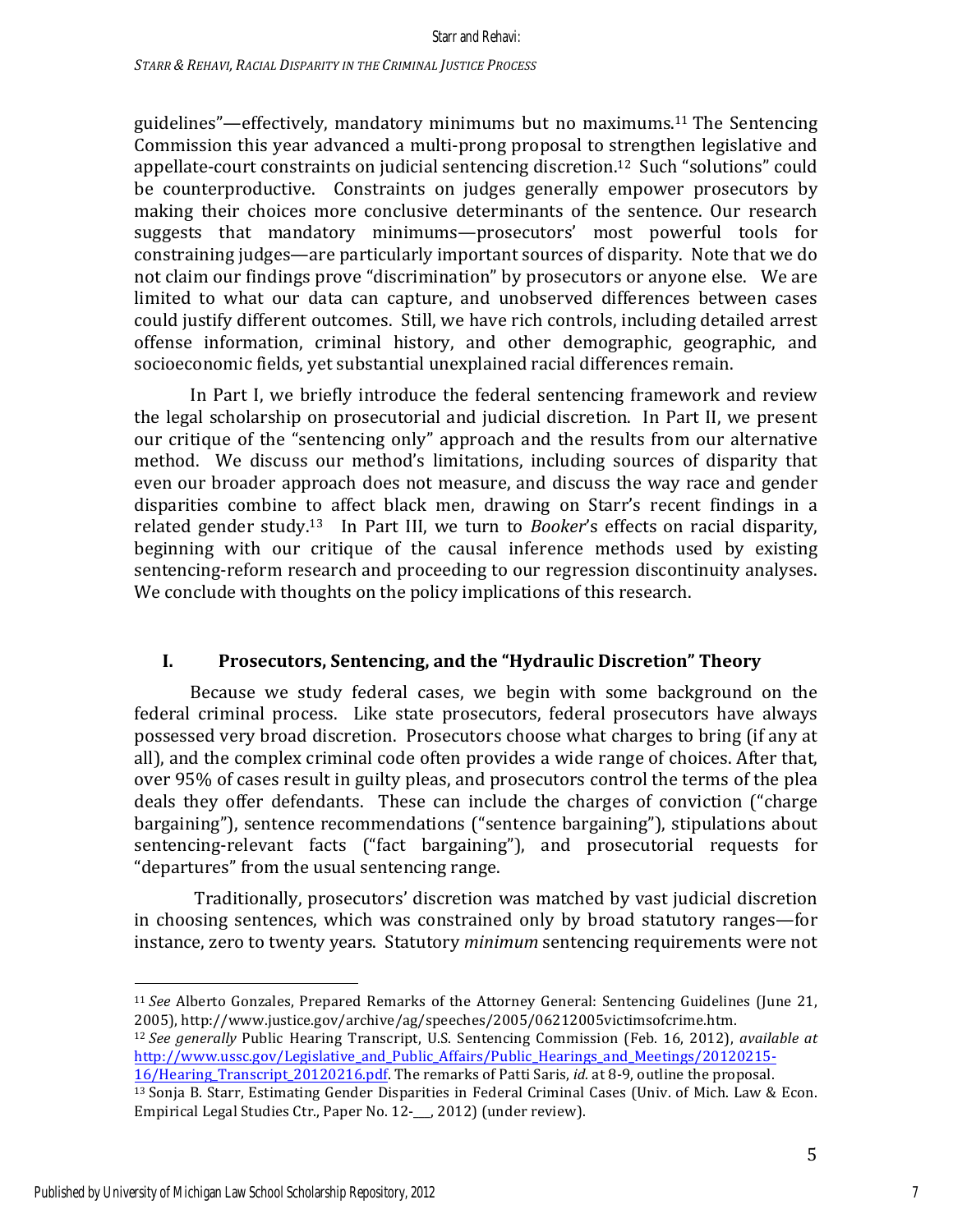guidelines"—effectively, mandatory minimums but no maximums.[11] The Sentencing Commission this year advanced a multi-prong proposal to strengthen legislative and appellate-court constraints on judicial sentencing discretion.[12] Such "solutions" could be counterproductive. Constraints on judges generally empower prosecutors by making their choices more conclusive determinants of the sentence. Our research suggests that mandatory minimums—prosecutors' most powerful tools for constraining judges—are particularly important sources of disparity. Note that we do not claim our findings prove "discrimination" by prosecutors or anyone else. We are limited to what our data can capture, and unobserved differences between cases could justify different outcomes. Still, we have rich controls, including detailed arrest offense information, criminal history, and other demographic, geographic, and socioeconomic fields, yet substantial unexplained racial differences remain.

In Part I, we briefly introduce the federal sentencing framework and review the legal scholarship on prosecutorial and judicial discretion. In Part II, we present our critique of the "sentencing only" approach and the results from our alternative method. We discuss our method's limitations, including sources of disparity that even our broader approach does not measure, and discuss the way race and gender disparities combine to affect black men, drawing on Starr's recent findings in a related gender study.[13] In Part III, we turn to *Booker*'s effects on racial disparity, beginning with our critique of the causal inference methods used by existing sentencing-reform research and proceeding to our regression discontinuity analyses. We conclude with thoughts on the policy implications of this research.

## I. Prosecutors, Sentencing, and the "Hydraulic Discretion" Theory

Because we study federal cases, we begin with some background on the federal criminal process. Like state prosecutors, federal prosecutors have always possessed very broad discretion. Prosecutors choose what charges to bring (if any at all), and the complex criminal code often provides a wide range of choices. After that, over 95% of cases result in guilty pleas, and prosecutors control the terms of the plea deals they offer defendants. These can include the charges of conviction ("charge bargaining"), sentence recommendations ("sentence bargaining"), stipulations about sentencing-relevant facts ("fact bargaining"), and prosecutorial requests for "departures" from the usual sentencing range.

Traditionally, prosecutors' discretion was matched by vast judicial discretion in choosing sentences, which was constrained only by broad statutory ranges—for instance, zero to twenty years. Statutory *minimum* sentencing requirements were not

---

[11] *See* Alberto Gonzales, Prepared Remarks of the Attorney General: Sentencing Guidelines (June 21, 2005), http://www.justice.gov/archive/ag/speeches/2005/06212005victimsofcrime.htm.

[12] *See generally* Public Hearing Transcript, U.S. Sentencing Commission (Feb. 16, 2012), *available at* http://www.ussc.gov/Legislative_and_Public_Affairs/Public_Hearings_and_Meetings/20120215-16/Hearing_Transcript_20120216.pdf. The remarks of Patti Saris, *id.* at 8-9, outline the proposal.

[13] Sonja B. Starr, Estimating Gender Disparities in Federal Criminal Cases (Univ. of Mich. Law & Econ. Empirical Legal Studies Ctr., Paper No. 12-___, 2012) (under review).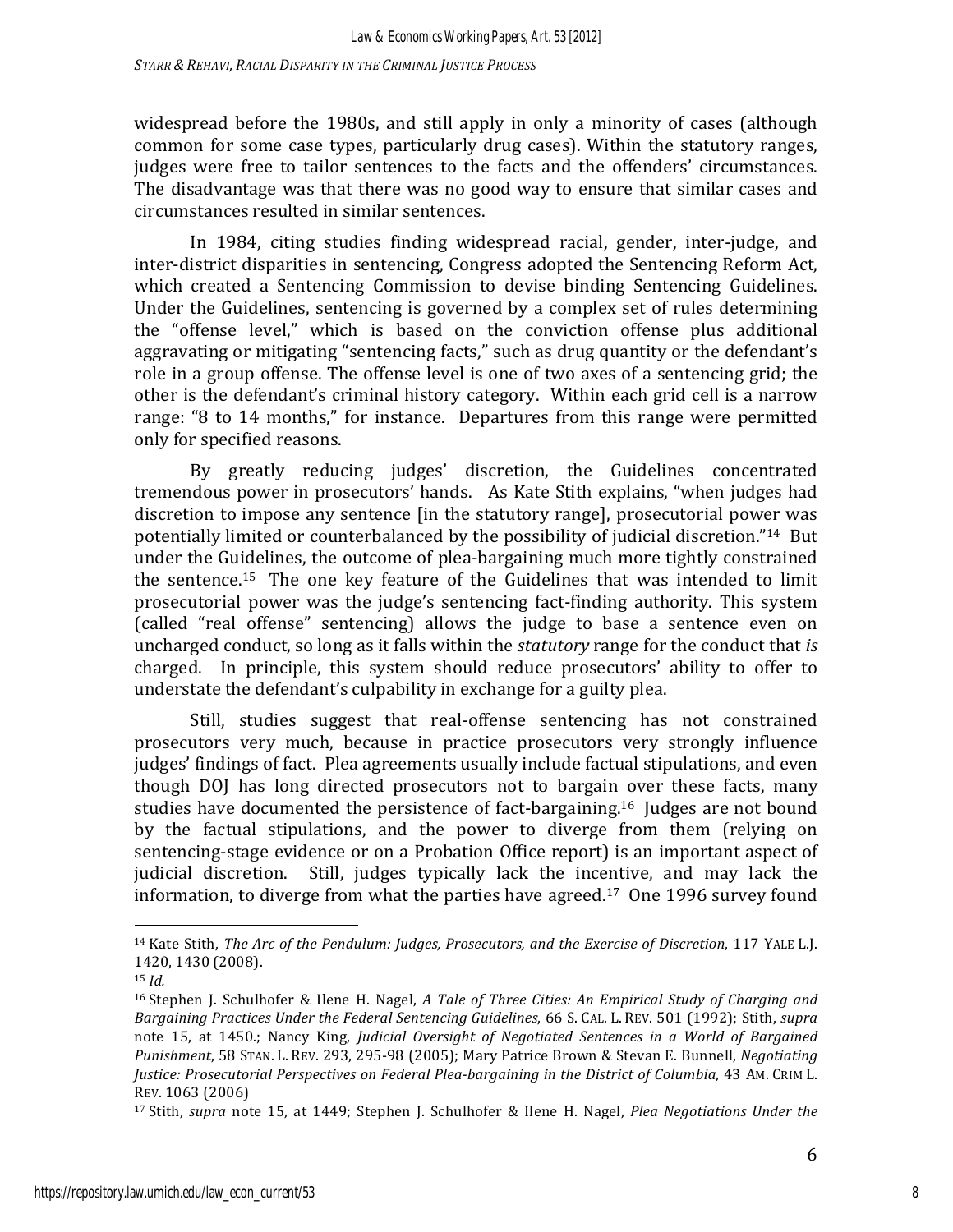widespread before the 1980s, and still apply in only a minority of cases (although common for some case types, particularly drug cases). Within the statutory ranges, judges were free to tailor sentences to the facts and the offenders' circumstances. The disadvantage was that there was no good way to ensure that similar cases and circumstances resulted in similar sentences.

In 1984, citing studies finding widespread racial, gender, inter-judge, and inter-district disparities in sentencing, Congress adopted the Sentencing Reform Act, which created a Sentencing Commission to devise binding Sentencing Guidelines. Under the Guidelines, sentencing is governed by a complex set of rules determining the "offense level," which is based on the conviction offense plus additional aggravating or mitigating "sentencing facts," such as drug quantity or the defendant's role in a group offense. The offense level is one of two axes of a sentencing grid; the other is the defendant's criminal history category. Within each grid cell is a narrow range: "8 to 14 months," for instance. Departures from this range were permitted only for specified reasons.

By greatly reducing judges' discretion, the Guidelines concentrated tremendous power in prosecutors' hands. As Kate Stith explains, "when judges had discretion to impose any sentence [in the statutory range], prosecutorial power was potentially limited or counterbalanced by the possibility of judicial discretion."[14] But under the Guidelines, the outcome of plea-bargaining much more tightly constrained the sentence.[15] The one key feature of the Guidelines that was intended to limit prosecutorial power was the judge's sentencing fact-finding authority. This system (called "real offense" sentencing) allows the judge to base a sentence even on uncharged conduct, so long as it falls within the *statutory* range for the conduct that *is* charged. In principle, this system should reduce prosecutors' ability to offer to understate the defendant's culpability in exchange for a guilty plea.

Still, studies suggest that real-offense sentencing has not constrained prosecutors very much, because in practice prosecutors very strongly influence judges' findings of fact. Plea agreements usually include factual stipulations, and even though DOJ has long directed prosecutors not to bargain over these facts, many studies have documented the persistence of fact-bargaining.[16] Judges are not bound by the factual stipulations, and the power to diverge from them (relying on sentencing-stage evidence or on a Probation Office report) is an important aspect of judicial discretion. Still, judges typically lack the incentive, and may lack the information, to diverge from what the parties have agreed.[17] One 1996 survey found

---

[14] Kate Stith, *The Arc of the Pendulum: Judges, Prosecutors, and the Exercise of Discretion*, 117 YALE L.J. 1420, 1430 (2008).

[15] *Id.*

[16] Stephen J. Schulhofer & Ilene H. Nagel, *A Tale of Three Cities: An Empirical Study of Charging and Bargaining Practices Under the Federal Sentencing Guidelines*, 66 S. CAL. L. REV. 501 (1992); Stith, *supra* note 15, at 1450.; Nancy King, *Judicial Oversight of Negotiated Sentences in a World of Bargained Punishment*, 58 STAN. L. REV. 293, 295-98 (2005); Mary Patrice Brown & Stevan E. Bunnell, *Negotiating Justice: Prosecutorial Perspectives on Federal Plea-bargaining in the District of Columbia*, 43 AM. CRIM L. REV. 1063 (2006)

[17] Stith, *supra* note 15, at 1449; Stephen J. Schulhofer & Ilene H. Nagel, *Plea Negotiations Under the*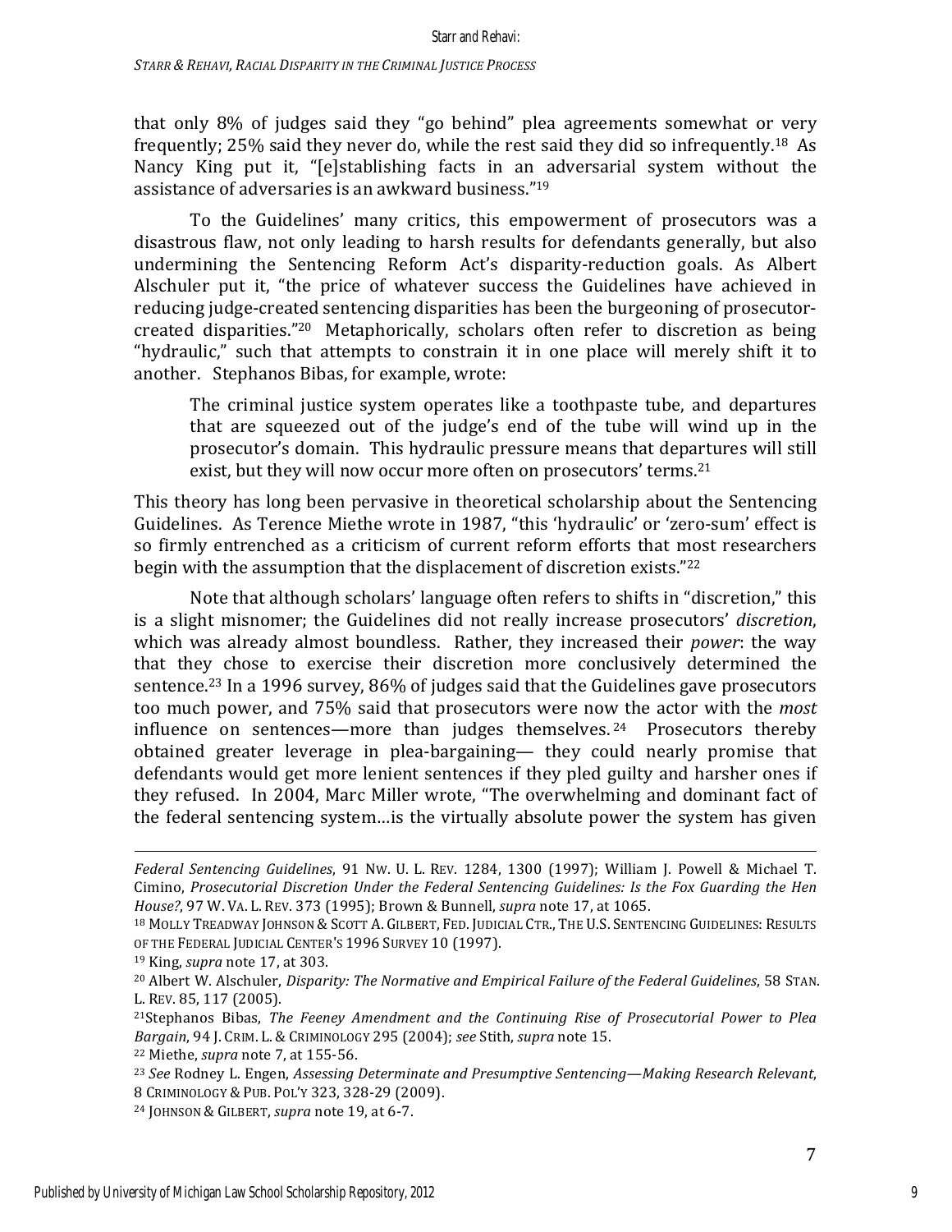that only 8% of judges said they "go behind" plea agreements somewhat or very frequently; 25% said they never do, while the rest said they did so infrequently.[18] As Nancy King put it, "[e]stablishing facts in an adversarial system without the assistance of adversaries is an awkward business."[19]

To the Guidelines' many critics, this empowerment of prosecutors was a disastrous flaw, not only leading to harsh results for defendants generally, but also undermining the Sentencing Reform Act's disparity-reduction goals. As Albert Alschuler put it, "the price of whatever success the Guidelines have achieved in reducing judge-created sentencing disparities has been the burgeoning of prosecutor-created disparities."[20] Metaphorically, scholars often refer to discretion as being "hydraulic," such that attempts to constrain it in one place will merely shift it to another. Stephanos Bibas, for example, wrote:

> The criminal justice system operates like a toothpaste tube, and departures that are squeezed out of the judge's end of the tube will wind up in the prosecutor's domain. This hydraulic pressure means that departures will still exist, but they will now occur more often on prosecutors' terms.[21]

This theory has long been pervasive in theoretical scholarship about the Sentencing Guidelines. As Terence Miethe wrote in 1987, "this 'hydraulic' or 'zero-sum' effect is so firmly entrenched as a criticism of current reform efforts that most researchers begin with the assumption that the displacement of discretion exists."[22]

Note that although scholars' language often refers to shifts in "discretion," this is a slight misnomer; the Guidelines did not really increase prosecutors' *discretion*, which was already almost boundless. Rather, they increased their *power*: the way that they chose to exercise their discretion more conclusively determined the sentence.[23] In a 1996 survey, 86% of judges said that the Guidelines gave prosecutors too much power, and 75% said that prosecutors were now the actor with the *most* influence on sentences—more than judges themselves.[24] Prosecutors thereby obtained greater leverage in plea-bargaining— they could nearly promise that defendants would get more lenient sentences if they pled guilty and harsher ones if they refused. In 2004, Marc Miller wrote, "The overwhelming and dominant fact of the federal sentencing system…is the virtually absolute power the system has given

---

*Federal Sentencing Guidelines*, 91 NW. U. L. REV. 1284, 1300 (1997); William J. Powell & Michael T. Cimino, *Prosecutorial Discretion Under the Federal Sentencing Guidelines: Is the Fox Guarding the Hen House?*, 97 W. VA. L. REV. 373 (1995); Brown & Bunnell, *supra* note 17, at 1065.

[18] MOLLY TREADWAY JOHNSON & SCOTT A. GILBERT, FED. JUDICIAL CTR., THE U.S. SENTENCING GUIDELINES: RESULTS OF THE FEDERAL JUDICIAL CENTER'S 1996 SURVEY 10 (1997).

[19] King, *supra* note 17, at 303.

[20] Albert W. Alschuler, *Disparity: The Normative and Empirical Failure of the Federal Guidelines*, 58 STAN. L. REV. 85, 117 (2005).

[21] Stephanos Bibas, *The Feeney Amendment and the Continuing Rise of Prosecutorial Power to Plea Bargain*, 94 J. CRIM. L. & CRIMINOLOGY 295 (2004); *see* Stith, *supra* note 15.

[22] Miethe, *supra* note 7, at 155-56.

[23] *See* Rodney L. Engen, *Assessing Determinate and Presumptive Sentencing—Making Research Relevant*, 8 CRIMINOLOGY & PUB. POL'Y 323, 328-29 (2009).

[24] JOHNSON & GILBERT, *supra* note 19, at 6-7.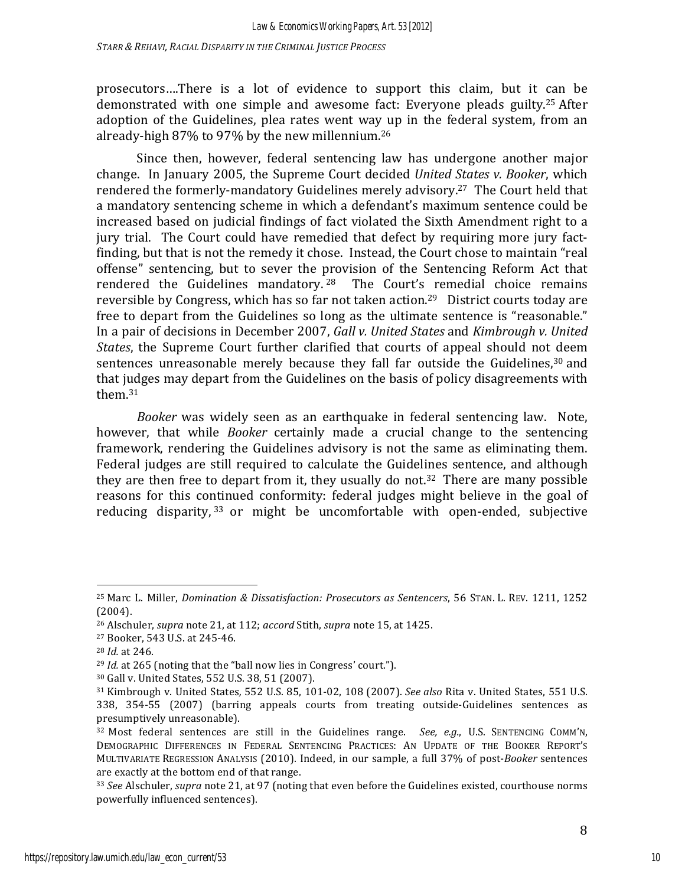prosecutors....There is a lot of evidence to support this claim, but it can be demonstrated with one simple and awesome fact: Everyone pleads guilty.[25] After adoption of the Guidelines, plea rates went way up in the federal system, from an already-high 87% to 97% by the new millennium.[26]

Since then, however, federal sentencing law has undergone another major change. In January 2005, the Supreme Court decided *United States v. Booker*, which rendered the formerly-mandatory Guidelines merely advisory.[27] The Court held that a mandatory sentencing scheme in which a defendant's maximum sentence could be increased based on judicial findings of fact violated the Sixth Amendment right to a jury trial. The Court could have remedied that defect by requiring more jury fact-finding, but that is not the remedy it chose. Instead, the Court chose to maintain "real offense" sentencing, but to sever the provision of the Sentencing Reform Act that rendered the Guidelines mandatory.[28] The Court's remedial choice remains reversible by Congress, which has so far not taken action.[29] District courts today are free to depart from the Guidelines so long as the ultimate sentence is "reasonable." In a pair of decisions in December 2007, *Gall v. United States* and *Kimbrough v. United States*, the Supreme Court further clarified that courts of appeal should not deem sentences unreasonable merely because they fall far outside the Guidelines,[30] and that judges may depart from the Guidelines on the basis of policy disagreements with them.[31]

*Booker* was widely seen as an earthquake in federal sentencing law. Note, however, that while *Booker* certainly made a crucial change to the sentencing framework, rendering the Guidelines advisory is not the same as eliminating them. Federal judges are still required to calculate the Guidelines sentence, and although they are then free to depart from it, they usually do not.[32] There are many possible reasons for this continued conformity: federal judges might believe in the goal of reducing disparity,[33] or might be uncomfortable with open-ended, subjective

---

[25] Marc L. Miller, *Domination & Dissatisfaction: Prosecutors as Sentencers*, 56 STAN. L. REV. 1211, 1252 (2004).

[26] Alschuler, *supra* note 21, at 112; *accord* Stith, *supra* note 15, at 1425.

[27] Booker, 543 U.S. at 245-46.

[28] *Id.* at 246.

[29] *Id.* at 265 (noting that the "ball now lies in Congress' court.").

[30] Gall v. United States, 552 U.S. 38, 51 (2007).

[31] Kimbrough v. United States, 552 U.S. 85, 101-02, 108 (2007). *See also* Rita v. United States, 551 U.S. 338, 354-55 (2007) (barring appeals courts from treating outside-Guidelines sentences as presumptively unreasonable).

[32] Most federal sentences are still in the Guidelines range. *See, e.g.*, U.S. SENTENCING COMM'N, DEMOGRAPHIC DIFFERENCES IN FEDERAL SENTENCING PRACTICES: AN UPDATE OF THE BOOKER REPORT'S MULTIVARIATE REGRESSION ANALYSIS (2010). Indeed, in our sample, a full 37% of post-*Booker* sentences are exactly at the bottom end of that range.

[33] *See* Alschuler, *supra* note 21, at 97 (noting that even before the Guidelines existed, courthouse norms powerfully influenced sentences).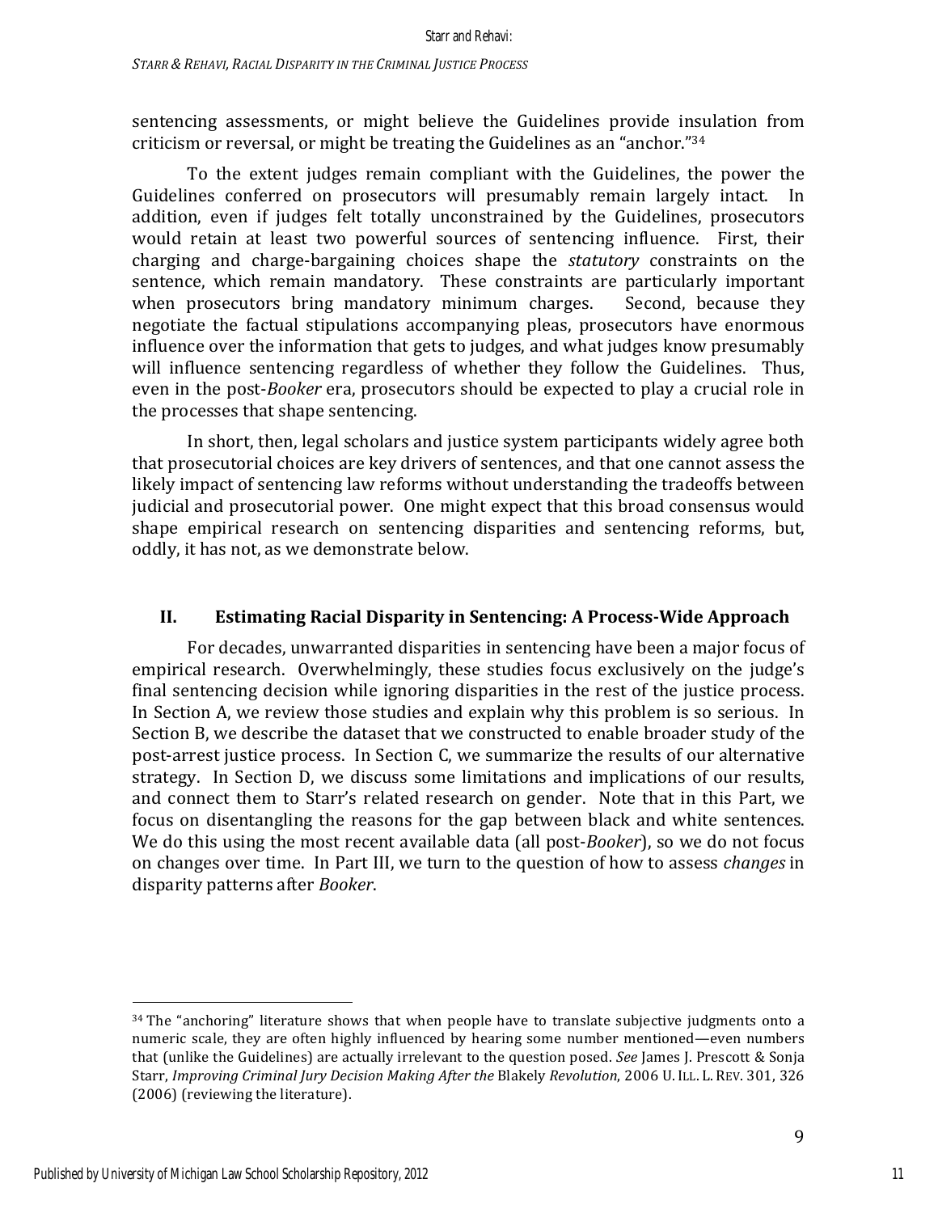sentencing assessments, or might believe the Guidelines provide insulation from criticism or reversal, or might be treating the Guidelines as an "anchor."[34]

To the extent judges remain compliant with the Guidelines, the power the Guidelines conferred on prosecutors will presumably remain largely intact. In addition, even if judges felt totally unconstrained by the Guidelines, prosecutors would retain at least two powerful sources of sentencing influence. First, their charging and charge-bargaining choices shape the *statutory* constraints on the sentence, which remain mandatory. These constraints are particularly important when prosecutors bring mandatory minimum charges. Second, because they negotiate the factual stipulations accompanying pleas, prosecutors have enormous influence over the information that gets to judges, and what judges know presumably will influence sentencing regardless of whether they follow the Guidelines. Thus, even in the post-*Booker* era, prosecutors should be expected to play a crucial role in the processes that shape sentencing.

In short, then, legal scholars and justice system participants widely agree both that prosecutorial choices are key drivers of sentences, and that one cannot assess the likely impact of sentencing law reforms without understanding the tradeoffs between judicial and prosecutorial power. One might expect that this broad consensus would shape empirical research on sentencing disparities and sentencing reforms, but, oddly, it has not, as we demonstrate below.

## II. Estimating Racial Disparity in Sentencing: A Process-Wide Approach

For decades, unwarranted disparities in sentencing have been a major focus of empirical research. Overwhelmingly, these studies focus exclusively on the judge's final sentencing decision while ignoring disparities in the rest of the justice process. In Section A, we review those studies and explain why this problem is so serious. In Section B, we describe the dataset that we constructed to enable broader study of the post-arrest justice process. In Section C, we summarize the results of our alternative strategy. In Section D, we discuss some limitations and implications of our results, and connect them to Starr's related research on gender. Note that in this Part, we focus on disentangling the reasons for the gap between black and white sentences. We do this using the most recent available data (all post-*Booker*), so we do not focus on changes over time. In Part III, we turn to the question of how to assess *changes* in disparity patterns after *Booker*.

---

[34] The "anchoring" literature shows that when people have to translate subjective judgments onto a numeric scale, they are often highly influenced by hearing some number mentioned—even numbers that (unlike the Guidelines) are actually irrelevant to the question posed. *See* James J. Prescott & Sonja Starr, *Improving Criminal Jury Decision Making After the* Blakely *Revolution*, 2006 U. ILL. L. REV. 301, 326 (2006) (reviewing the literature).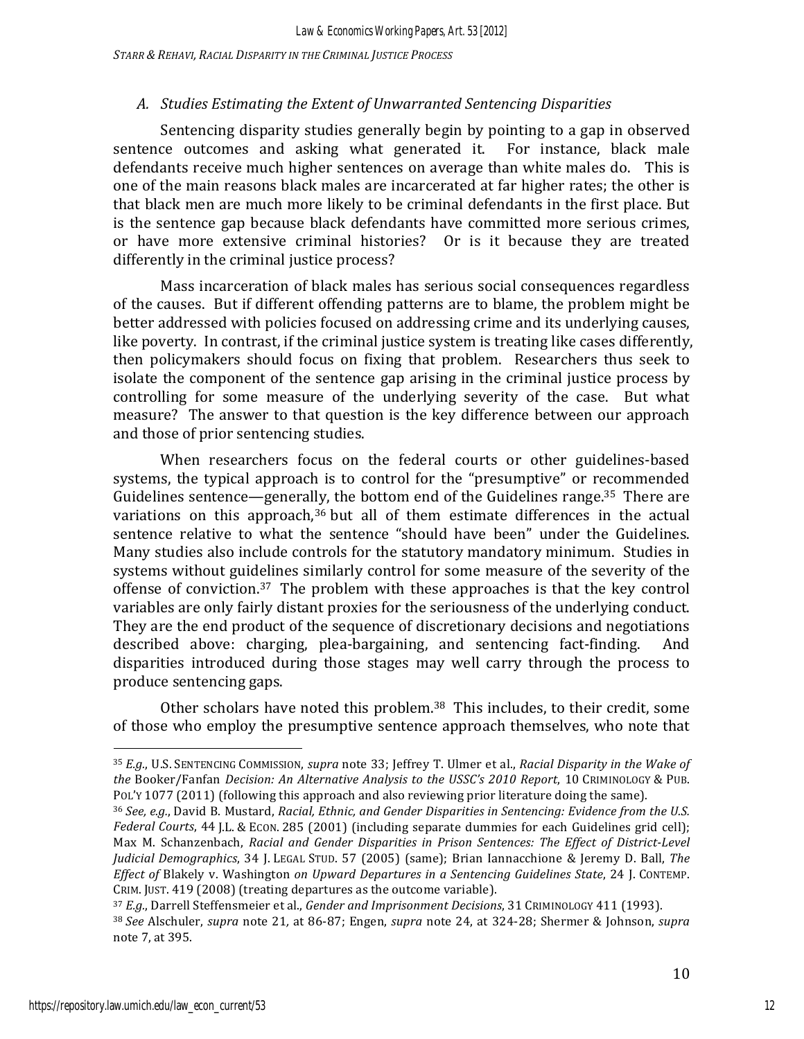### A. *Studies Estimating the Extent of Unwarranted Sentencing Disparities*

Sentencing disparity studies generally begin by pointing to a gap in observed sentence outcomes and asking what generated it. For instance, black male defendants receive much higher sentences on average than white males do. This is one of the main reasons black males are incarcerated at far higher rates; the other is that black men are much more likely to be criminal defendants in the first place. But is the sentence gap because black defendants have committed more serious crimes, or have more extensive criminal histories? Or is it because they are treated differently in the criminal justice process?

Mass incarceration of black males has serious social consequences regardless of the causes. But if different offending patterns are to blame, the problem might be better addressed with policies focused on addressing crime and its underlying causes, like poverty. In contrast, if the criminal justice system is treating like cases differently, then policymakers should focus on fixing that problem. Researchers thus seek to isolate the component of the sentence gap arising in the criminal justice process by controlling for some measure of the underlying severity of the case. But what measure? The answer to that question is the key difference between our approach and those of prior sentencing studies.

When researchers focus on the federal courts or other guidelines-based systems, the typical approach is to control for the "presumptive" or recommended Guidelines sentence—generally, the bottom end of the Guidelines range.[35] There are variations on this approach,[36] but all of them estimate differences in the actual sentence relative to what the sentence "should have been" under the Guidelines. Many studies also include controls for the statutory mandatory minimum. Studies in systems without guidelines similarly control for some measure of the severity of the offense of conviction.[37] The problem with these approaches is that the key control variables are only fairly distant proxies for the seriousness of the underlying conduct. They are the end product of the sequence of discretionary decisions and negotiations described above: charging, plea-bargaining, and sentencing fact-finding. And disparities introduced during those stages may well carry through the process to produce sentencing gaps.

Other scholars have noted this problem.[38] This includes, to their credit, some of those who employ the presumptive sentence approach themselves, who note that

---

[35] *E.g.*, U.S. SENTENCING COMMISSION, *supra* note 33; Jeffrey T. Ulmer et al., *Racial Disparity in the Wake of the* Booker/Fanfan *Decision: An Alternative Analysis to the USSC's 2010 Report*, 10 CRIMINOLOGY & PUB. POL'Y 1077 (2011) (following this approach and also reviewing prior literature doing the same).

[36] *See, e.g.*, David B. Mustard, *Racial, Ethnic, and Gender Disparities in Sentencing: Evidence from the U.S. Federal Courts*, 44 J.L. & ECON. 285 (2001) (including separate dummies for each Guidelines grid cell); Max M. Schanzenbach, *Racial and Gender Disparities in Prison Sentences: The Effect of District-Level Judicial Demographics*, 34 J. LEGAL STUD. 57 (2005) (same); Brian Iannacchione & Jeremy D. Ball, *The Effect of* Blakely v. Washington *on Upward Departures in a Sentencing Guidelines State*, 24 J. CONTEMP. CRIM. JUST. 419 (2008) (treating departures as the outcome variable).

[37] *E.g.*, Darrell Steffensmeier et al., *Gender and Imprisonment Decisions*, 31 CRIMINOLOGY 411 (1993).

[38] *See* Alschuler, *supra* note 21, at 86-87; Engen, *supra* note 24, at 324-28; Shermer & Johnson, *supra* note 7, at 395.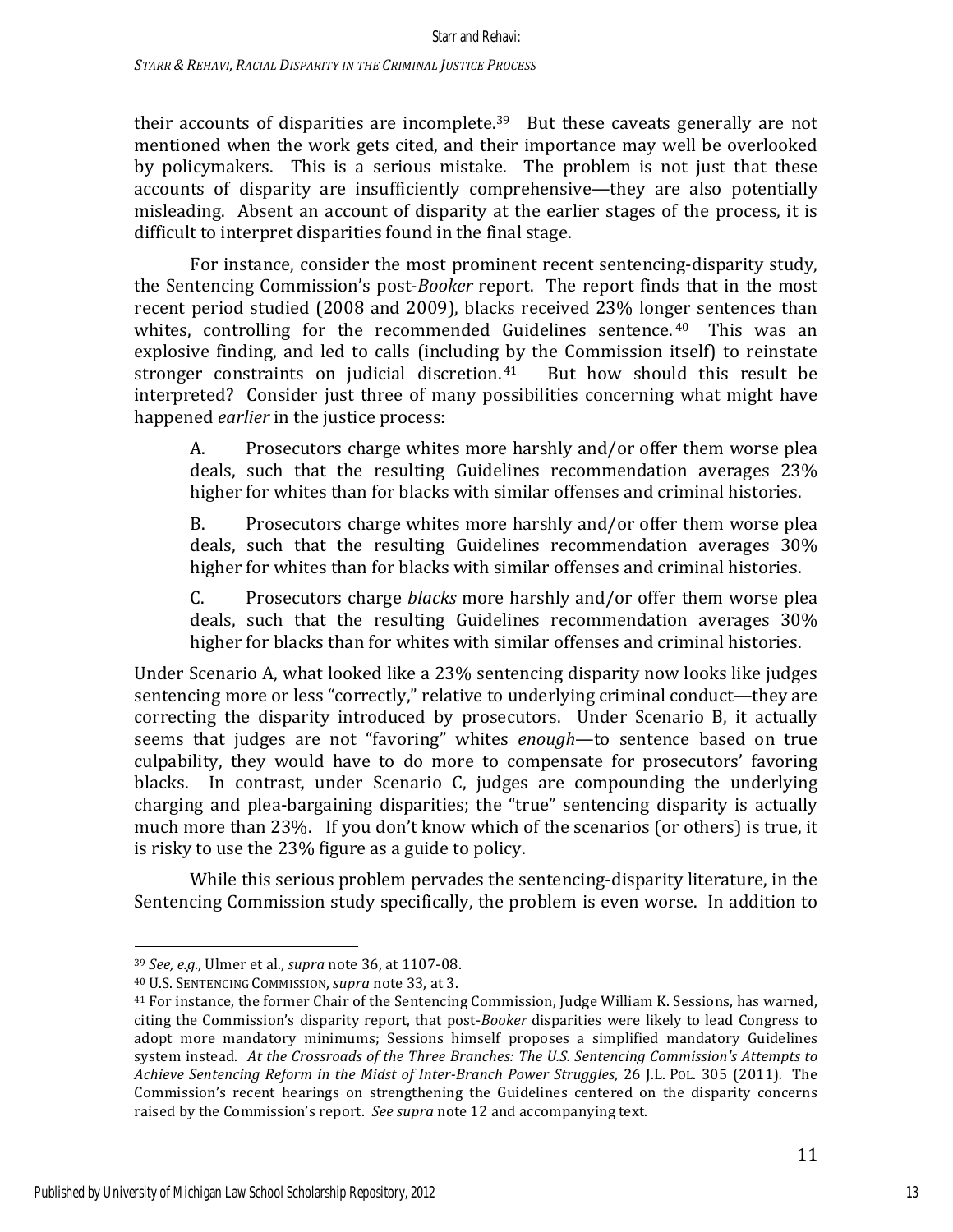their accounts of disparities are incomplete.[39] But these caveats generally are not mentioned when the work gets cited, and their importance may well be overlooked by policymakers. This is a serious mistake. The problem is not just that these accounts of disparity are insufficiently comprehensive—they are also potentially misleading. Absent an account of disparity at the earlier stages of the process, it is difficult to interpret disparities found in the final stage.

For instance, consider the most prominent recent sentencing-disparity study, the Sentencing Commission's post-*Booker* report. The report finds that in the most recent period studied (2008 and 2009), blacks received 23% longer sentences than whites, controlling for the recommended Guidelines sentence.[40] This was an explosive finding, and led to calls (including by the Commission itself) to reinstate stronger constraints on judicial discretion.[41] But how should this result be interpreted? Consider just three of many possibilities concerning what might have happened *earlier* in the justice process:

> A. Prosecutors charge whites more harshly and/or offer them worse plea deals, such that the resulting Guidelines recommendation averages 23% higher for whites than for blacks with similar offenses and criminal histories.
>
> B. Prosecutors charge whites more harshly and/or offer them worse plea deals, such that the resulting Guidelines recommendation averages 30% higher for whites than for blacks with similar offenses and criminal histories.
>
> C. Prosecutors charge *blacks* more harshly and/or offer them worse plea deals, such that the resulting Guidelines recommendation averages 30% higher for blacks than for whites with similar offenses and criminal histories.

Under Scenario A, what looked like a 23% sentencing disparity now looks like judges sentencing more or less "correctly," relative to underlying criminal conduct—they are correcting the disparity introduced by prosecutors. Under Scenario B, it actually seems that judges are not "favoring" whites *enough*—to sentence based on true culpability, they would have to do more to compensate for prosecutors' favoring blacks. In contrast, under Scenario C, judges are compounding the underlying charging and plea-bargaining disparities; the "true" sentencing disparity is actually much more than 23%. If you don't know which of the scenarios (or others) is true, it is risky to use the 23% figure as a guide to policy.

While this serious problem pervades the sentencing-disparity literature, in the Sentencing Commission study specifically, the problem is even worse. In addition to

---

[39] *See, e.g.*, Ulmer et al., *supra* note 36, at 1107-08.

[40] U.S. SENTENCING COMMISSION, *supra* note 33, at 3.

[41] For instance, the former Chair of the Sentencing Commission, Judge William K. Sessions, has warned, citing the Commission's disparity report, that post-*Booker* disparities were likely to lead Congress to adopt more mandatory minimums; Sessions himself proposes a simplified mandatory Guidelines system instead. *At the Crossroads of the Three Branches: The U.S. Sentencing Commission's Attempts to Achieve Sentencing Reform in the Midst of Inter-Branch Power Struggles*, 26 J.L. POL. 305 (2011). The Commission's recent hearings on strengthening the Guidelines centered on the disparity concerns raised by the Commission's report. *See supra* note 12 and accompanying text.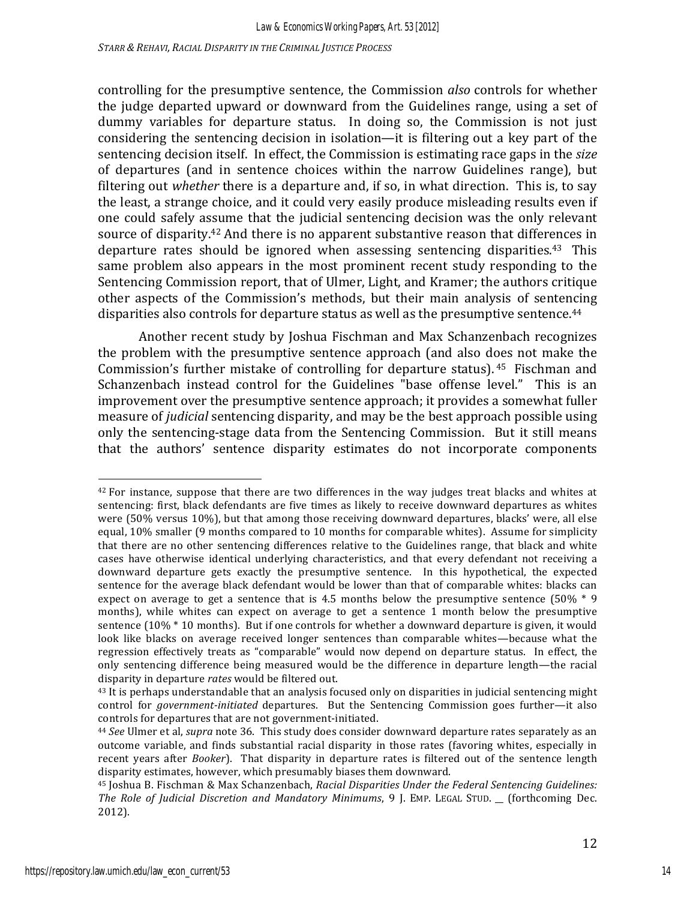controlling for the presumptive sentence, the Commission *also* controls for whether the judge departed upward or downward from the Guidelines range, using a set of dummy variables for departure status. In doing so, the Commission is not just considering the sentencing decision in isolation—it is filtering out a key part of the sentencing decision itself. In effect, the Commission is estimating race gaps in the *size* of departures (and in sentence choices within the narrow Guidelines range), but filtering out *whether* there is a departure and, if so, in what direction. This is, to say the least, a strange choice, and it could very easily produce misleading results even if one could safely assume that the judicial sentencing decision was the only relevant source of disparity.[42] And there is no apparent substantive reason that differences in departure rates should be ignored when assessing sentencing disparities.[43] This same problem also appears in the most prominent recent study responding to the Sentencing Commission report, that of Ulmer, Light, and Kramer; the authors critique other aspects of the Commission's methods, but their main analysis of sentencing disparities also controls for departure status as well as the presumptive sentence.[44]

Another recent study by Joshua Fischman and Max Schanzenbach recognizes the problem with the presumptive sentence approach (and also does not make the Commission's further mistake of controlling for departure status).[45] Fischman and Schanzenbach instead control for the Guidelines "base offense level." This is an improvement over the presumptive sentence approach; it provides a somewhat fuller measure of *judicial* sentencing disparity, and may be the best approach possible using only the sentencing-stage data from the Sentencing Commission. But it still means that the authors' sentence disparity estimates do not incorporate components

---

[42] For instance, suppose that there are two differences in the way judges treat blacks and whites at sentencing: first, black defendants are five times as likely to receive downward departures as whites were (50% versus 10%), but that among those receiving downward departures, blacks' were, all else equal, 10% smaller (9 months compared to 10 months for comparable whites). Assume for simplicity that there are no other sentencing differences relative to the Guidelines range, that black and white cases have otherwise identical underlying characteristics, and that every defendant not receiving a downward departure gets exactly the presumptive sentence. In this hypothetical, the expected sentence for the average black defendant would be lower than that of comparable whites: blacks can expect on average to get a sentence that is 4.5 months below the presumptive sentence (50% * 9 months), while whites can expect on average to get a sentence 1 month below the presumptive sentence (10% * 10 months). But if one controls for whether a downward departure is given, it would look like blacks on average received longer sentences than comparable whites—because what the regression effectively treats as "comparable" would now depend on departure status. In effect, the only sentencing difference being measured would be the difference in departure length—the racial disparity in departure *rates* would be filtered out.

[43] It is perhaps understandable that an analysis focused only on disparities in judicial sentencing might control for *government-initiated* departures. But the Sentencing Commission goes further—it also controls for departures that are not government-initiated.

[44] *See* Ulmer et al, *supra* note 36. This study does consider downward departure rates separately as an outcome variable, and finds substantial racial disparity in those rates (favoring whites, especially in recent years after *Booker*). That disparity in departure rates is filtered out of the sentence length disparity estimates, however, which presumably biases them downward.

[45] Joshua B. Fischman & Max Schanzenbach, *Racial Disparities Under the Federal Sentencing Guidelines: The Role of Judicial Discretion and Mandatory Minimums*, 9 J. EMP. LEGAL STUD. __ (forthcoming Dec. 2012).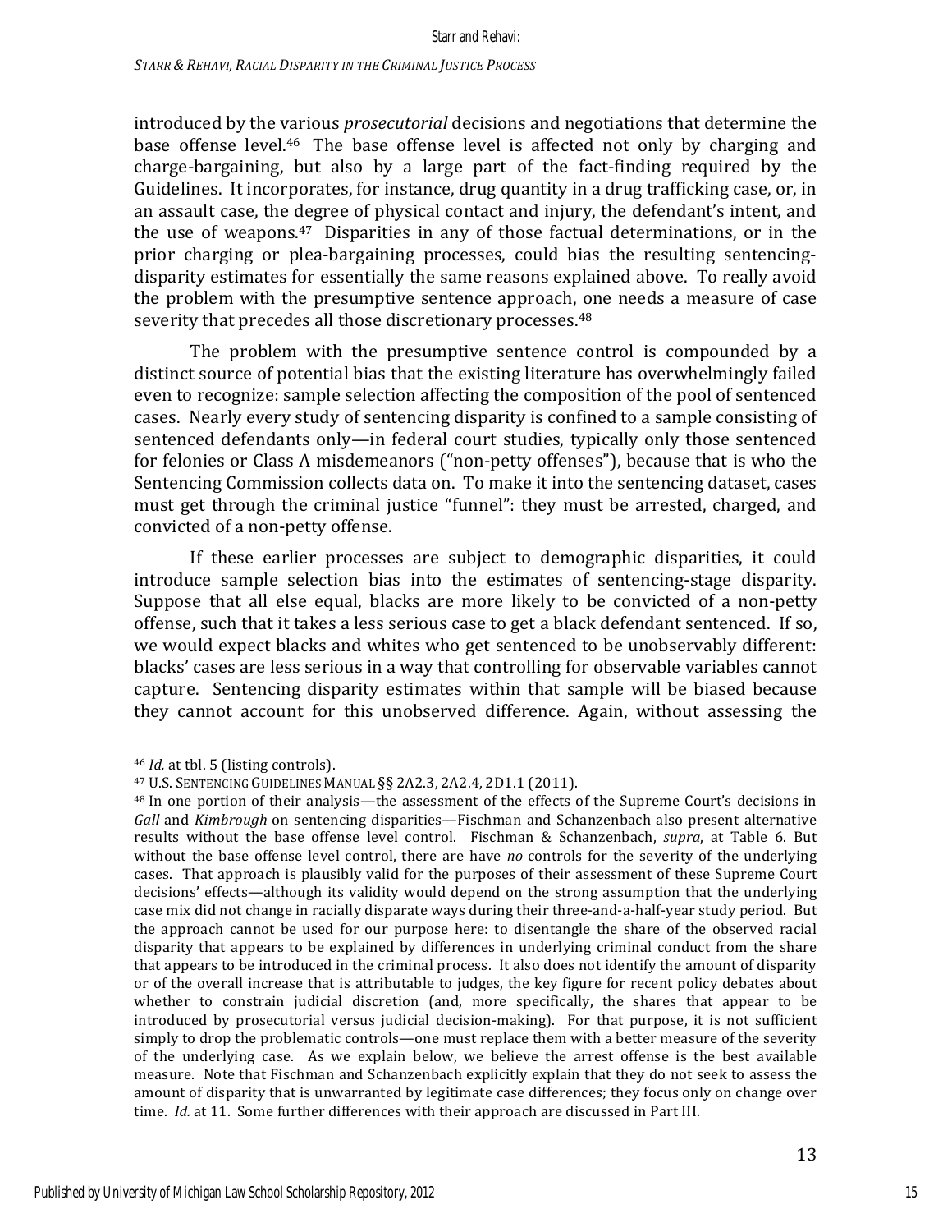introduced by the various *prosecutorial* decisions and negotiations that determine the base offense level.[46] The base offense level is affected not only by charging and charge-bargaining, but also by a large part of the fact-finding required by the Guidelines. It incorporates, for instance, drug quantity in a drug trafficking case, or, in an assault case, the degree of physical contact and injury, the defendant's intent, and the use of weapons.[47] Disparities in any of those factual determinations, or in the prior charging or plea-bargaining processes, could bias the resulting sentencing-disparity estimates for essentially the same reasons explained above. To really avoid the problem with the presumptive sentence approach, one needs a measure of case severity that precedes all those discretionary processes.[48]

The problem with the presumptive sentence control is compounded by a distinct source of potential bias that the existing literature has overwhelmingly failed even to recognize: sample selection affecting the composition of the pool of sentenced cases. Nearly every study of sentencing disparity is confined to a sample consisting of sentenced defendants only—in federal court studies, typically only those sentenced for felonies or Class A misdemeanors ("non-petty offenses"), because that is who the Sentencing Commission collects data on. To make it into the sentencing dataset, cases must get through the criminal justice "funnel": they must be arrested, charged, and convicted of a non-petty offense.

If these earlier processes are subject to demographic disparities, it could introduce sample selection bias into the estimates of sentencing-stage disparity. Suppose that all else equal, blacks are more likely to be convicted of a non-petty offense, such that it takes a less serious case to get a black defendant sentenced. If so, we would expect blacks and whites who get sentenced to be unobservably different: blacks' cases are less serious in a way that controlling for observable variables cannot capture. Sentencing disparity estimates within that sample will be biased because they cannot account for this unobserved difference. Again, without assessing the

---

[46] *Id.* at tbl. 5 (listing controls).

[47] U.S. SENTENCING GUIDELINES MANUAL §§ 2A2.3, 2A2.4, 2D1.1 (2011).

[48] In one portion of their analysis—the assessment of the effects of the Supreme Court's decisions in *Gall* and *Kimbrough* on sentencing disparities—Fischman and Schanzenbach also present alternative results without the base offense level control. Fischman & Schanzenbach, *supra*, at Table 6. But without the base offense level control, there are have *no* controls for the severity of the underlying cases. That approach is plausibly valid for the purposes of their assessment of these Supreme Court decisions' effects—although its validity would depend on the strong assumption that the underlying case mix did not change in racially disparate ways during their three-and-a-half-year study period. But the approach cannot be used for our purpose here: to disentangle the share of the observed racial disparity that appears to be explained by differences in underlying criminal conduct from the share that appears to be introduced in the criminal process. It also does not identify the amount of disparity or of the overall increase that is attributable to judges, the key figure for recent policy debates about whether to constrain judicial discretion (and, more specifically, the shares that appear to be introduced by prosecutorial versus judicial decision-making). For that purpose, it is not sufficient simply to drop the problematic controls—one must replace them with a better measure of the severity of the underlying case. As we explain below, we believe the arrest offense is the best available measure. Note that Fischman and Schanzenbach explicitly explain that they do not seek to assess the amount of disparity that is unwarranted by legitimate case differences; they focus only on change over time. *Id.* at 11. Some further differences with their approach are discussed in Part III.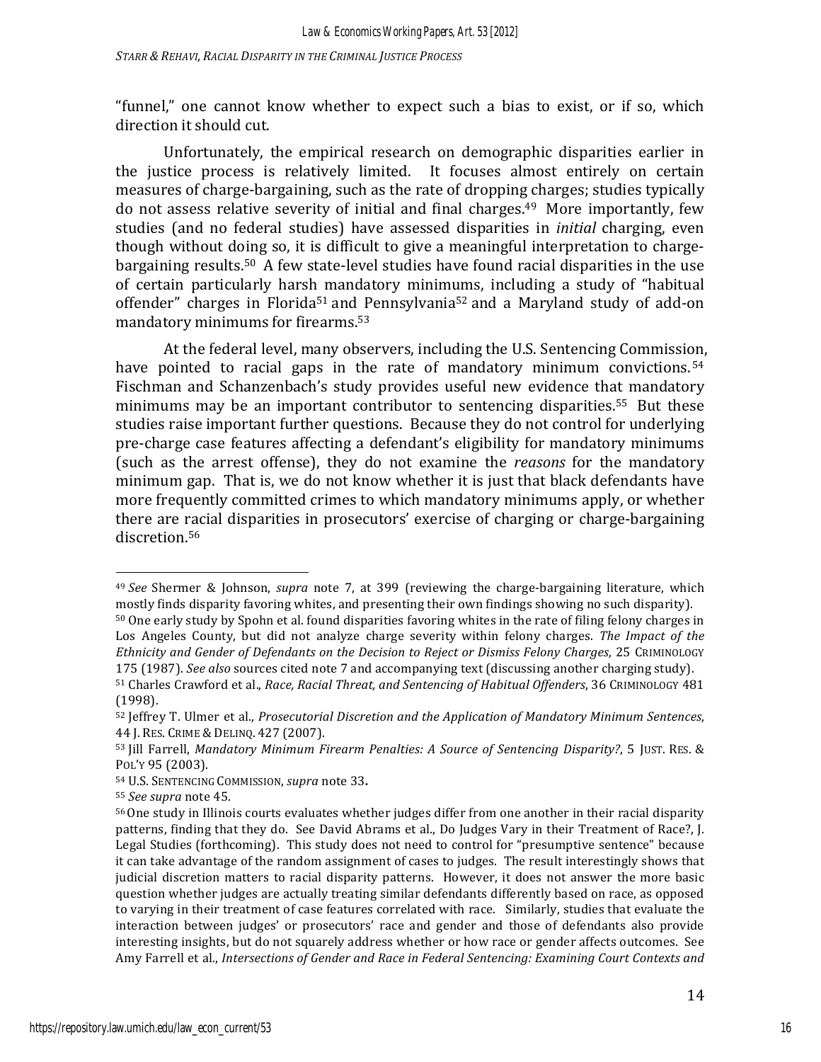"funnel," one cannot know whether to expect such a bias to exist, or if so, which direction it should cut.

Unfortunately, the empirical research on demographic disparities earlier in the justice process is relatively limited. It focuses almost entirely on certain measures of charge-bargaining, such as the rate of dropping charges; studies typically do not assess relative severity of initial and final charges.[49] More importantly, few studies (and no federal studies) have assessed disparities in *initial* charging, even though without doing so, it is difficult to give a meaningful interpretation to charge-bargaining results.[50] A few state-level studies have found racial disparities in the use of certain particularly harsh mandatory minimums, including a study of "habitual offender" charges in Florida[51] and Pennsylvania[52] and a Maryland study of add-on mandatory minimums for firearms.[53]

At the federal level, many observers, including the U.S. Sentencing Commission, have pointed to racial gaps in the rate of mandatory minimum convictions.[54] Fischman and Schanzenbach's study provides useful new evidence that mandatory minimums may be an important contributor to sentencing disparities.[55] But these studies raise important further questions. Because they do not control for underlying pre-charge case features affecting a defendant's eligibility for mandatory minimums (such as the arrest offense), they do not examine the *reasons* for the mandatory minimum gap. That is, we do not know whether it is just that black defendants have more frequently committed crimes to which mandatory minimums apply, or whether there are racial disparities in prosecutors' exercise of charging or charge-bargaining discretion.[56]

---

[49] *See* Shermer & Johnson, *supra* note 7, at 399 (reviewing the charge-bargaining literature, which mostly finds disparity favoring whites, and presenting their own findings showing no such disparity).

[50] One early study by Spohn et al. found disparities favoring whites in the rate of filing felony charges in Los Angeles County, but did not analyze charge severity within felony charges. *The Impact of the Ethnicity and Gender of Defendants on the Decision to Reject or Dismiss Felony Charges*, 25 CRIMINOLOGY 175 (1987). *See also* sources cited note 7 and accompanying text (discussing another charging study).

[51] Charles Crawford et al., *Race, Racial Threat, and Sentencing of Habitual Offenders*, 36 CRIMINOLOGY 481 (1998).

[52] Jeffrey T. Ulmer et al., *Prosecutorial Discretion and the Application of Mandatory Minimum Sentences*, 44 J. RES. CRIME & DELINQ. 427 (2007).

[53] Jill Farrell, *Mandatory Minimum Firearm Penalties: A Source of Sentencing Disparity?*, 5 JUST. RES. & POL'Y 95 (2003).

[54] U.S. SENTENCING COMMISSION, *supra* note 33.

[55] *See supra* note 45.

[56] One study in Illinois courts evaluates whether judges differ from one another in their racial disparity patterns, finding that they do. See David Abrams et al., Do Judges Vary in their Treatment of Race?, J. Legal Studies (forthcoming). This study does not need to control for "presumptive sentence" because it can take advantage of the random assignment of cases to judges. The result interestingly shows that judicial discretion matters to racial disparity patterns. However, it does not answer the more basic question whether judges are actually treating similar defendants differently based on race, as opposed to varying in their treatment of case features correlated with race. Similarly, studies that evaluate the interaction between judges' or prosecutors' race and gender and those of defendants also provide interesting insights, but do not squarely address whether or how race or gender affects outcomes. See Amy Farrell et al., *Intersections of Gender and Race in Federal Sentencing: Examining Court Contexts and*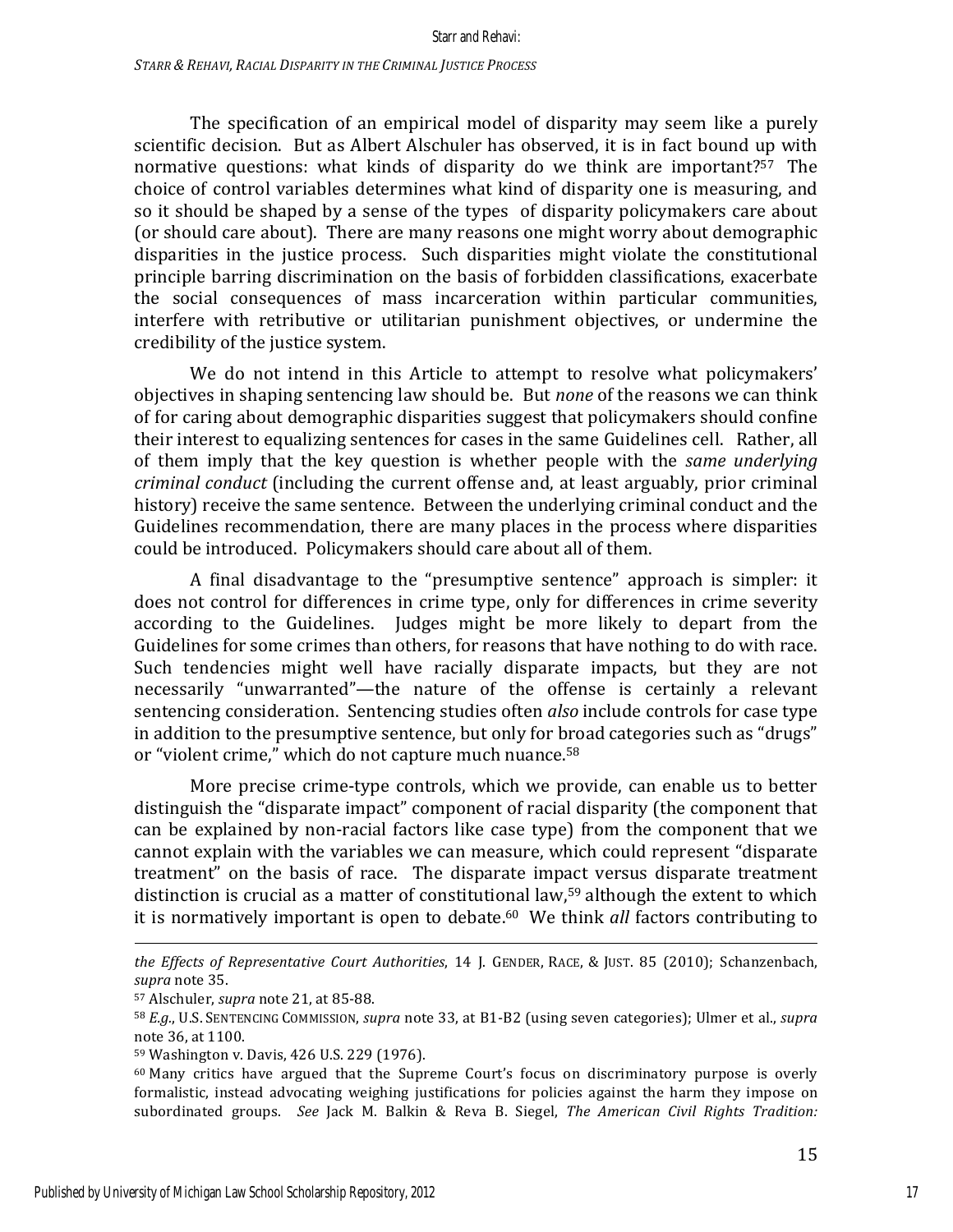The specification of an empirical model of disparity may seem like a purely scientific decision. But as Albert Alschuler has observed, it is in fact bound up with normative questions: what kinds of disparity do we think are important?[57] The choice of control variables determines what kind of disparity one is measuring, and so it should be shaped by a sense of the types of disparity policymakers care about (or should care about). There are many reasons one might worry about demographic disparities in the justice process. Such disparities might violate the constitutional principle barring discrimination on the basis of forbidden classifications, exacerbate the social consequences of mass incarceration within particular communities, interfere with retributive or utilitarian punishment objectives, or undermine the credibility of the justice system.

We do not intend in this Article to attempt to resolve what policymakers' objectives in shaping sentencing law should be. But *none* of the reasons we can think of for caring about demographic disparities suggest that policymakers should confine their interest to equalizing sentences for cases in the same Guidelines cell. Rather, all of them imply that the key question is whether people with the *same underlying criminal conduct* (including the current offense and, at least arguably, prior criminal history) receive the same sentence. Between the underlying criminal conduct and the Guidelines recommendation, there are many places in the process where disparities could be introduced. Policymakers should care about all of them.

A final disadvantage to the "presumptive sentence" approach is simpler: it does not control for differences in crime type, only for differences in crime severity according to the Guidelines. Judges might be more likely to depart from the Guidelines for some crimes than others, for reasons that have nothing to do with race. Such tendencies might well have racially disparate impacts, but they are not necessarily "unwarranted"—the nature of the offense is certainly a relevant sentencing consideration. Sentencing studies often *also* include controls for case type in addition to the presumptive sentence, but only for broad categories such as "drugs" or "violent crime," which do not capture much nuance.[58]

More precise crime-type controls, which we provide, can enable us to better distinguish the "disparate impact" component of racial disparity (the component that can be explained by non-racial factors like case type) from the component that we cannot explain with the variables we can measure, which could represent "disparate treatment" on the basis of race. The disparate impact versus disparate treatment distinction is crucial as a matter of constitutional law,[59] although the extent to which it is normatively important is open to debate.[60] We think *all* factors contributing to

---

*the Effects of Representative Court Authorities*, 14 J. GENDER, RACE, & JUST. 85 (2010); Schanzenbach, *supra* note 35.

[57] Alschuler, *supra* note 21, at 85-88.

[58] *E.g.*, U.S. SENTENCING COMMISSION, *supra* note 33, at B1-B2 (using seven categories); Ulmer et al., *supra* note 36, at 1100.

[59] Washington v. Davis, 426 U.S. 229 (1976).

[60] Many critics have argued that the Supreme Court's focus on discriminatory purpose is overly formalistic, instead advocating weighing justifications for policies against the harm they impose on subordinated groups. *See* Jack M. Balkin & Reva B. Siegel, *The American Civil Rights Tradition:*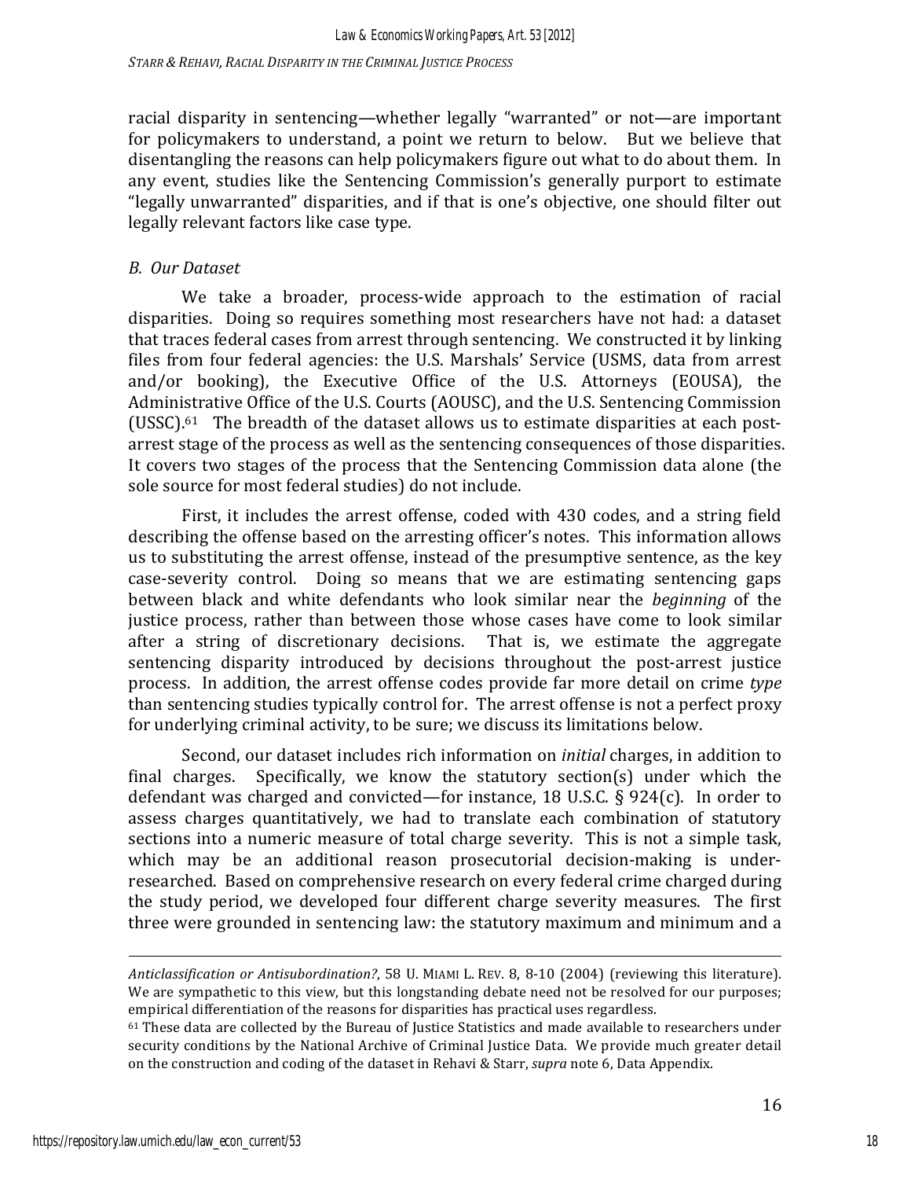racial disparity in sentencing—whether legally "warranted" or not—are important for policymakers to understand, a point we return to below. But we believe that disentangling the reasons can help policymakers figure out what to do about them. In any event, studies like the Sentencing Commission's generally purport to estimate "legally unwarranted" disparities, and if that is one's objective, one should filter out legally relevant factors like case type.

### *B. Our Dataset*

We take a broader, process-wide approach to the estimation of racial disparities. Doing so requires something most researchers have not had: a dataset that traces federal cases from arrest through sentencing. We constructed it by linking files from four federal agencies: the U.S. Marshals' Service (USMS, data from arrest and/or booking), the Executive Office of the U.S. Attorneys (EOUSA), the Administrative Office of the U.S. Courts (AOUSC), and the U.S. Sentencing Commission (USSC).[61] The breadth of the dataset allows us to estimate disparities at each post-arrest stage of the process as well as the sentencing consequences of those disparities. It covers two stages of the process that the Sentencing Commission data alone (the sole source for most federal studies) do not include.

First, it includes the arrest offense, coded with 430 codes, and a string field describing the offense based on the arresting officer's notes. This information allows us to substituting the arrest offense, instead of the presumptive sentence, as the key case-severity control. Doing so means that we are estimating sentencing gaps between black and white defendants who look similar near the *beginning* of the justice process, rather than between those whose cases have come to look similar after a string of discretionary decisions. That is, we estimate the aggregate sentencing disparity introduced by decisions throughout the post-arrest justice process. In addition, the arrest offense codes provide far more detail on crime *type* than sentencing studies typically control for. The arrest offense is not a perfect proxy for underlying criminal activity, to be sure; we discuss its limitations below.

Second, our dataset includes rich information on *initial* charges, in addition to final charges. Specifically, we know the statutory section(s) under which the defendant was charged and convicted—for instance, 18 U.S.C. § 924(c). In order to assess charges quantitatively, we had to translate each combination of statutory sections into a numeric measure of total charge severity. This is not a simple task, which may be an additional reason prosecutorial decision-making is under-researched. Based on comprehensive research on every federal crime charged during the study period, we developed four different charge severity measures. The first three were grounded in sentencing law: the statutory maximum and minimum and a

---

*Anticlassification or Antisubordination?*, 58 U. MIAMI L. REV. 8, 8-10 (2004) (reviewing this literature). We are sympathetic to this view, but this longstanding debate need not be resolved for our purposes; empirical differentiation of the reasons for disparities has practical uses regardless.

[61] These data are collected by the Bureau of Justice Statistics and made available to researchers under security conditions by the National Archive of Criminal Justice Data. We provide much greater detail on the construction and coding of the dataset in Rehavi & Starr, *supra* note 6, Data Appendix.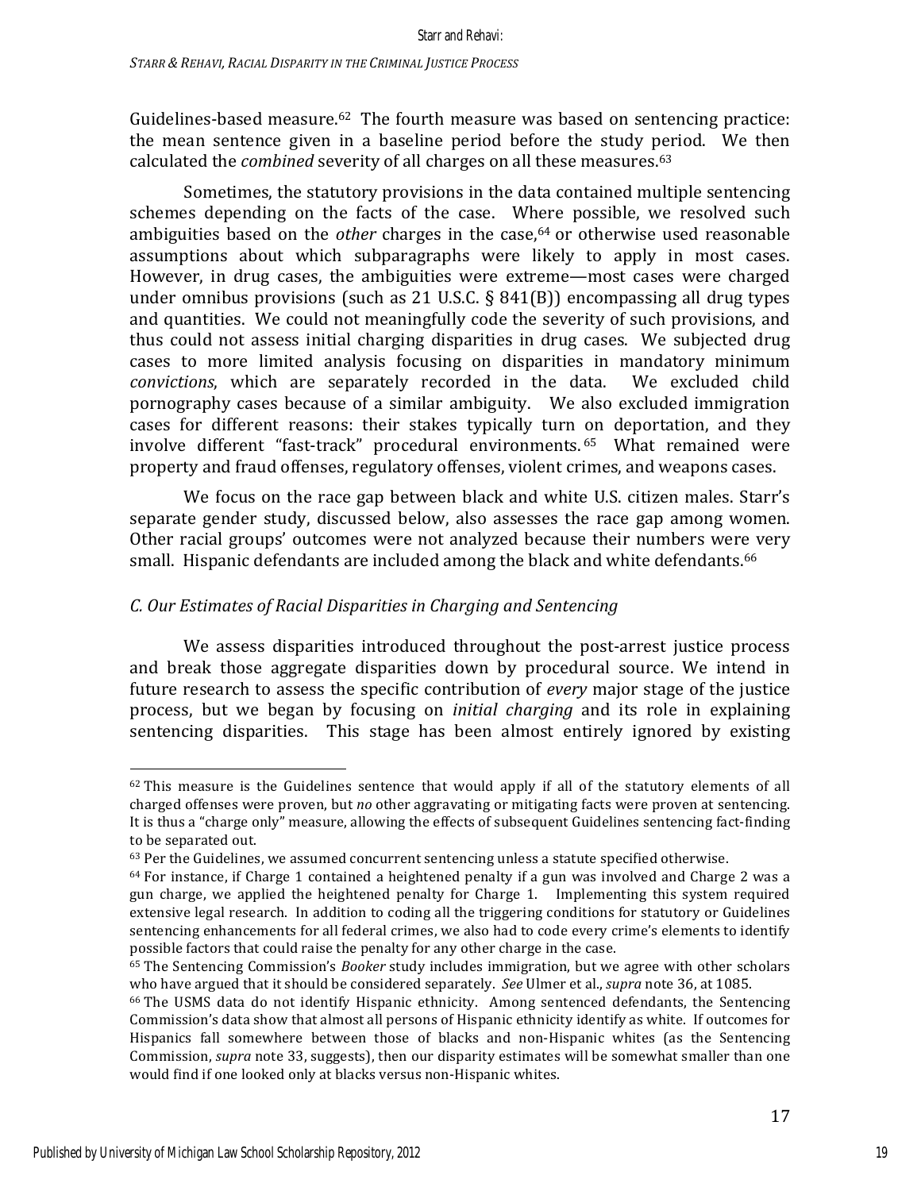Guidelines-based measure.[62] The fourth measure was based on sentencing practice: the mean sentence given in a baseline period before the study period. We then calculated the *combined* severity of all charges on all these measures.[63]

Sometimes, the statutory provisions in the data contained multiple sentencing schemes depending on the facts of the case. Where possible, we resolved such ambiguities based on the *other* charges in the case,[64] or otherwise used reasonable assumptions about which subparagraphs were likely to apply in most cases. However, in drug cases, the ambiguities were extreme—most cases were charged under omnibus provisions (such as 21 U.S.C. § 841(B)) encompassing all drug types and quantities. We could not meaningfully code the severity of such provisions, and thus could not assess initial charging disparities in drug cases. We subjected drug cases to more limited analysis focusing on disparities in mandatory minimum *convictions*, which are separately recorded in the data. We excluded child pornography cases because of a similar ambiguity. We also excluded immigration cases for different reasons: their stakes typically turn on deportation, and they involve different "fast-track" procedural environments.[65] What remained were property and fraud offenses, regulatory offenses, violent crimes, and weapons cases.

We focus on the race gap between black and white U.S. citizen males. Starr's separate gender study, discussed below, also assesses the race gap among women. Other racial groups' outcomes were not analyzed because their numbers were very small. Hispanic defendants are included among the black and white defendants.[66]

### *C. Our Estimates of Racial Disparities in Charging and Sentencing*

We assess disparities introduced throughout the post-arrest justice process and break those aggregate disparities down by procedural source. We intend in future research to assess the specific contribution of *every* major stage of the justice process, but we began by focusing on *initial charging* and its role in explaining sentencing disparities. This stage has been almost entirely ignored by existing

---

[62] This measure is the Guidelines sentence that would apply if all of the statutory elements of all charged offenses were proven, but *no* other aggravating or mitigating facts were proven at sentencing. It is thus a "charge only" measure, allowing the effects of subsequent Guidelines sentencing fact-finding to be separated out.

[63] Per the Guidelines, we assumed concurrent sentencing unless a statute specified otherwise.

[64] For instance, if Charge 1 contained a heightened penalty if a gun was involved and Charge 2 was a gun charge, we applied the heightened penalty for Charge 1. Implementing this system required extensive legal research. In addition to coding all the triggering conditions for statutory or Guidelines sentencing enhancements for all federal crimes, we also had to code every crime's elements to identify possible factors that could raise the penalty for any other charge in the case.

[65] The Sentencing Commission's *Booker* study includes immigration, but we agree with other scholars who have argued that it should be considered separately. *See* Ulmer et al., *supra* note 36, at 1085.

[66] The USMS data do not identify Hispanic ethnicity. Among sentenced defendants, the Sentencing Commission's data show that almost all persons of Hispanic ethnicity identify as white. If outcomes for Hispanics fall somewhere between those of blacks and non-Hispanic whites (as the Sentencing Commission, *supra* note 33, suggests), then our disparity estimates will be somewhat smaller than one would find if one looked only at blacks versus non-Hispanic whites.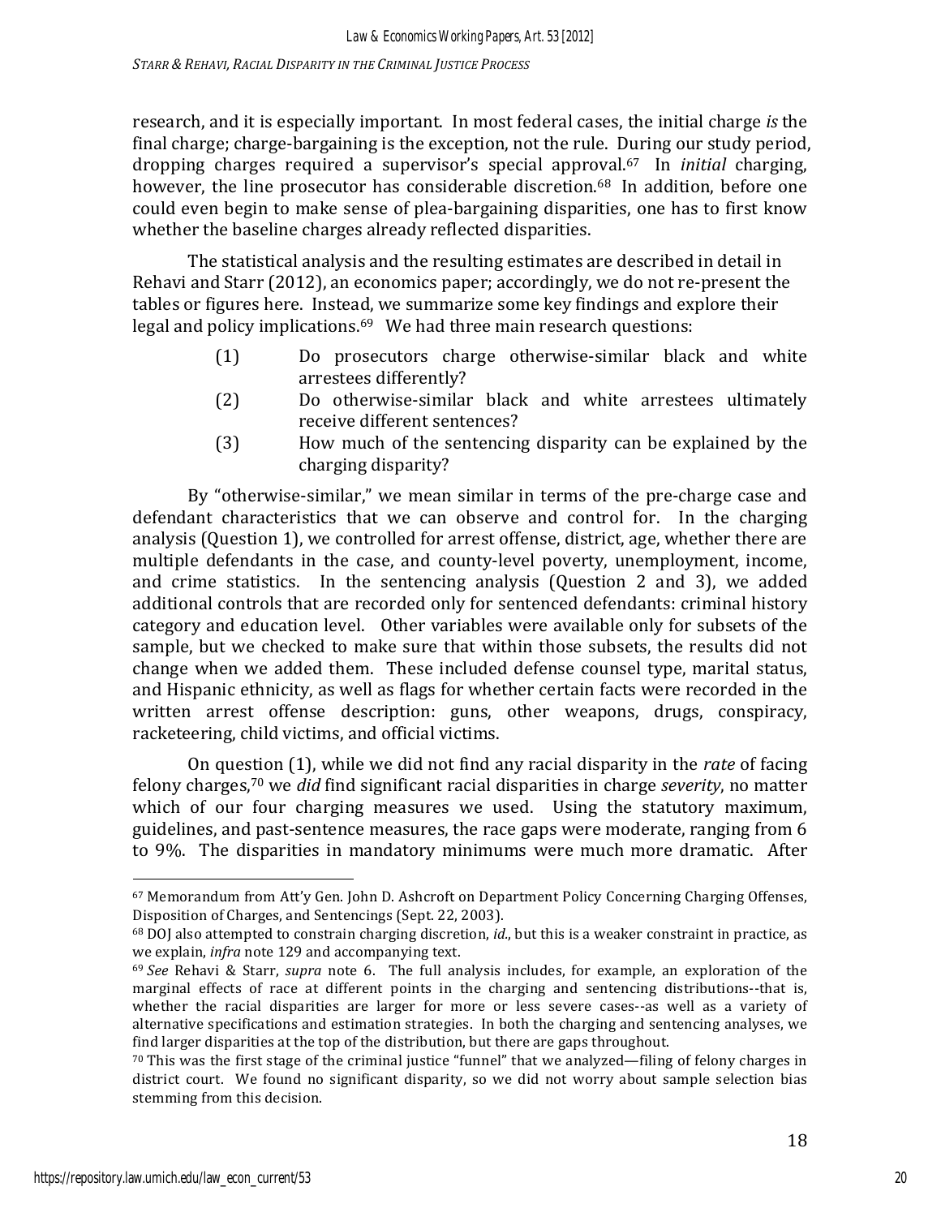research, and it is especially important. In most federal cases, the initial charge *is* the final charge; charge-bargaining is the exception, not the rule. During our study period, dropping charges required a supervisor's special approval.[67] In *initial* charging, however, the line prosecutor has considerable discretion.[68] In addition, before one could even begin to make sense of plea-bargaining disparities, one has to first know whether the baseline charges already reflected disparities.

The statistical analysis and the resulting estimates are described in detail in Rehavi and Starr (2012), an economics paper; accordingly, we do not re-present the tables or figures here. Instead, we summarize some key findings and explore their legal and policy implications.[69] We had three main research questions:

(1) Do prosecutors charge otherwise-similar black and white arrestees differently?

(2) Do otherwise-similar black and white arrestees ultimately receive different sentences?

(3) How much of the sentencing disparity can be explained by the charging disparity?

By "otherwise-similar," we mean similar in terms of the pre-charge case and defendant characteristics that we can observe and control for. In the charging analysis (Question 1), we controlled for arrest offense, district, age, whether there are multiple defendants in the case, and county-level poverty, unemployment, income, and crime statistics. In the sentencing analysis (Question 2 and 3), we added additional controls that are recorded only for sentenced defendants: criminal history category and education level. Other variables were available only for subsets of the sample, but we checked to make sure that within those subsets, the results did not change when we added them. These included defense counsel type, marital status, and Hispanic ethnicity, as well as flags for whether certain facts were recorded in the written arrest offense description: guns, other weapons, drugs, conspiracy, racketeering, child victims, and official victims.

On question (1), while we did not find any racial disparity in the *rate* of facing felony charges,[70] we *did* find significant racial disparities in charge *severity*, no matter which of our four charging measures we used. Using the statutory maximum, guidelines, and past-sentence measures, the race gaps were moderate, ranging from 6 to 9%. The disparities in mandatory minimums were much more dramatic. After

---

[67] Memorandum from Att'y Gen. John D. Ashcroft on Department Policy Concerning Charging Offenses, Disposition of Charges, and Sentencings (Sept. 22, 2003).

[68] DOJ also attempted to constrain charging discretion, *id.*, but this is a weaker constraint in practice, as we explain, *infra* note 129 and accompanying text.

[69] *See* Rehavi & Starr, *supra* note 6. The full analysis includes, for example, an exploration of the marginal effects of race at different points in the charging and sentencing distributions--that is, whether the racial disparities are larger for more or less severe cases--as well as a variety of alternative specifications and estimation strategies. In both the charging and sentencing analyses, we find larger disparities at the top of the distribution, but there are gaps throughout.

[70] This was the first stage of the criminal justice "funnel" that we analyzed—filing of felony charges in district court. We found no significant disparity, so we did not worry about sample selection bias stemming from this decision.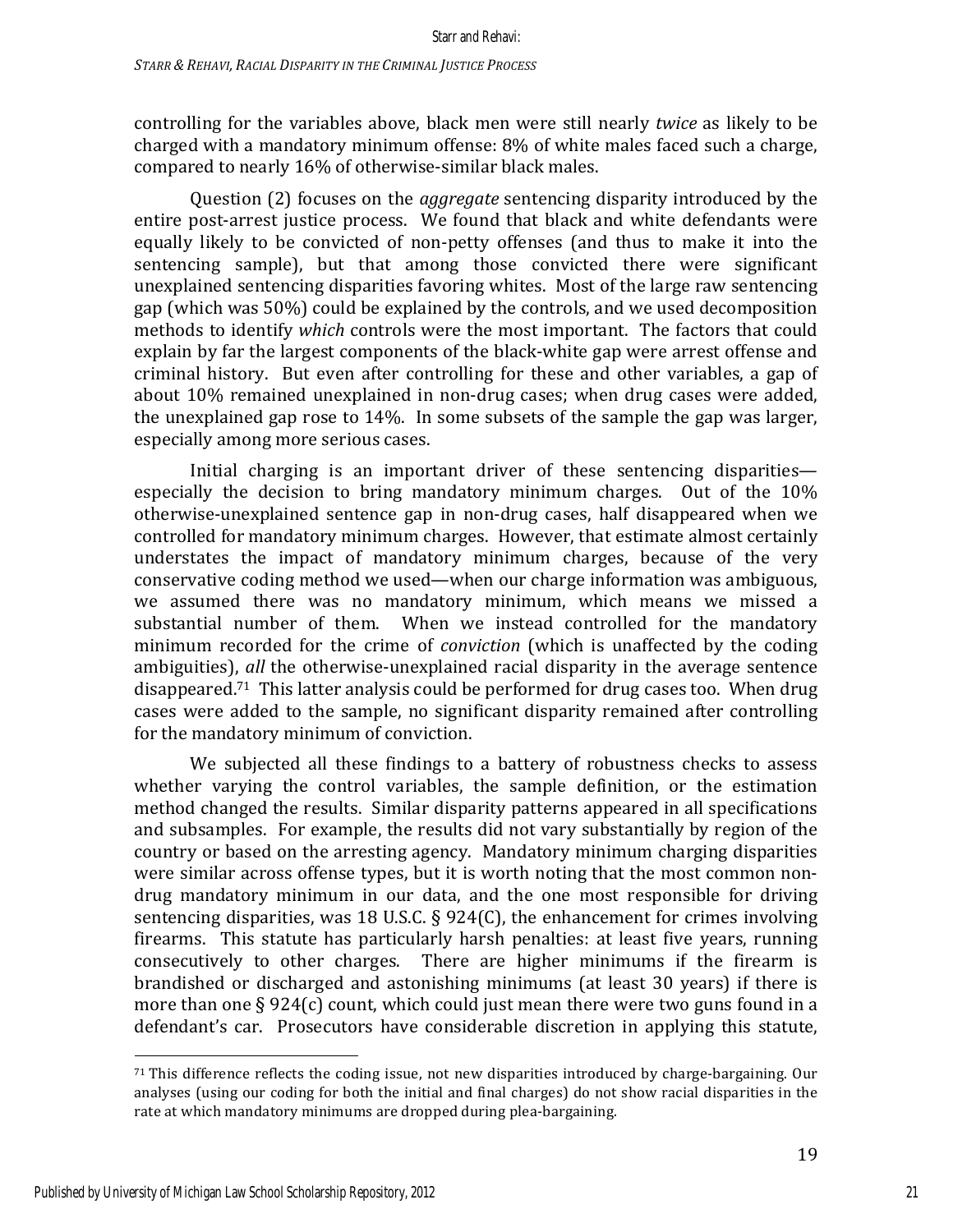controlling for the variables above, black men were still nearly *twice* as likely to be charged with a mandatory minimum offense: 8% of white males faced such a charge, compared to nearly 16% of otherwise-similar black males.

Question (2) focuses on the *aggregate* sentencing disparity introduced by the entire post-arrest justice process. We found that black and white defendants were equally likely to be convicted of non-petty offenses (and thus to make it into the sentencing sample), but that among those convicted there were significant unexplained sentencing disparities favoring whites. Most of the large raw sentencing gap (which was 50%) could be explained by the controls, and we used decomposition methods to identify *which* controls were the most important. The factors that could explain by far the largest components of the black-white gap were arrest offense and criminal history. But even after controlling for these and other variables, a gap of about 10% remained unexplained in non-drug cases; when drug cases were added, the unexplained gap rose to 14%. In some subsets of the sample the gap was larger, especially among more serious cases.

Initial charging is an important driver of these sentencing disparities—especially the decision to bring mandatory minimum charges. Out of the 10% otherwise-unexplained sentence gap in non-drug cases, half disappeared when we controlled for mandatory minimum charges. However, that estimate almost certainly understates the impact of mandatory minimum charges, because of the very conservative coding method we used—when our charge information was ambiguous, we assumed there was no mandatory minimum, which means we missed a substantial number of them. When we instead controlled for the mandatory minimum recorded for the crime of *conviction* (which is unaffected by the coding ambiguities), *all* the otherwise-unexplained racial disparity in the average sentence disappeared.[71] This latter analysis could be performed for drug cases too. When drug cases were added to the sample, no significant disparity remained after controlling for the mandatory minimum of conviction.

We subjected all these findings to a battery of robustness checks to assess whether varying the control variables, the sample definition, or the estimation method changed the results. Similar disparity patterns appeared in all specifications and subsamples. For example, the results did not vary substantially by region of the country or based on the arresting agency. Mandatory minimum charging disparities were similar across offense types, but it is worth noting that the most common non-drug mandatory minimum in our data, and the one most responsible for driving sentencing disparities, was 18 U.S.C. § 924(C), the enhancement for crimes involving firearms. This statute has particularly harsh penalties: at least five years, running consecutively to other charges. There are higher minimums if the firearm is brandished or discharged and astonishing minimums (at least 30 years) if there is more than one § 924(c) count, which could just mean there were two guns found in a defendant's car. Prosecutors have considerable discretion in applying this statute,

---

[71] This difference reflects the coding issue, not new disparities introduced by charge-bargaining. Our analyses (using our coding for both the initial and final charges) do not show racial disparities in the rate at which mandatory minimums are dropped during plea-bargaining.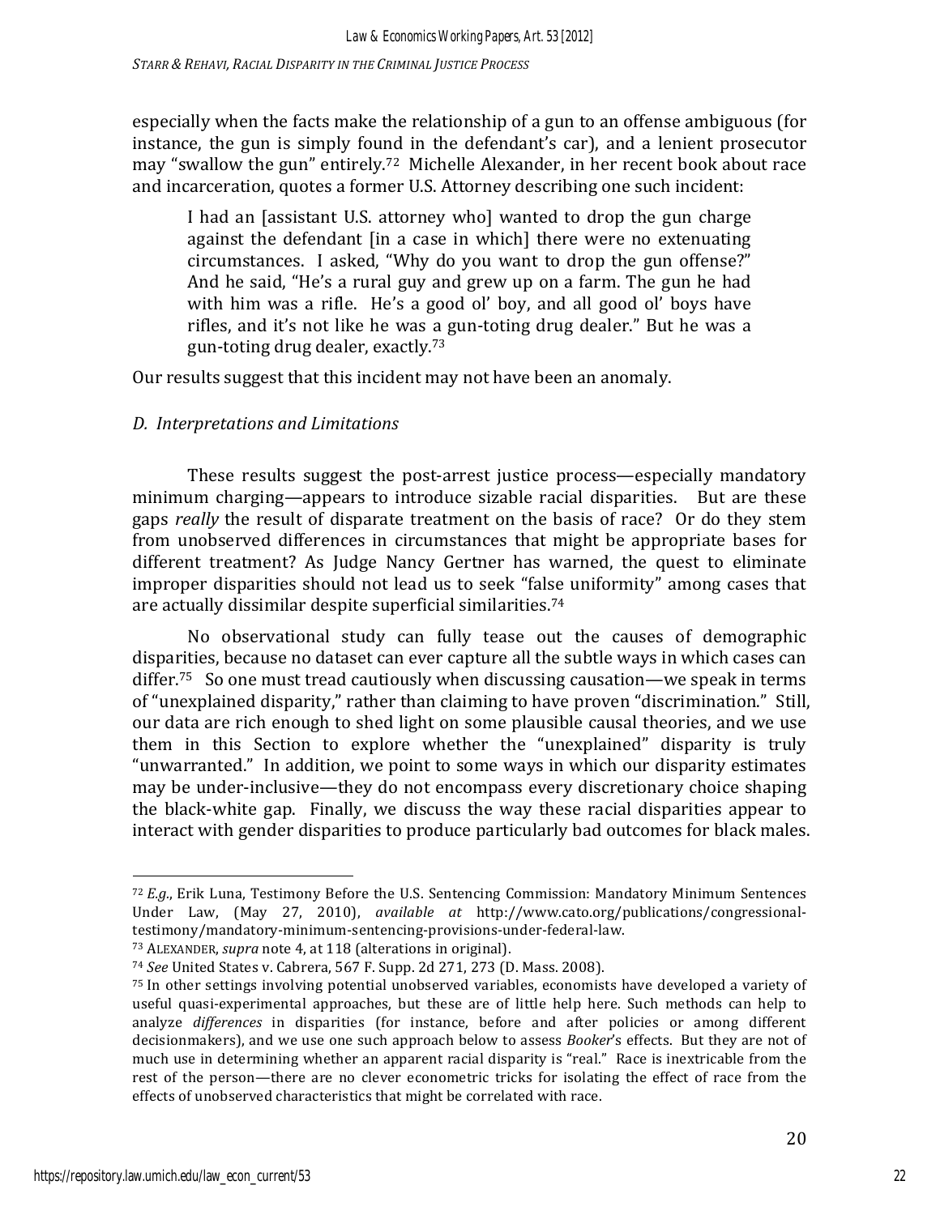especially when the facts make the relationship of a gun to an offense ambiguous (for instance, the gun is simply found in the defendant's car), and a lenient prosecutor may "swallow the gun" entirely.[72] Michelle Alexander, in her recent book about race and incarceration, quotes a former U.S. Attorney describing one such incident:

> I had an [assistant U.S. attorney who] wanted to drop the gun charge against the defendant [in a case in which] there were no extenuating circumstances. I asked, "Why do you want to drop the gun offense?" And he said, "He's a rural guy and grew up on a farm. The gun he had with him was a rifle. He's a good ol' boy, and all good ol' boys have rifles, and it's not like he was a gun-toting drug dealer." But he was a gun-toting drug dealer, exactly.[73]

Our results suggest that this incident may not have been an anomaly.

### *D. Interpretations and Limitations*

These results suggest the post-arrest justice process—especially mandatory minimum charging—appears to introduce sizable racial disparities. But are these gaps *really* the result of disparate treatment on the basis of race? Or do they stem from unobserved differences in circumstances that might be appropriate bases for different treatment? As Judge Nancy Gertner has warned, the quest to eliminate improper disparities should not lead us to seek "false uniformity" among cases that are actually dissimilar despite superficial similarities.[74]

No observational study can fully tease out the causes of demographic disparities, because no dataset can ever capture all the subtle ways in which cases can differ.[75] So one must tread cautiously when discussing causation—we speak in terms of "unexplained disparity," rather than claiming to have proven "discrimination." Still, our data are rich enough to shed light on some plausible causal theories, and we use them in this Section to explore whether the "unexplained" disparity is truly "unwarranted." In addition, we point to some ways in which our disparity estimates may be under-inclusive—they do not encompass every discretionary choice shaping the black-white gap. Finally, we discuss the way these racial disparities appear to interact with gender disparities to produce particularly bad outcomes for black males.

---

[72] *E.g.*, Erik Luna, Testimony Before the U.S. Sentencing Commission: Mandatory Minimum Sentences Under Law, (May 27, 2010), *available at* http://www.cato.org/publications/congressional-testimony/mandatory-minimum-sentencing-provisions-under-federal-law.

[73] ALEXANDER, *supra* note 4, at 118 (alterations in original).

[74] *See* United States v. Cabrera, 567 F. Supp. 2d 271, 273 (D. Mass. 2008).

[75] In other settings involving potential unobserved variables, economists have developed a variety of useful quasi-experimental approaches, but these are of little help here. Such methods can help to analyze *differences* in disparities (for instance, before and after policies or among different decisionmakers), and we use one such approach below to assess *Booker*'s effects. But they are not of much use in determining whether an apparent racial disparity is "real." Race is inextricable from the rest of the person—there are no clever econometric tricks for isolating the effect of race from the effects of unobserved characteristics that might be correlated with race.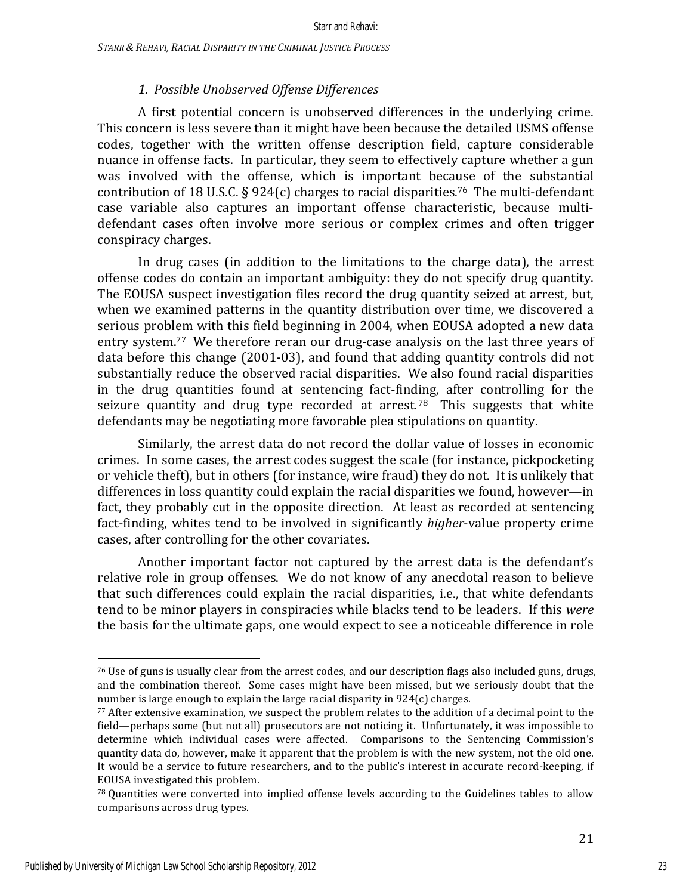### *1. Possible Unobserved Offense Differences*

A first potential concern is unobserved differences in the underlying crime. This concern is less severe than it might have been because the detailed USMS offense codes, together with the written offense description field, capture considerable nuance in offense facts. In particular, they seem to effectively capture whether a gun was involved with the offense, which is important because of the substantial contribution of 18 U.S.C. § 924(c) charges to racial disparities.[76] The multi-defendant case variable also captures an important offense characteristic, because multi-defendant cases often involve more serious or complex crimes and often trigger conspiracy charges.

In drug cases (in addition to the limitations to the charge data), the arrest offense codes do contain an important ambiguity: they do not specify drug quantity. The EOUSA suspect investigation files record the drug quantity seized at arrest, but, when we examined patterns in the quantity distribution over time, we discovered a serious problem with this field beginning in 2004, when EOUSA adopted a new data entry system.[77] We therefore reran our drug-case analysis on the last three years of data before this change (2001-03), and found that adding quantity controls did not substantially reduce the observed racial disparities. We also found racial disparities in the drug quantities found at sentencing fact-finding, after controlling for the seizure quantity and drug type recorded at arrest.[78] This suggests that white defendants may be negotiating more favorable plea stipulations on quantity.

Similarly, the arrest data do not record the dollar value of losses in economic crimes. In some cases, the arrest codes suggest the scale (for instance, pickpocketing or vehicle theft), but in others (for instance, wire fraud) they do not. It is unlikely that differences in loss quantity could explain the racial disparities we found, however—in fact, they probably cut in the opposite direction. At least as recorded at sentencing fact-finding, whites tend to be involved in significantly *higher*-value property crime cases, after controlling for the other covariates.

Another important factor not captured by the arrest data is the defendant's relative role in group offenses. We do not know of any anecdotal reason to believe that such differences could explain the racial disparities, i.e., that white defendants tend to be minor players in conspiracies while blacks tend to be leaders. If this *were* the basis for the ultimate gaps, one would expect to see a noticeable difference in role

---

[76] Use of guns is usually clear from the arrest codes, and our description flags also included guns, drugs, and the combination thereof. Some cases might have been missed, but we seriously doubt that the number is large enough to explain the large racial disparity in 924(c) charges.

[77] After extensive examination, we suspect the problem relates to the addition of a decimal point to the field—perhaps some (but not all) prosecutors are not noticing it. Unfortunately, it was impossible to determine which individual cases were affected. Comparisons to the Sentencing Commission's quantity data do, however, make it apparent that the problem is with the new system, not the old one. It would be a service to future researchers, and to the public's interest in accurate record-keeping, if EOUSA investigated this problem.

[78] Quantities were converted into implied offense levels according to the Guidelines tables to allow comparisons across drug types.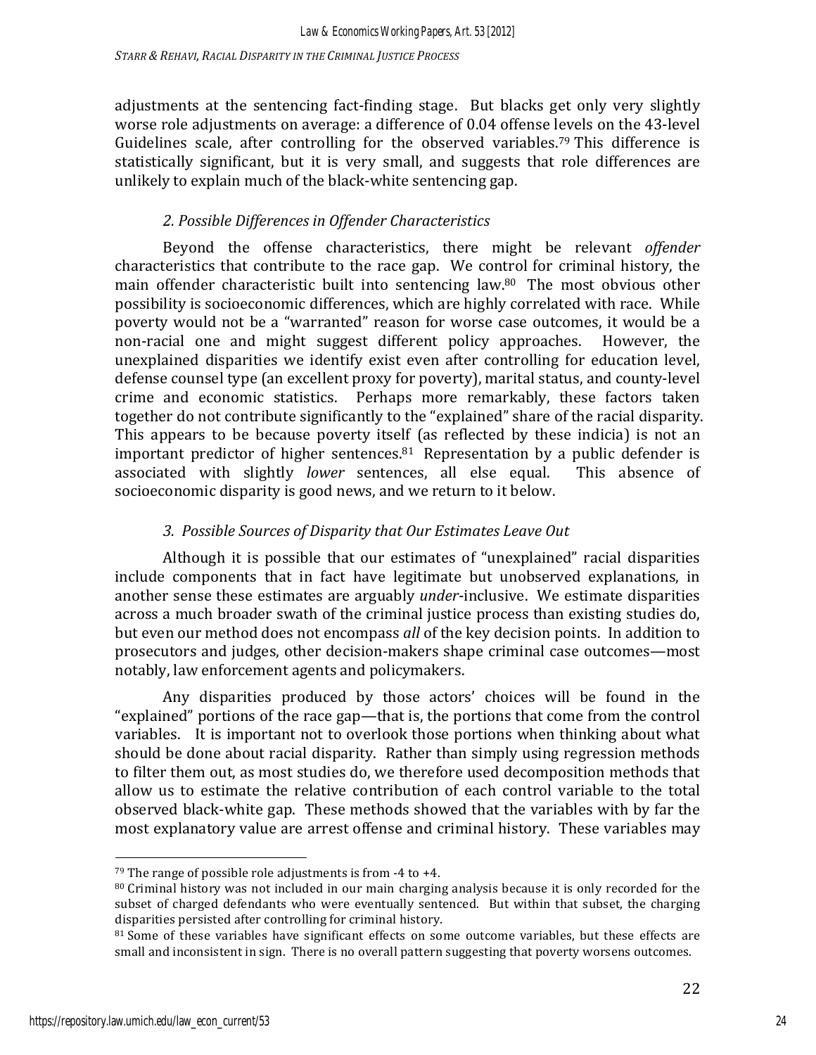adjustments at the sentencing fact-finding stage. But blacks get only very slightly worse role adjustments on average: a difference of 0.04 offense levels on the 43-level Guidelines scale, after controlling for the observed variables.[79] This difference is statistically significant, but it is very small, and suggests that role differences are unlikely to explain much of the black-white sentencing gap.

### *2. Possible Differences in Offender Characteristics*

Beyond the offense characteristics, there might be relevant *offender* characteristics that contribute to the race gap. We control for criminal history, the main offender characteristic built into sentencing law.[80] The most obvious other possibility is socioeconomic differences, which are highly correlated with race. While poverty would not be a "warranted" reason for worse case outcomes, it would be a non-racial one and might suggest different policy approaches. However, the unexplained disparities we identify exist even after controlling for education level, defense counsel type (an excellent proxy for poverty), marital status, and county-level crime and economic statistics. Perhaps more remarkably, these factors taken together do not contribute significantly to the "explained" share of the racial disparity. This appears to be because poverty itself (as reflected by these indicia) is not an important predictor of higher sentences.[81] Representation by a public defender is associated with slightly *lower* sentences, all else equal. This absence of socioeconomic disparity is good news, and we return to it below.

### *3. Possible Sources of Disparity that Our Estimates Leave Out*

Although it is possible that our estimates of "unexplained" racial disparities include components that in fact have legitimate but unobserved explanations, in another sense these estimates are arguably *under*-inclusive. We estimate disparities across a much broader swath of the criminal justice process than existing studies do, but even our method does not encompass *all* of the key decision points. In addition to prosecutors and judges, other decision-makers shape criminal case outcomes—most notably, law enforcement agents and policymakers.

Any disparities produced by those actors' choices will be found in the "explained" portions of the race gap—that is, the portions that come from the control variables. It is important not to overlook those portions when thinking about what should be done about racial disparity. Rather than simply using regression methods to filter them out, as most studies do, we therefore used decomposition methods that allow us to estimate the relative contribution of each control variable to the total observed black-white gap. These methods showed that the variables with by far the most explanatory value are arrest offense and criminal history. These variables may

---

[79] The range of possible role adjustments is from -4 to +4.

[80] Criminal history was not included in our main charging analysis because it is only recorded for the subset of charged defendants who were eventually sentenced. But within that subset, the charging disparities persisted after controlling for criminal history.

[81] Some of these variables have significant effects on some outcome variables, but these effects are small and inconsistent in sign. There is no overall pattern suggesting that poverty worsens outcomes.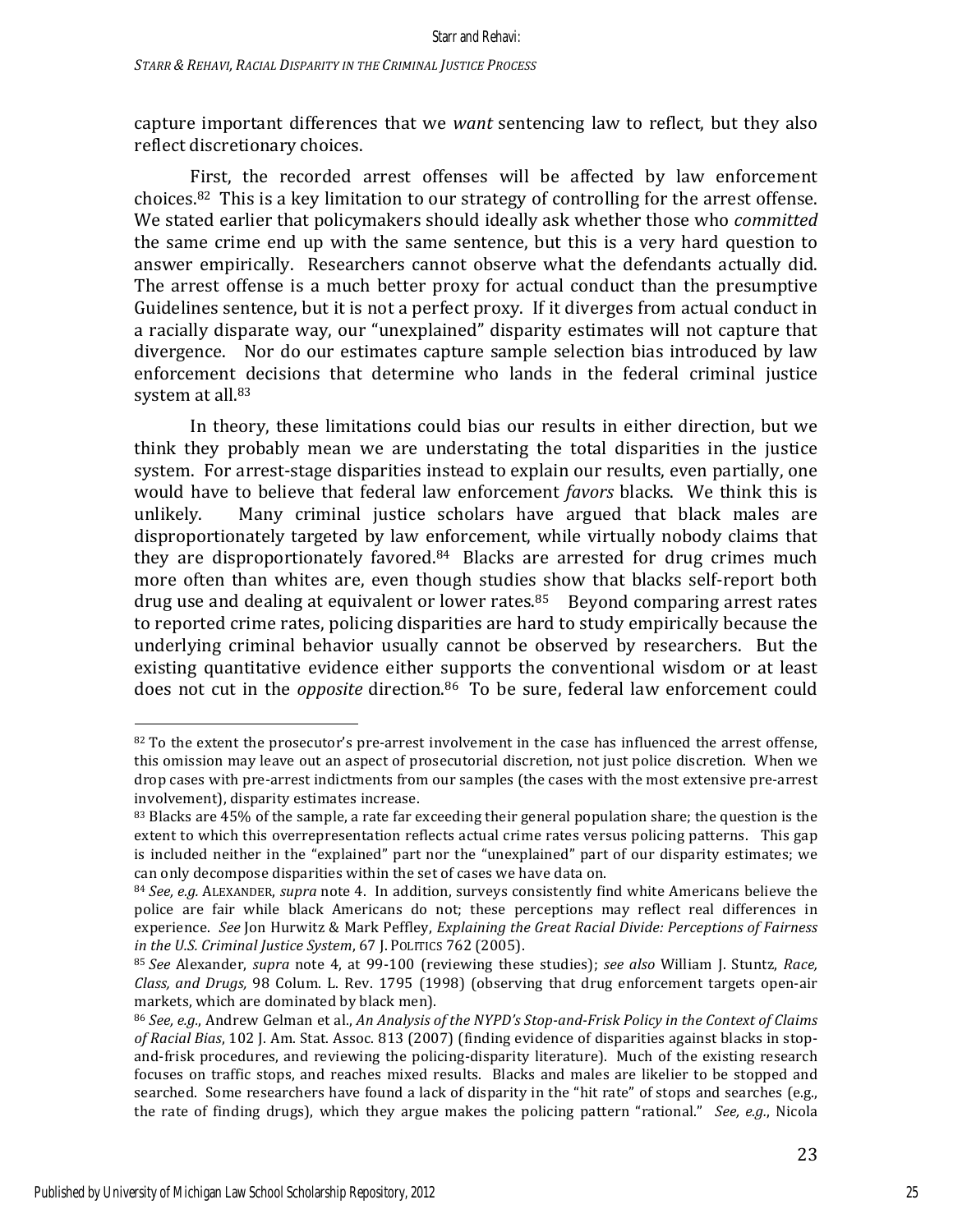capture important differences that we *want* sentencing law to reflect, but they also reflect discretionary choices.

First, the recorded arrest offenses will be affected by law enforcement choices.[82] This is a key limitation to our strategy of controlling for the arrest offense. We stated earlier that policymakers should ideally ask whether those who *committed* the same crime end up with the same sentence, but this is a very hard question to answer empirically. Researchers cannot observe what the defendants actually did. The arrest offense is a much better proxy for actual conduct than the presumptive Guidelines sentence, but it is not a perfect proxy. If it diverges from actual conduct in a racially disparate way, our "unexplained" disparity estimates will not capture that divergence. Nor do our estimates capture sample selection bias introduced by law enforcement decisions that determine who lands in the federal criminal justice system at all.[83]

In theory, these limitations could bias our results in either direction, but we think they probably mean we are understating the total disparities in the justice system. For arrest-stage disparities instead to explain our results, even partially, one would have to believe that federal law enforcement *favors* blacks. We think this is unlikely. Many criminal justice scholars have argued that black males are disproportionately targeted by law enforcement, while virtually nobody claims that they are disproportionately favored.[84] Blacks are arrested for drug crimes much more often than whites are, even though studies show that blacks self-report both drug use and dealing at equivalent or lower rates.[85] Beyond comparing arrest rates to reported crime rates, policing disparities are hard to study empirically because the underlying criminal behavior usually cannot be observed by researchers. But the existing quantitative evidence either supports the conventional wisdom or at least does not cut in the *opposite* direction.[86] To be sure, federal law enforcement could

---

[82] To the extent the prosecutor's pre-arrest involvement in the case has influenced the arrest offense, this omission may leave out an aspect of prosecutorial discretion, not just police discretion. When we drop cases with pre-arrest indictments from our samples (the cases with the most extensive pre-arrest involvement), disparity estimates increase.

[83] Blacks are 45% of the sample, a rate far exceeding their general population share; the question is the extent to which this overrepresentation reflects actual crime rates versus policing patterns. This gap is included neither in the "explained" part nor the "unexplained" part of our disparity estimates; we can only decompose disparities within the set of cases we have data on.

[84] *See, e.g.* ALEXANDER, *supra* note 4. In addition, surveys consistently find white Americans believe the police are fair while black Americans do not; these perceptions may reflect real differences in experience. *See* Jon Hurwitz & Mark Peffley, *Explaining the Great Racial Divide: Perceptions of Fairness in the U.S. Criminal Justice System*, 67 J. POLITICS 762 (2005).

[85] *See* Alexander, *supra* note 4, at 99-100 (reviewing these studies); *see also* William J. Stuntz, *Race, Class, and Drugs,* 98 Colum. L. Rev. 1795 (1998) (observing that drug enforcement targets open-air markets, which are dominated by black men).

[86] *See, e.g.*, Andrew Gelman et al., *An Analysis of the NYPD's Stop-and-Frisk Policy in the Context of Claims of Racial Bias*, 102 J. Am. Stat. Assoc. 813 (2007) (finding evidence of disparities against blacks in stop-and-frisk procedures, and reviewing the policing-disparity literature). Much of the existing research focuses on traffic stops, and reaches mixed results. Blacks and males are likelier to be stopped and searched. Some researchers have found a lack of disparity in the "hit rate" of stops and searches (e.g., the rate of finding drugs), which they argue makes the policing pattern "rational." *See, e.g.*, Nicola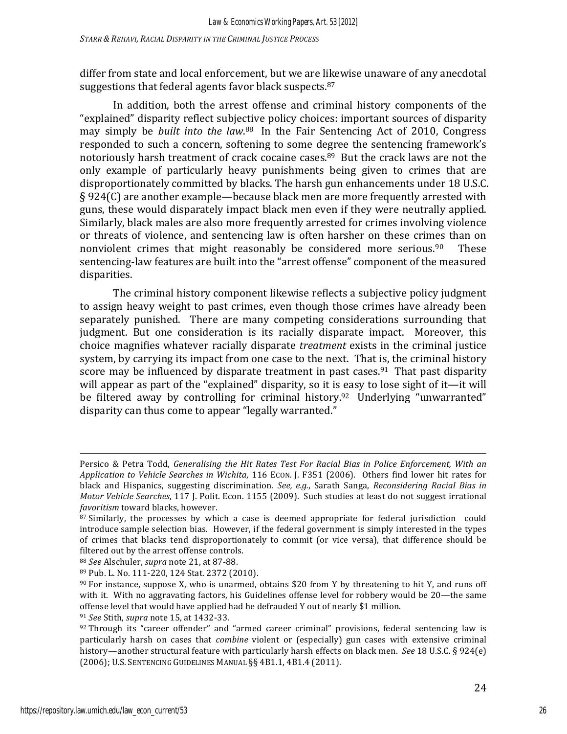differ from state and local enforcement, but we are likewise unaware of any anecdotal suggestions that federal agents favor black suspects.[87]

In addition, both the arrest offense and criminal history components of the "explained" disparity reflect subjective policy choices: important sources of disparity may simply be *built into the law*.[88] In the Fair Sentencing Act of 2010, Congress responded to such a concern, softening to some degree the sentencing framework's notoriously harsh treatment of crack cocaine cases.[89] But the crack laws are not the only example of particularly heavy punishments being given to crimes that are disproportionately committed by blacks. The harsh gun enhancements under 18 U.S.C. § 924(C) are another example—because black men are more frequently arrested with guns, these would disparately impact black men even if they were neutrally applied. Similarly, black males are also more frequently arrested for crimes involving violence or threats of violence, and sentencing law is often harsher on these crimes than on nonviolent crimes that might reasonably be considered more serious.[90] These sentencing-law features are built into the "arrest offense" component of the measured disparities.

The criminal history component likewise reflects a subjective policy judgment to assign heavy weight to past crimes, even though those crimes have already been separately punished. There are many competing considerations surrounding that judgment. But one consideration is its racially disparate impact. Moreover, this choice magnifies whatever racially disparate *treatment* exists in the criminal justice system, by carrying its impact from one case to the next. That is, the criminal history score may be influenced by disparate treatment in past cases.[91] That past disparity will appear as part of the "explained" disparity, so it is easy to lose sight of it—it will be filtered away by controlling for criminal history.[92] Underlying "unwarranted" disparity can thus come to appear "legally warranted."

---

Persico & Petra Todd, *Generalising the Hit Rates Test For Racial Bias in Police Enforcement, With an Application to Vehicle Searches in Wichita*, 116 ECON. J. F351 (2006). Others find lower hit rates for black and Hispanics, suggesting discrimination. *See, e.g.*, Sarath Sanga, *Reconsidering Racial Bias in Motor Vehicle Searches*, 117 J. Polit. Econ. 1155 (2009). Such studies at least do not suggest irrational *favoritism* toward blacks, however.

[87] Similarly, the processes by which a case is deemed appropriate for federal jurisdiction could introduce sample selection bias. However, if the federal government is simply interested in the types of crimes that blacks tend disproportionately to commit (or vice versa), that difference should be filtered out by the arrest offense controls.

[88] *See* Alschuler, *supra* note 21, at 87-88.

[89] Pub. L. No. 111-220, 124 Stat. 2372 (2010).

[90] For instance, suppose X, who is unarmed, obtains $20 from Y by threatening to hit Y, and runs off with it. With no aggravating factors, his Guidelines offense level for robbery would be 20—the same offense level that would have applied had he defrauded Y out of nearly $1 million.

[91] *See* Stith, *supra* note 15, at 1432-33.

[92] Through its "career offender" and "armed career criminal" provisions, federal sentencing law is particularly harsh on cases that *combine* violent or (especially) gun cases with extensive criminal history—another structural feature with particularly harsh effects on black men. *See* 18 U.S.C. § 924(e) (2006); U.S. SENTENCING GUIDELINES MANUAL §§ 4B1.1, 4B1.4 (2011).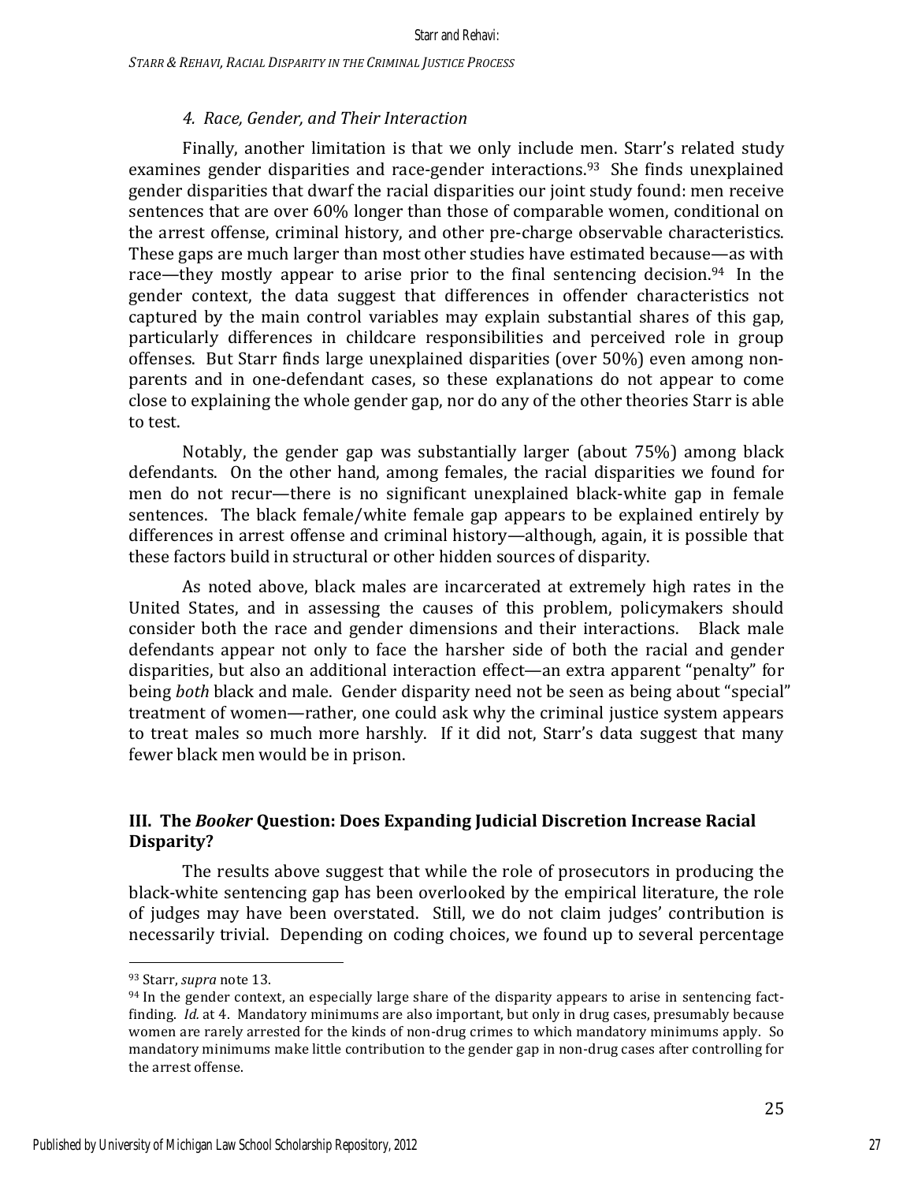### *4. Race, Gender, and Their Interaction*

Finally, another limitation is that we only include men. Starr's related study examines gender disparities and race-gender interactions.[93] She finds unexplained gender disparities that dwarf the racial disparities our joint study found: men receive sentences that are over 60% longer than those of comparable women, conditional on the arrest offense, criminal history, and other pre-charge observable characteristics. These gaps are much larger than most other studies have estimated because—as with race—they mostly appear to arise prior to the final sentencing decision.[94] In the gender context, the data suggest that differences in offender characteristics not captured by the main control variables may explain substantial shares of this gap, particularly differences in childcare responsibilities and perceived role in group offenses. But Starr finds large unexplained disparities (over 50%) even among non-parents and in one-defendant cases, so these explanations do not appear to come close to explaining the whole gender gap, nor do any of the other theories Starr is able to test.

Notably, the gender gap was substantially larger (about 75%) among black defendants. On the other hand, among females, the racial disparities we found for men do not recur—there is no significant unexplained black-white gap in female sentences. The black female/white female gap appears to be explained entirely by differences in arrest offense and criminal history—although, again, it is possible that these factors build in structural or other hidden sources of disparity.

As noted above, black males are incarcerated at extremely high rates in the United States, and in assessing the causes of this problem, policymakers should consider both the race and gender dimensions and their interactions. Black male defendants appear not only to face the harsher side of both the racial and gender disparities, but also an additional interaction effect—an extra apparent "penalty" for being *both* black and male. Gender disparity need not be seen as being about "special" treatment of women—rather, one could ask why the criminal justice system appears to treat males so much more harshly. If it did not, Starr's data suggest that many fewer black men would be in prison.

## III. The *Booker* Question: Does Expanding Judicial Discretion Increase Racial Disparity?

The results above suggest that while the role of prosecutors in producing the black-white sentencing gap has been overlooked by the empirical literature, the role of judges may have been overstated. Still, we do not claim judges' contribution is necessarily trivial. Depending on coding choices, we found up to several percentage

---

[93] Starr, *supra* note 13.

[94] In the gender context, an especially large share of the disparity appears to arise in sentencing fact-finding. *Id.* at 4. Mandatory minimums are also important, but only in drug cases, presumably because women are rarely arrested for the kinds of non-drug crimes to which mandatory minimums apply. So mandatory minimums make little contribution to the gender gap in non-drug cases after controlling for the arrest offense.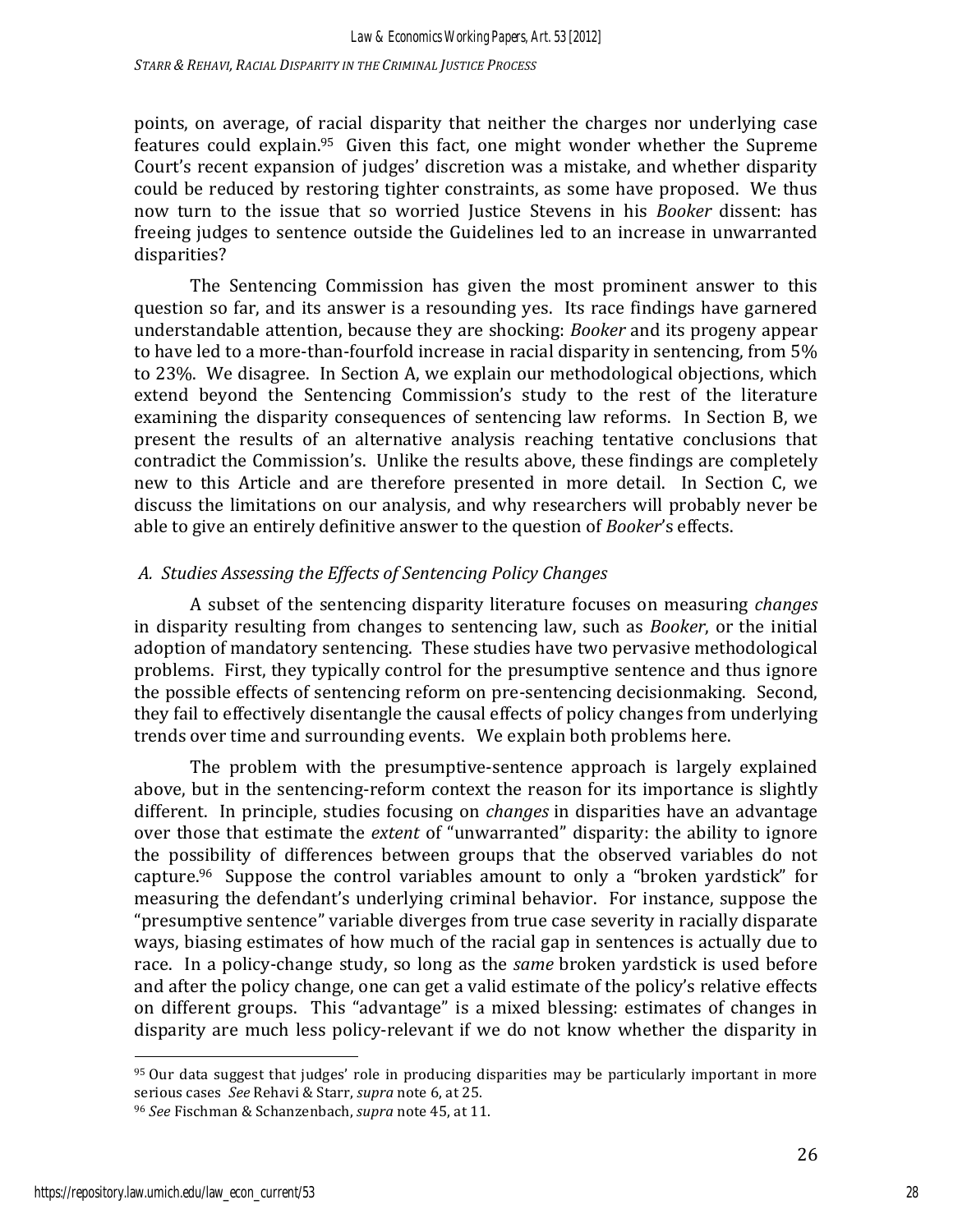points, on average, of racial disparity that neither the charges nor underlying case features could explain.[95] Given this fact, one might wonder whether the Supreme Court's recent expansion of judges' discretion was a mistake, and whether disparity could be reduced by restoring tighter constraints, as some have proposed. We thus now turn to the issue that so worried Justice Stevens in his *Booker* dissent: has freeing judges to sentence outside the Guidelines led to an increase in unwarranted disparities?

The Sentencing Commission has given the most prominent answer to this question so far, and its answer is a resounding yes. Its race findings have garnered understandable attention, because they are shocking: *Booker* and its progeny appear to have led to a more-than-fourfold increase in racial disparity in sentencing, from 5% to 23%. We disagree. In Section A, we explain our methodological objections, which extend beyond the Sentencing Commission's study to the rest of the literature examining the disparity consequences of sentencing law reforms. In Section B, we present the results of an alternative analysis reaching tentative conclusions that contradict the Commission's. Unlike the results above, these findings are completely new to this Article and are therefore presented in more detail. In Section C, we discuss the limitations on our analysis, and why researchers will probably never be able to give an entirely definitive answer to the question of *Booker*'s effects.

### *A. Studies Assessing the Effects of Sentencing Policy Changes*

A subset of the sentencing disparity literature focuses on measuring *changes* in disparity resulting from changes to sentencing law, such as *Booker*, or the initial adoption of mandatory sentencing. These studies have two pervasive methodological problems. First, they typically control for the presumptive sentence and thus ignore the possible effects of sentencing reform on pre-sentencing decisionmaking. Second, they fail to effectively disentangle the causal effects of policy changes from underlying trends over time and surrounding events. We explain both problems here.

The problem with the presumptive-sentence approach is largely explained above, but in the sentencing-reform context the reason for its importance is slightly different. In principle, studies focusing on *changes* in disparities have an advantage over those that estimate the *extent* of "unwarranted" disparity: the ability to ignore the possibility of differences between groups that the observed variables do not capture.[96] Suppose the control variables amount to only a "broken yardstick" for measuring the defendant's underlying criminal behavior. For instance, suppose the "presumptive sentence" variable diverges from true case severity in racially disparate ways, biasing estimates of how much of the racial gap in sentences is actually due to race. In a policy-change study, so long as the *same* broken yardstick is used before and after the policy change, one can get a valid estimate of the policy's relative effects on different groups. This "advantage" is a mixed blessing: estimates of changes in disparity are much less policy-relevant if we do not know whether the disparity in

[95] Our data suggest that judges' role in producing disparities may be particularly important in more serious cases *See* Rehavi & Starr, *supra* note 6, at 25.

[96] *See* Fischman & Schanzenbach, *supra* note 45, at 11.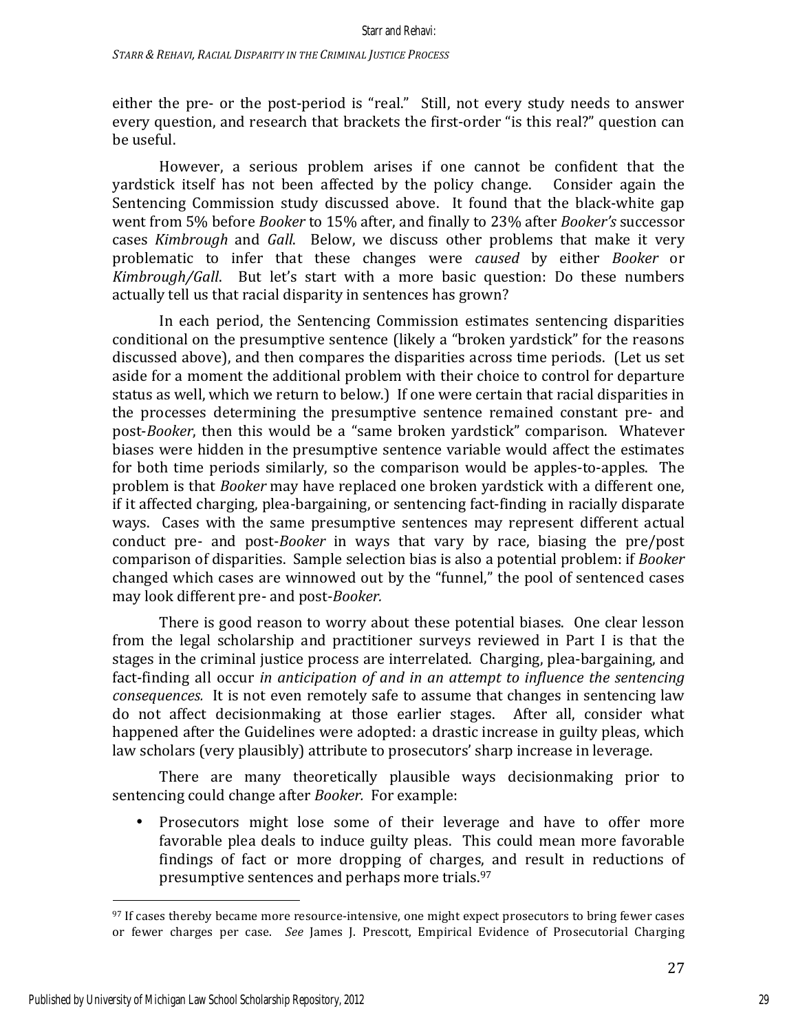either the pre- or the post-period is "real." Still, not every study needs to answer every question, and research that brackets the first-order "is this real?" question can be useful.

However, a serious problem arises if one cannot be confident that the yardstick itself has not been affected by the policy change. Consider again the Sentencing Commission study discussed above. It found that the black-white gap went from 5% before *Booker* to 15% after, and finally to 23% after *Booker's* successor cases *Kimbrough* and *Gall*. Below, we discuss other problems that make it very problematic to infer that these changes were *caused* by either *Booker* or *Kimbrough/Gall*. But let's start with a more basic question: Do these numbers actually tell us that racial disparity in sentences has grown?

In each period, the Sentencing Commission estimates sentencing disparities conditional on the presumptive sentence (likely a "broken yardstick" for the reasons discussed above), and then compares the disparities across time periods. (Let us set aside for a moment the additional problem with their choice to control for departure status as well, which we return to below.) If one were certain that racial disparities in the processes determining the presumptive sentence remained constant pre- and post-*Booker*, then this would be a "same broken yardstick" comparison. Whatever biases were hidden in the presumptive sentence variable would affect the estimates for both time periods similarly, so the comparison would be apples-to-apples. The problem is that *Booker* may have replaced one broken yardstick with a different one, if it affected charging, plea-bargaining, or sentencing fact-finding in racially disparate ways. Cases with the same presumptive sentences may represent different actual conduct pre- and post-*Booker* in ways that vary by race, biasing the pre/post comparison of disparities. Sample selection bias is also a potential problem: if *Booker* changed which cases are winnowed out by the "funnel," the pool of sentenced cases may look different pre- and post-*Booker.*

There is good reason to worry about these potential biases. One clear lesson from the legal scholarship and practitioner surveys reviewed in Part I is that the stages in the criminal justice process are interrelated. Charging, plea-bargaining, and fact-finding all occur *in anticipation of and in an attempt to influence the sentencing consequences.* It is not even remotely safe to assume that changes in sentencing law do not affect decisionmaking at those earlier stages. After all, consider what happened after the Guidelines were adopted: a drastic increase in guilty pleas, which law scholars (very plausibly) attribute to prosecutors' sharp increase in leverage.

There are many theoretically plausible ways decisionmaking prior to sentencing could change after *Booker.* For example:

- Prosecutors might lose some of their leverage and have to offer more favorable plea deals to induce guilty pleas. This could mean more favorable findings of fact or more dropping of charges, and result in reductions of presumptive sentences and perhaps more trials.[97]

[97] If cases thereby became more resource-intensive, one might expect prosecutors to bring fewer cases or fewer charges per case. *See* James J. Prescott, Empirical Evidence of Prosecutorial Charging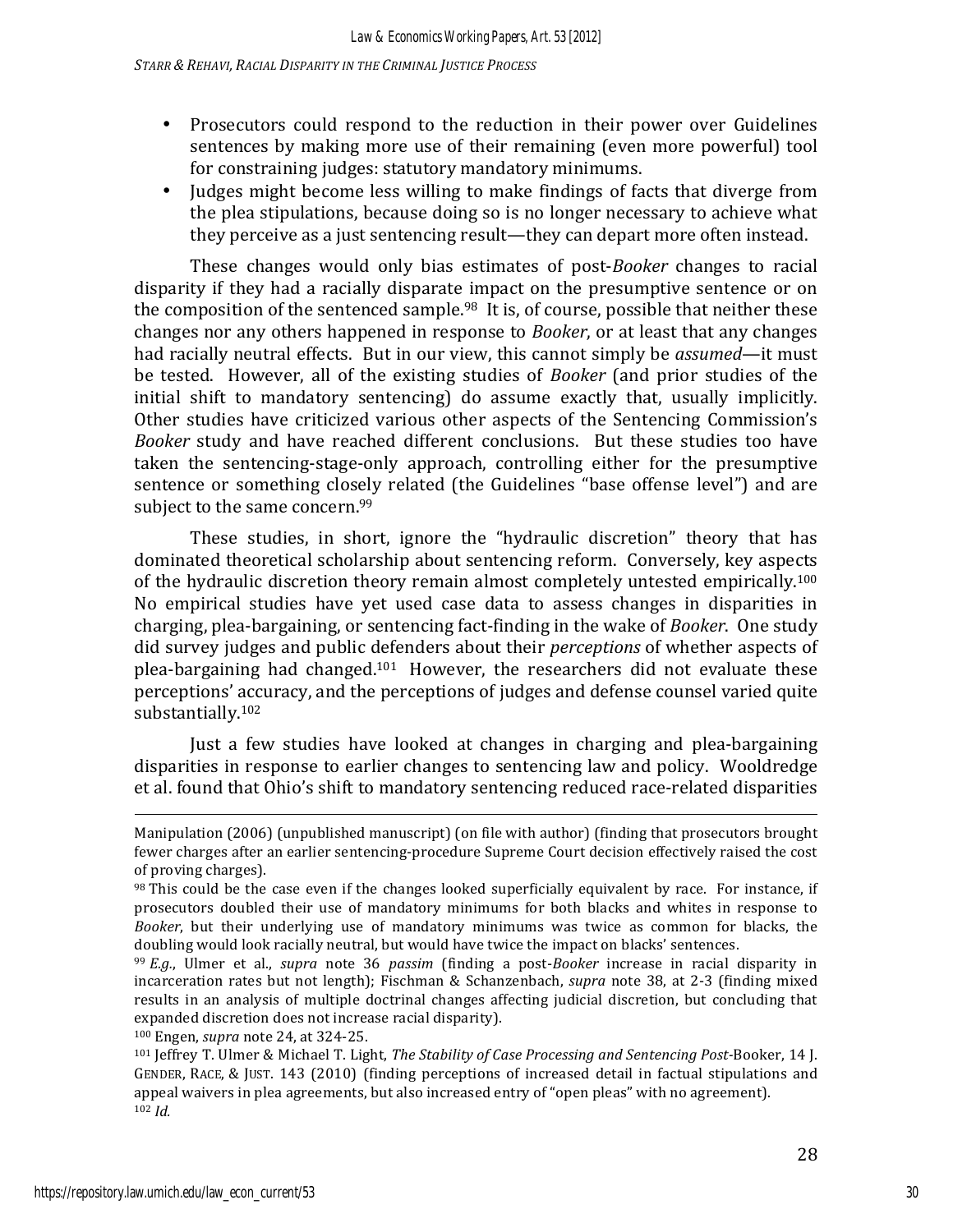- Prosecutors could respond to the reduction in their power over Guidelines sentences by making more use of their remaining (even more powerful) tool for constraining judges: statutory mandatory minimums.
- Judges might become less willing to make findings of facts that diverge from the plea stipulations, because doing so is no longer necessary to achieve what they perceive as a just sentencing result—they can depart more often instead.

These changes would only bias estimates of post-*Booker* changes to racial disparity if they had a racially disparate impact on the presumptive sentence or on the composition of the sentenced sample.[98] It is, of course, possible that neither these changes nor any others happened in response to *Booker*, or at least that any changes had racially neutral effects. But in our view, this cannot simply be *assumed*—it must be tested. However, all of the existing studies of *Booker* (and prior studies of the initial shift to mandatory sentencing) do assume exactly that, usually implicitly. Other studies have criticized various other aspects of the Sentencing Commission's *Booker* study and have reached different conclusions. But these studies too have taken the sentencing-stage-only approach, controlling either for the presumptive sentence or something closely related (the Guidelines "base offense level") and are subject to the same concern.[99]

These studies, in short, ignore the "hydraulic discretion" theory that has dominated theoretical scholarship about sentencing reform. Conversely, key aspects of the hydraulic discretion theory remain almost completely untested empirically.[100] No empirical studies have yet used case data to assess changes in disparities in charging, plea-bargaining, or sentencing fact-finding in the wake of *Booker*. One study did survey judges and public defenders about their *perceptions* of whether aspects of plea-bargaining had changed.[101] However, the researchers did not evaluate these perceptions' accuracy, and the perceptions of judges and defense counsel varied quite substantially.[102]

Just a few studies have looked at changes in charging and plea-bargaining disparities in response to earlier changes to sentencing law and policy. Wooldredge et al. found that Ohio's shift to mandatory sentencing reduced race-related disparities

---

Manipulation (2006) (unpublished manuscript) (on file with author) (finding that prosecutors brought fewer charges after an earlier sentencing-procedure Supreme Court decision effectively raised the cost of proving charges).

[98] This could be the case even if the changes looked superficially equivalent by race. For instance, if prosecutors doubled their use of mandatory minimums for both blacks and whites in response to *Booker*, but their underlying use of mandatory minimums was twice as common for blacks, the doubling would look racially neutral, but would have twice the impact on blacks' sentences.

[99] *E.g.*, Ulmer et al., *supra* note 36 *passim* (finding a post-*Booker* increase in racial disparity in incarceration rates but not length); Fischman & Schanzenbach, *supra* note 38, at 2-3 (finding mixed results in an analysis of multiple doctrinal changes affecting judicial discretion, but concluding that expanded discretion does not increase racial disparity).

[100] Engen, *supra* note 24, at 324-25.

[101] Jeffrey T. Ulmer & Michael T. Light, *The Stability of Case Processing and Sentencing Post-*Booker, 14 J. GENDER, RACE, & JUST. 143 (2010) (finding perceptions of increased detail in factual stipulations and appeal waivers in plea agreements, but also increased entry of "open pleas" with no agreement).

[102] *Id.*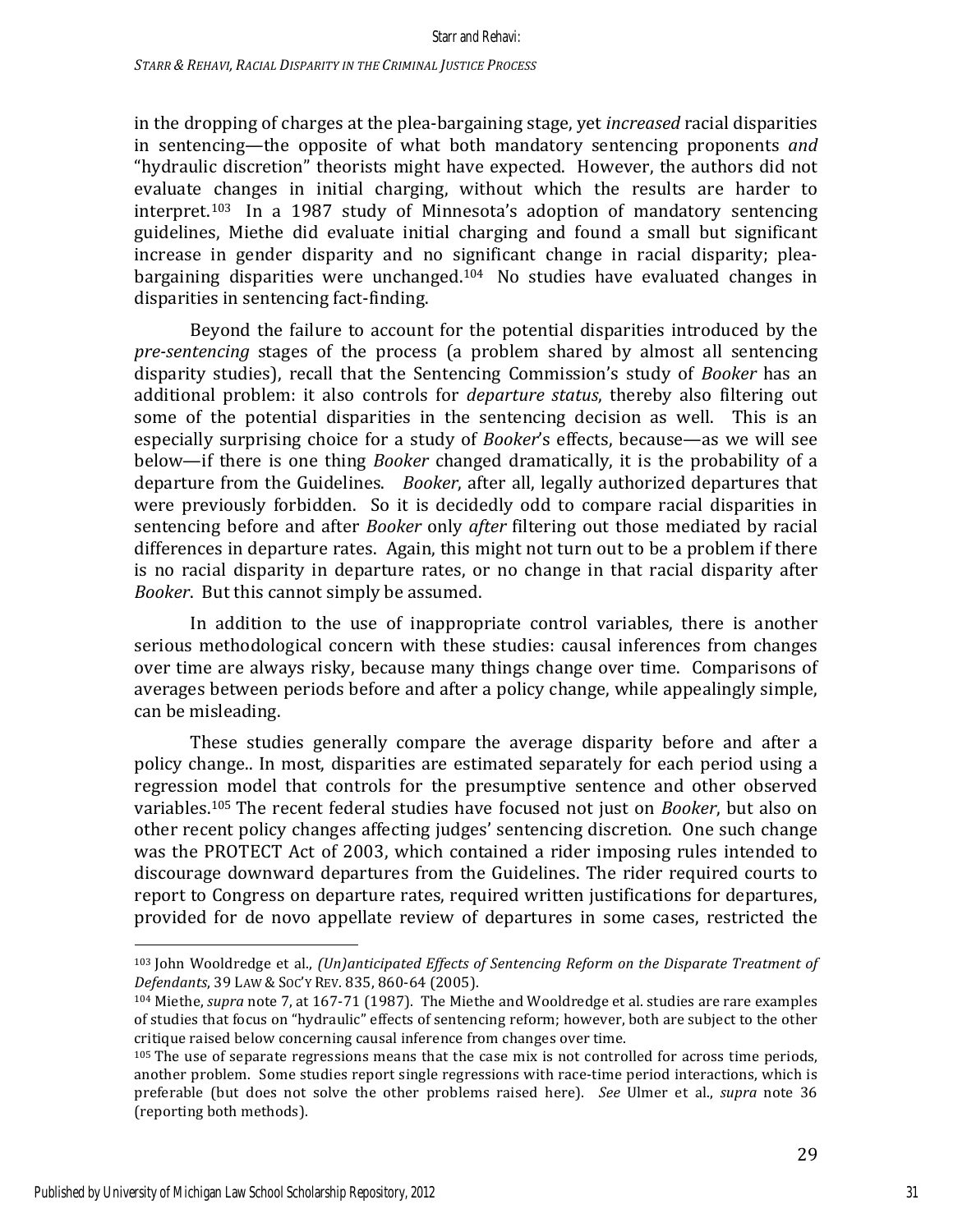in the dropping of charges at the plea-bargaining stage, yet *increased* racial disparities in sentencing—the opposite of what both mandatory sentencing proponents *and* "hydraulic discretion" theorists might have expected. However, the authors did not evaluate changes in initial charging, without which the results are harder to interpret.[103] In a 1987 study of Minnesota's adoption of mandatory sentencing guidelines, Miethe did evaluate initial charging and found a small but significant increase in gender disparity and no significant change in racial disparity; plea-bargaining disparities were unchanged.[104] No studies have evaluated changes in disparities in sentencing fact-finding.

Beyond the failure to account for the potential disparities introduced by the *pre-sentencing* stages of the process (a problem shared by almost all sentencing disparity studies), recall that the Sentencing Commission's study of *Booker* has an additional problem: it also controls for *departure status*, thereby also filtering out some of the potential disparities in the sentencing decision as well. This is an especially surprising choice for a study of *Booker*'s effects, because—as we will see below—if there is one thing *Booker* changed dramatically, it is the probability of a departure from the Guidelines. *Booker*, after all, legally authorized departures that were previously forbidden. So it is decidedly odd to compare racial disparities in sentencing before and after *Booker* only *after* filtering out those mediated by racial differences in departure rates. Again, this might not turn out to be a problem if there is no racial disparity in departure rates, or no change in that racial disparity after *Booker*. But this cannot simply be assumed.

In addition to the use of inappropriate control variables, there is another serious methodological concern with these studies: causal inferences from changes over time are always risky, because many things change over time. Comparisons of averages between periods before and after a policy change, while appealingly simple, can be misleading.

These studies generally compare the average disparity before and after a policy change.. In most, disparities are estimated separately for each period using a regression model that controls for the presumptive sentence and other observed variables.[105] The recent federal studies have focused not just on *Booker*, but also on other recent policy changes affecting judges' sentencing discretion. One such change was the PROTECT Act of 2003, which contained a rider imposing rules intended to discourage downward departures from the Guidelines. The rider required courts to report to Congress on departure rates, required written justifications for departures, provided for de novo appellate review of departures in some cases, restricted the

---

[103] John Wooldredge et al., *(Un)anticipated Effects of Sentencing Reform on the Disparate Treatment of Defendants*, 39 LAW & SOC'Y REV. 835, 860-64 (2005).

[104] Miethe, *supra* note 7, at 167-71 (1987). The Miethe and Wooldredge et al. studies are rare examples of studies that focus on "hydraulic" effects of sentencing reform; however, both are subject to the other critique raised below concerning causal inference from changes over time.

[105] The use of separate regressions means that the case mix is not controlled for across time periods, another problem. Some studies report single regressions with race-time period interactions, which is preferable (but does not solve the other problems raised here). *See* Ulmer et al., *supra* note 36 (reporting both methods).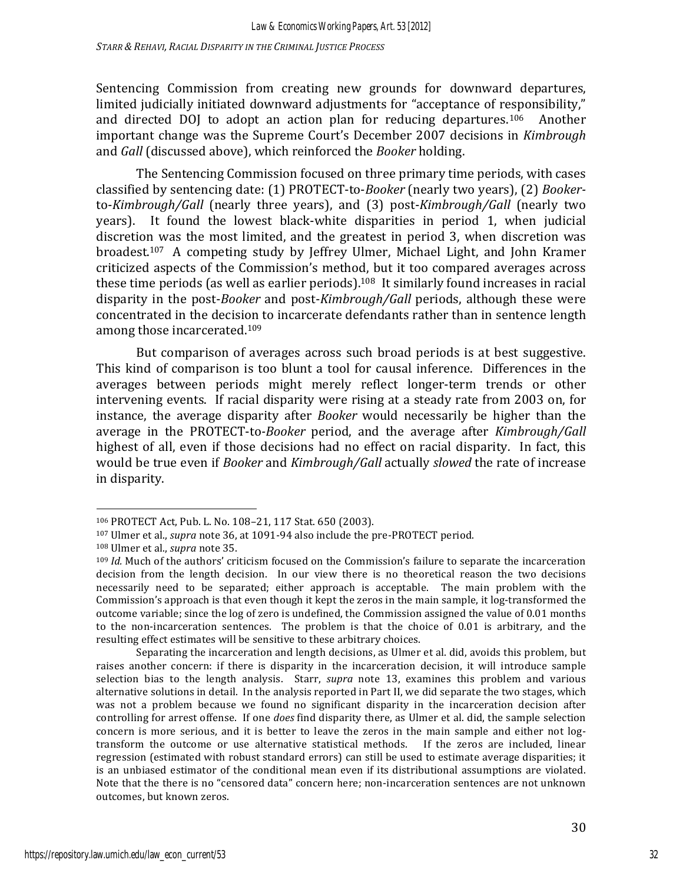Sentencing Commission from creating new grounds for downward departures, limited judicially initiated downward adjustments for "acceptance of responsibility," and directed DOJ to adopt an action plan for reducing departures.[106] Another important change was the Supreme Court's December 2007 decisions in *Kimbrough* and *Gall* (discussed above), which reinforced the *Booker* holding.

The Sentencing Commission focused on three primary time periods, with cases classified by sentencing date: (1) PROTECT-to-*Booker* (nearly two years), (2) *Booker*-to-*Kimbrough/Gall* (nearly three years), and (3) post-*Kimbrough/Gall* (nearly two years). It found the lowest black-white disparities in period 1, when judicial discretion was the most limited, and the greatest in period 3, when discretion was broadest.[107] A competing study by Jeffrey Ulmer, Michael Light, and John Kramer criticized aspects of the Commission's method, but it too compared averages across these time periods (as well as earlier periods).[108] It similarly found increases in racial disparity in the post-*Booker* and post-*Kimbrough/Gall* periods, although these were concentrated in the decision to incarcerate defendants rather than in sentence length among those incarcerated.[109]

But comparison of averages across such broad periods is at best suggestive. This kind of comparison is too blunt a tool for causal inference. Differences in the averages between periods might merely reflect longer-term trends or other intervening events. If racial disparity were rising at a steady rate from 2003 on, for instance, the average disparity after *Booker* would necessarily be higher than the average in the PROTECT-to-*Booker* period, and the average after *Kimbrough/Gall* highest of all, even if those decisions had no effect on racial disparity. In fact, this would be true even if *Booker* and *Kimbrough/Gall* actually *slowed* the rate of increase in disparity.

---

[106] PROTECT Act, Pub. L. No. 108–21, 117 Stat. 650 (2003).

[107] Ulmer et al., *supra* note 36, at 1091-94 also include the pre-PROTECT period.

[108] Ulmer et al., *supra* note 35.

[109] *Id.* Much of the authors' criticism focused on the Commission's failure to separate the incarceration decision from the length decision. In our view there is no theoretical reason the two decisions necessarily need to be separated; either approach is acceptable. The main problem with the Commission's approach is that even though it kept the zeros in the main sample, it log-transformed the outcome variable; since the log of zero is undefined, the Commission assigned the value of 0.01 months to the non-incarceration sentences. The problem is that the choice of 0.01 is arbitrary, and the resulting effect estimates will be sensitive to these arbitrary choices.

Separating the incarceration and length decisions, as Ulmer et al. did, avoids this problem, but raises another concern: if there is disparity in the incarceration decision, it will introduce sample selection bias to the length analysis. Starr, *supra* note 13, examines this problem and various alternative solutions in detail. In the analysis reported in Part II, we did separate the two stages, which was not a problem because we found no significant disparity in the incarceration decision after controlling for arrest offense. If one *does* find disparity there, as Ulmer et al. did, the sample selection concern is more serious, and it is better to leave the zeros in the main sample and either not log-transform the outcome or use alternative statistical methods. If the zeros are included, linear regression (estimated with robust standard errors) can still be used to estimate average disparities; it is an unbiased estimator of the conditional mean even if its distributional assumptions are violated. Note that the there is no "censored data" concern here; non-incarceration sentences are not unknown outcomes, but known zeros.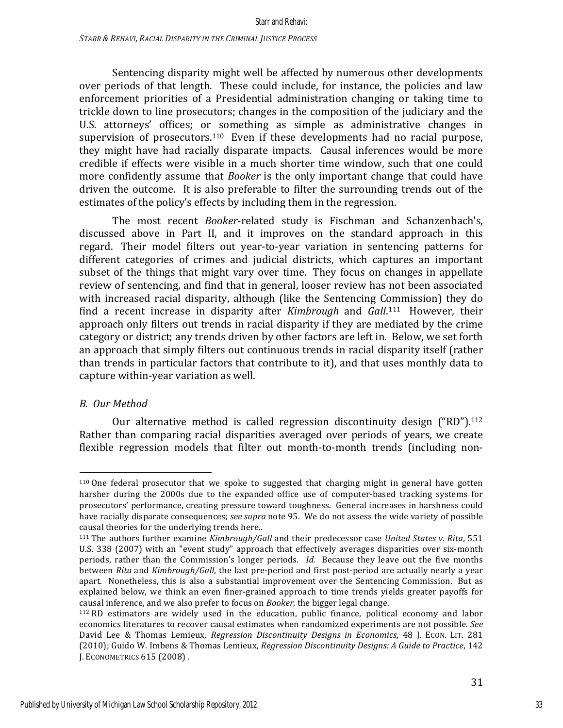Sentencing disparity might well be affected by numerous other developments over periods of that length. These could include, for instance, the policies and law enforcement priorities of a Presidential administration changing or taking time to trickle down to line prosecutors; changes in the composition of the judiciary and the U.S. attorneys' offices; or something as simple as administrative changes in supervision of prosecutors.[110] Even if these developments had no racial purpose, they might have had racially disparate impacts. Causal inferences would be more credible if effects were visible in a much shorter time window, such that one could more confidently assume that *Booker* is the only important change that could have driven the outcome. It is also preferable to filter the surrounding trends out of the estimates of the policy's effects by including them in the regression.

The most recent *Booker*-related study is Fischman and Schanzenbach's, discussed above in Part II, and it improves on the standard approach in this regard. Their model filters out year-to-year variation in sentencing patterns for different categories of crimes and judicial districts, which captures an important subset of the things that might vary over time. They focus on changes in appellate review of sentencing, and find that in general, looser review has not been associated with increased racial disparity, although (like the Sentencing Commission) they do find a recent increase in disparity after *Kimbrough* and *Gall*.[111] However, their approach only filters out trends in racial disparity if they are mediated by the crime category or district; any trends driven by other factors are left in. Below, we set forth an approach that simply filters out continuous trends in racial disparity itself (rather than trends in particular factors that contribute to it), and that uses monthly data to capture within-year variation as well.

### *B. Our Method*

Our alternative method is called regression discontinuity design ("RD").[112] Rather than comparing racial disparities averaged over periods of years, we create flexible regression models that filter out month-to-month trends (including non-

---

[110] One federal prosecutor that we spoke to suggested that charging might in general have gotten harsher during the 2000s due to the expanded office use of computer-based tracking systems for prosecutors' performance, creating pressure toward toughness. General increases in harshness could have racially disparate consequences; *see supra* note 95. We do not assess the wide variety of possible causal theories for the underlying trends here..

[111] The authors further examine *Kimbrough/Gall* and their predecessor case *United States v. Rita*, 551 U.S. 338 (2007) with an "event study" approach that effectively averages disparities over six-month periods, rather than the Commission's longer periods. *Id.* Because they leave out the five months between *Rita* and *Kimbrough/Gall*, the last pre-period and first post-period are actually nearly a year apart. Nonetheless, this is also a substantial improvement over the Sentencing Commission. But as explained below, we think an even finer-grained approach to time trends yields greater payoffs for causal inference, and we also prefer to focus on *Booker*, the bigger legal change.

[112] RD estimators are widely used in the education, public finance, political economy and labor economics literatures to recover causal estimates when randomized experiments are not possible. *See* David Lee & Thomas Lemieux, *Regression Discontinuity Designs in Economics*, 48 J. ECON. LIT. 281 (2010); Guido W. Imbens & Thomas Lemieux, *Regression Discontinuity Designs: A Guide to Practice*, 142 J. ECONOMETRICS 615 (2008) .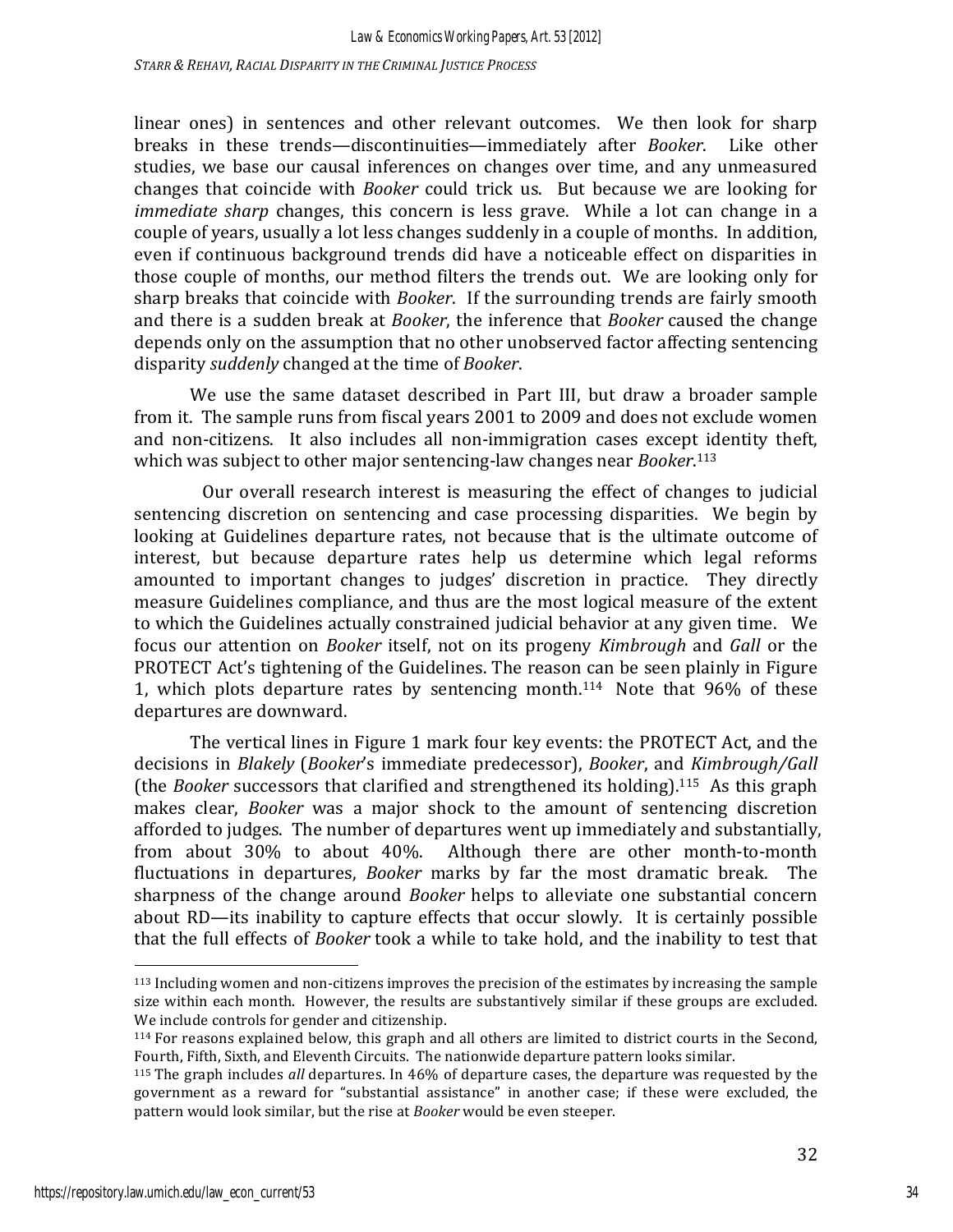linear ones) in sentences and other relevant outcomes. We then look for sharp breaks in these trends—discontinuities—immediately after *Booker*. Like other studies, we base our causal inferences on changes over time, and any unmeasured changes that coincide with *Booker* could trick us. But because we are looking for *immediate sharp* changes, this concern is less grave. While a lot can change in a couple of years, usually a lot less changes suddenly in a couple of months. In addition, even if continuous background trends did have a noticeable effect on disparities in those couple of months, our method filters the trends out. We are looking only for sharp breaks that coincide with *Booker*. If the surrounding trends are fairly smooth and there is a sudden break at *Booker*, the inference that *Booker* caused the change depends only on the assumption that no other unobserved factor affecting sentencing disparity *suddenly* changed at the time of *Booker*.

We use the same dataset described in Part III, but draw a broader sample from it. The sample runs from fiscal years 2001 to 2009 and does not exclude women and non-citizens. It also includes all non-immigration cases except identity theft, which was subject to other major sentencing-law changes near *Booker*.[113]

Our overall research interest is measuring the effect of changes to judicial sentencing discretion on sentencing and case processing disparities. We begin by looking at Guidelines departure rates, not because that is the ultimate outcome of interest, but because departure rates help us determine which legal reforms amounted to important changes to judges' discretion in practice. They directly measure Guidelines compliance, and thus are the most logical measure of the extent to which the Guidelines actually constrained judicial behavior at any given time. We focus our attention on *Booker* itself, not on its progeny *Kimbrough* and *Gall* or the PROTECT Act's tightening of the Guidelines. The reason can be seen plainly in Figure 1, which plots departure rates by sentencing month.[114] Note that 96% of these departures are downward.

The vertical lines in Figure 1 mark four key events: the PROTECT Act, and the decisions in *Blakely* (*Booker*'s immediate predecessor), *Booker*, and *Kimbrough/Gall* (the *Booker* successors that clarified and strengthened its holding).[115] As this graph makes clear, *Booker* was a major shock to the amount of sentencing discretion afforded to judges. The number of departures went up immediately and substantially, from about 30% to about 40%. Although there are other month-to-month fluctuations in departures, *Booker* marks by far the most dramatic break. The sharpness of the change around *Booker* helps to alleviate one substantial concern about RD—its inability to capture effects that occur slowly. It is certainly possible that the full effects of *Booker* took a while to take hold, and the inability to test that

---

[113] Including women and non-citizens improves the precision of the estimates by increasing the sample size within each month. However, the results are substantively similar if these groups are excluded. We include controls for gender and citizenship.

[114] For reasons explained below, this graph and all others are limited to district courts in the Second, Fourth, Fifth, Sixth, and Eleventh Circuits. The nationwide departure pattern looks similar.

[115] The graph includes *all* departures. In 46% of departure cases, the departure was requested by the government as a reward for "substantial assistance" in another case; if these were excluded, the pattern would look similar, but the rise at *Booker* would be even steeper.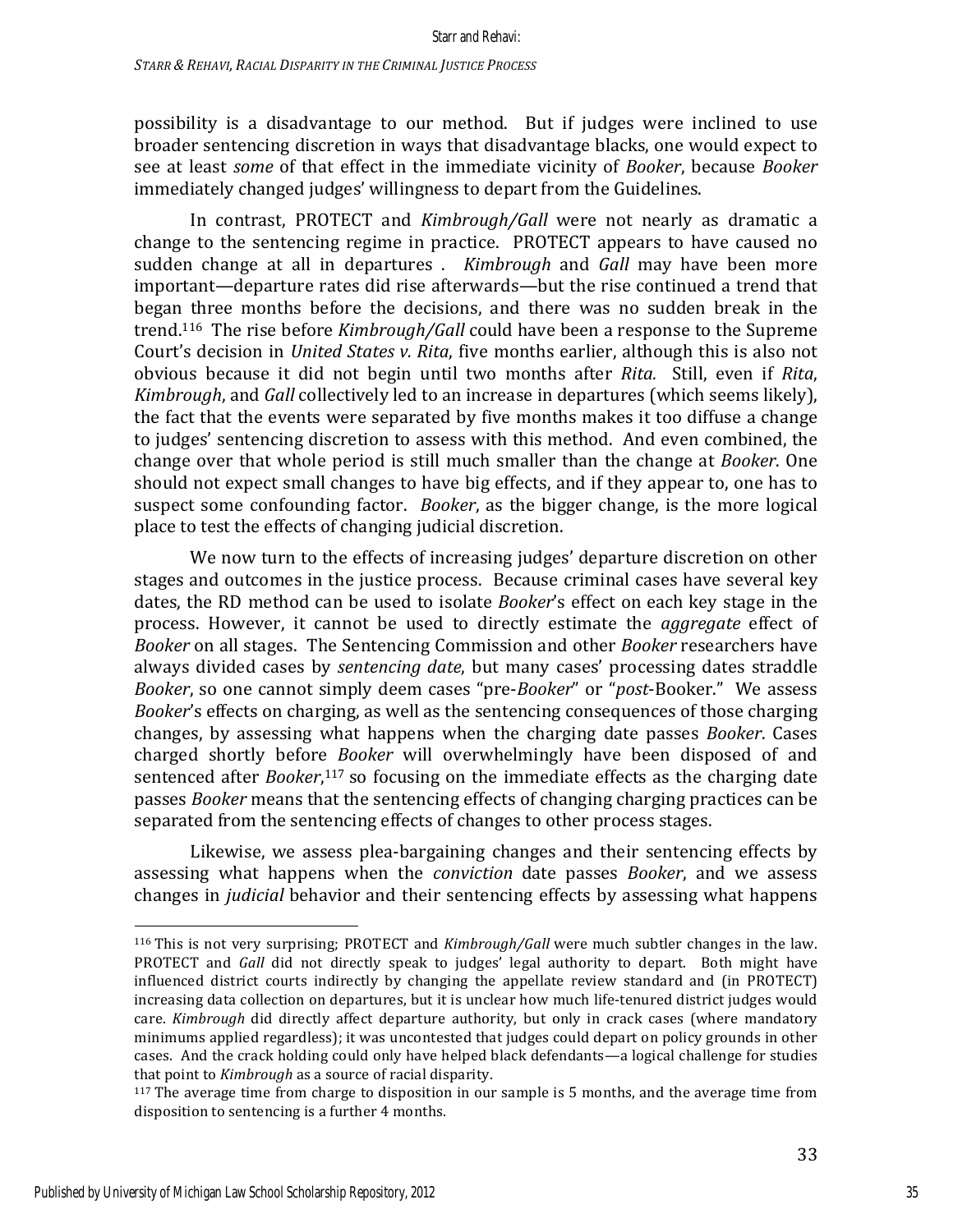possibility is a disadvantage to our method. But if judges were inclined to use broader sentencing discretion in ways that disadvantage blacks, one would expect to see at least *some* of that effect in the immediate vicinity of *Booker*, because *Booker* immediately changed judges' willingness to depart from the Guidelines.

In contrast, PROTECT and *Kimbrough/Gall* were not nearly as dramatic a change to the sentencing regime in practice. PROTECT appears to have caused no sudden change at all in departures . *Kimbrough* and *Gall* may have been more important—departure rates did rise afterwards—but the rise continued a trend that began three months before the decisions, and there was no sudden break in the trend.[116] The rise before *Kimbrough/Gall* could have been a response to the Supreme Court's decision in *United States v. Rita*, five months earlier, although this is also not obvious because it did not begin until two months after *Rita.* Still, even if *Rita*, *Kimbrough*, and *Gall* collectively led to an increase in departures (which seems likely), the fact that the events were separated by five months makes it too diffuse a change to judges' sentencing discretion to assess with this method. And even combined, the change over that whole period is still much smaller than the change at *Booker*. One should not expect small changes to have big effects, and if they appear to, one has to suspect some confounding factor. *Booker*, as the bigger change, is the more logical place to test the effects of changing judicial discretion.

We now turn to the effects of increasing judges' departure discretion on other stages and outcomes in the justice process. Because criminal cases have several key dates, the RD method can be used to isolate *Booker*'s effect on each key stage in the process. However, it cannot be used to directly estimate the *aggregate* effect of *Booker* on all stages. The Sentencing Commission and other *Booker* researchers have always divided cases by *sentencing date*, but many cases' processing dates straddle *Booker*, so one cannot simply deem cases "pre-*Booker*" or "*post*-Booker." We assess *Booker*'s effects on charging, as well as the sentencing consequences of those charging changes, by assessing what happens when the charging date passes *Booker*. Cases charged shortly before *Booker* will overwhelmingly have been disposed of and sentenced after *Booker*,[117] so focusing on the immediate effects as the charging date passes *Booker* means that the sentencing effects of changing charging practices can be separated from the sentencing effects of changes to other process stages.

Likewise, we assess plea-bargaining changes and their sentencing effects by assessing what happens when the *conviction* date passes *Booker*, and we assess changes in *judicial* behavior and their sentencing effects by assessing what happens

---

[116] This is not very surprising; PROTECT and *Kimbrough/Gall* were much subtler changes in the law. PROTECT and *Gall* did not directly speak to judges' legal authority to depart. Both might have influenced district courts indirectly by changing the appellate review standard and (in PROTECT) increasing data collection on departures, but it is unclear how much life-tenured district judges would care. *Kimbrough* did directly affect departure authority, but only in crack cases (where mandatory minimums applied regardless); it was uncontested that judges could depart on policy grounds in other cases. And the crack holding could only have helped black defendants—a logical challenge for studies that point to *Kimbrough* as a source of racial disparity.

[117] The average time from charge to disposition in our sample is 5 months, and the average time from disposition to sentencing is a further 4 months.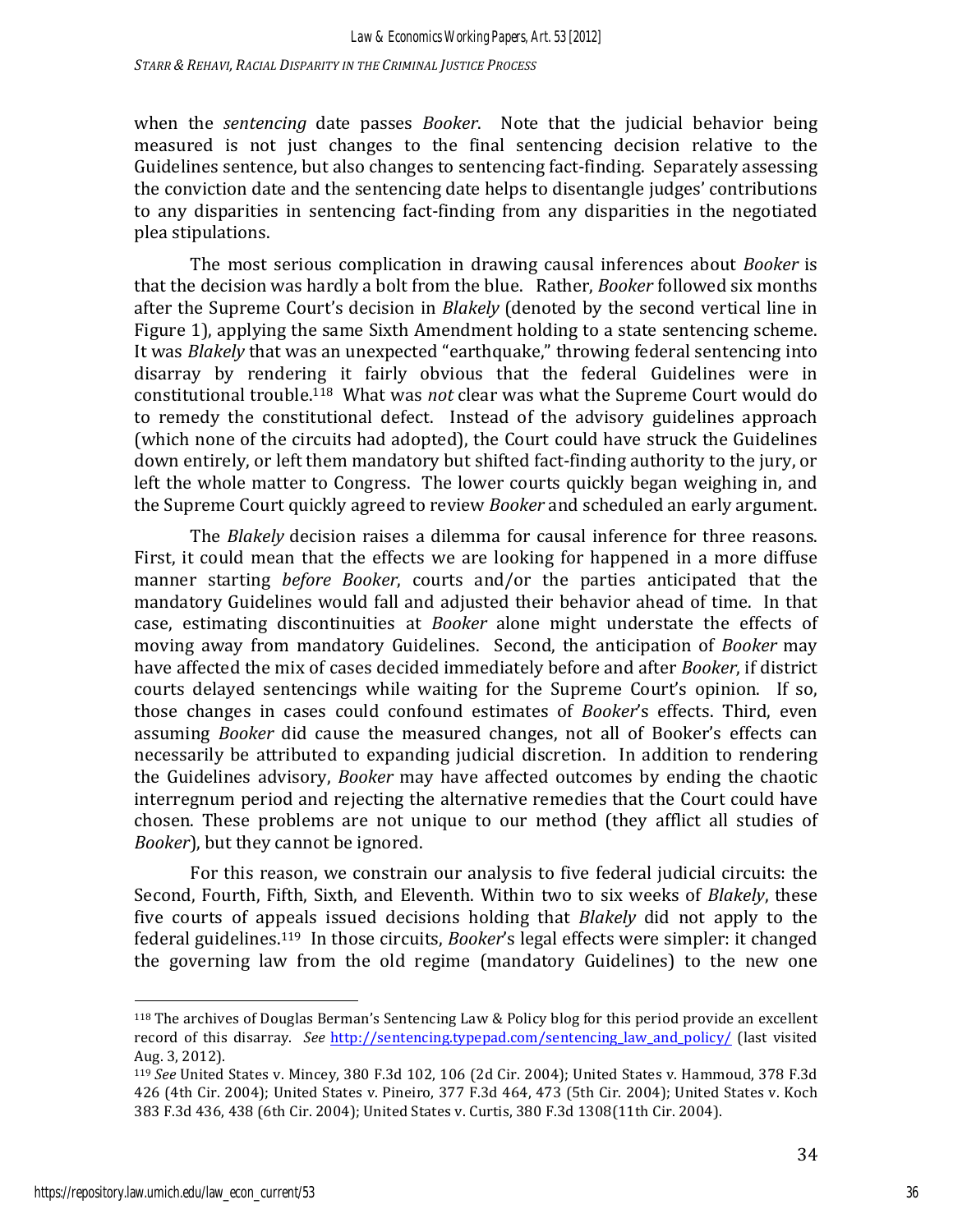when the *sentencing* date passes *Booker*. Note that the judicial behavior being measured is not just changes to the final sentencing decision relative to the Guidelines sentence, but also changes to sentencing fact-finding. Separately assessing the conviction date and the sentencing date helps to disentangle judges' contributions to any disparities in sentencing fact-finding from any disparities in the negotiated plea stipulations.

The most serious complication in drawing causal inferences about *Booker* is that the decision was hardly a bolt from the blue. Rather, *Booker* followed six months after the Supreme Court's decision in *Blakely* (denoted by the second vertical line in Figure 1), applying the same Sixth Amendment holding to a state sentencing scheme. It was *Blakely* that was an unexpected "earthquake," throwing federal sentencing into disarray by rendering it fairly obvious that the federal Guidelines were in constitutional trouble.[118] What was *not* clear was what the Supreme Court would do to remedy the constitutional defect. Instead of the advisory guidelines approach (which none of the circuits had adopted), the Court could have struck the Guidelines down entirely, or left them mandatory but shifted fact-finding authority to the jury, or left the whole matter to Congress. The lower courts quickly began weighing in, and the Supreme Court quickly agreed to review *Booker* and scheduled an early argument.

The *Blakely* decision raises a dilemma for causal inference for three reasons. First, it could mean that the effects we are looking for happened in a more diffuse manner starting *before Booker*, courts and/or the parties anticipated that the mandatory Guidelines would fall and adjusted their behavior ahead of time. In that case, estimating discontinuities at *Booker* alone might understate the effects of moving away from mandatory Guidelines. Second, the anticipation of *Booker* may have affected the mix of cases decided immediately before and after *Booker*, if district courts delayed sentencings while waiting for the Supreme Court's opinion. If so, those changes in cases could confound estimates of *Booker*'s effects. Third, even assuming *Booker* did cause the measured changes, not all of Booker's effects can necessarily be attributed to expanding judicial discretion. In addition to rendering the Guidelines advisory, *Booker* may have affected outcomes by ending the chaotic interregnum period and rejecting the alternative remedies that the Court could have chosen. These problems are not unique to our method (they afflict all studies of *Booker*), but they cannot be ignored.

For this reason, we constrain our analysis to five federal judicial circuits: the Second, Fourth, Fifth, Sixth, and Eleventh. Within two to six weeks of *Blakely*, these five courts of appeals issued decisions holding that *Blakely* did not apply to the federal guidelines.[119] In those circuits, *Booker*'s legal effects were simpler: it changed the governing law from the old regime (mandatory Guidelines) to the new one

---

[118] The archives of Douglas Berman's Sentencing Law & Policy blog for this period provide an excellent record of this disarray. *See* http://sentencing.typepad.com/sentencing_law_and_policy/ (last visited Aug. 3, 2012).

[119] *See* United States v. Mincey, 380 F.3d 102, 106 (2d Cir. 2004); United States v. Hammoud, 378 F.3d 426 (4th Cir. 2004); United States v. Pineiro, 377 F.3d 464, 473 (5th Cir. 2004); United States v. Koch 383 F.3d 436, 438 (6th Cir. 2004); United States v. Curtis, 380 F.3d 1308(11th Cir. 2004).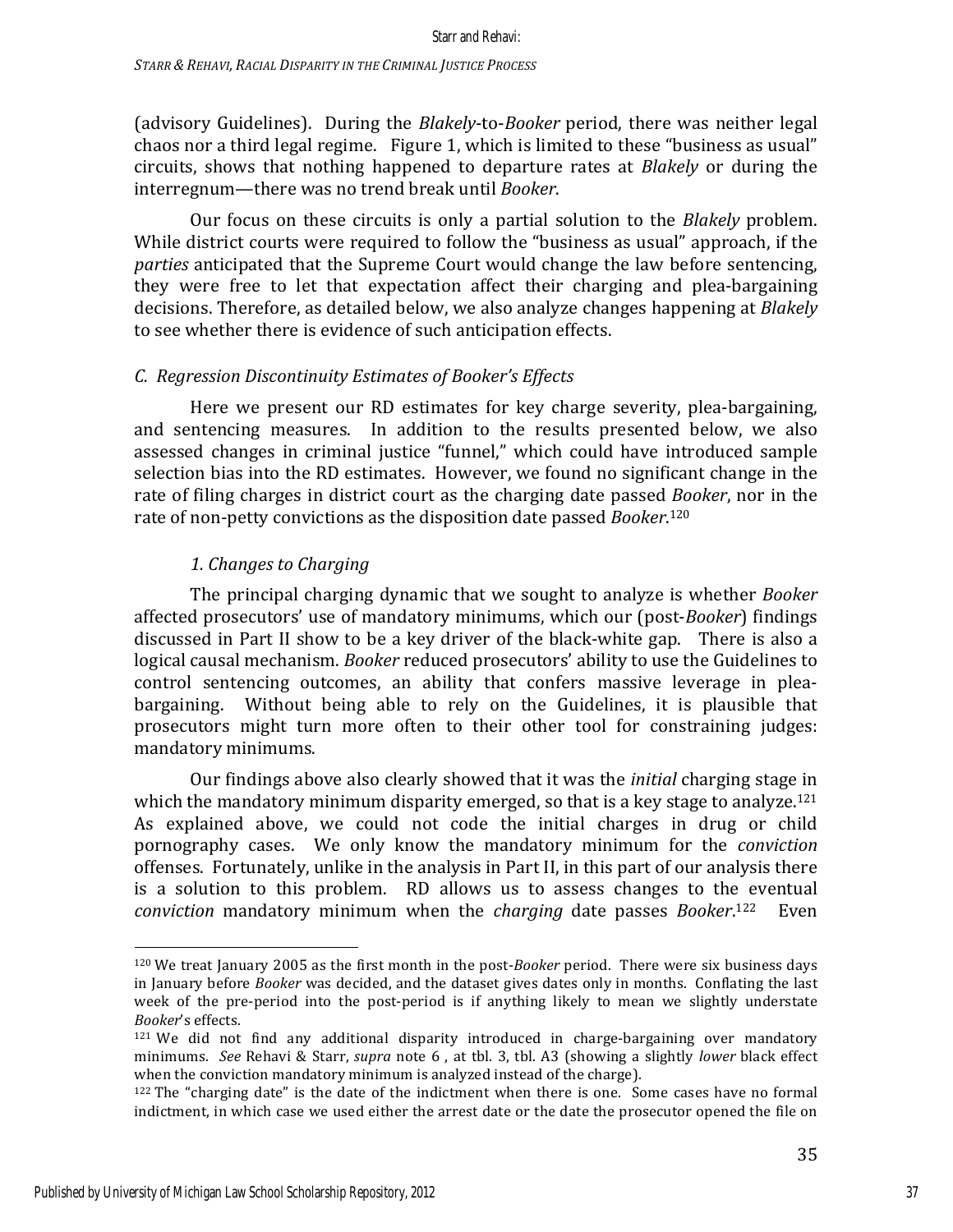(advisory Guidelines). During the *Blakely*-to-*Booker* period, there was neither legal chaos nor a third legal regime. Figure 1, which is limited to these "business as usual" circuits, shows that nothing happened to departure rates at *Blakely* or during the interregnum—there was no trend break until *Booker*.

Our focus on these circuits is only a partial solution to the *Blakely* problem. While district courts were required to follow the "business as usual" approach, if the *parties* anticipated that the Supreme Court would change the law before sentencing, they were free to let that expectation affect their charging and plea-bargaining decisions. Therefore, as detailed below, we also analyze changes happening at *Blakely* to see whether there is evidence of such anticipation effects.

### *C. Regression Discontinuity Estimates of Booker's Effects*

Here we present our RD estimates for key charge severity, plea-bargaining, and sentencing measures. In addition to the results presented below, we also assessed changes in criminal justice "funnel," which could have introduced sample selection bias into the RD estimates. However, we found no significant change in the rate of filing charges in district court as the charging date passed *Booker*, nor in the rate of non-petty convictions as the disposition date passed *Booker*.[120]

#### *1. Changes to Charging*

The principal charging dynamic that we sought to analyze is whether *Booker* affected prosecutors' use of mandatory minimums, which our (post-*Booker*) findings discussed in Part II show to be a key driver of the black-white gap. There is also a logical causal mechanism. *Booker* reduced prosecutors' ability to use the Guidelines to control sentencing outcomes, an ability that confers massive leverage in plea-bargaining. Without being able to rely on the Guidelines, it is plausible that prosecutors might turn more often to their other tool for constraining judges: mandatory minimums.

Our findings above also clearly showed that it was the *initial* charging stage in which the mandatory minimum disparity emerged, so that is a key stage to analyze.[121] As explained above, we could not code the initial charges in drug or child pornography cases. We only know the mandatory minimum for the *conviction* offenses. Fortunately, unlike in the analysis in Part II, in this part of our analysis there is a solution to this problem. RD allows us to assess changes to the eventual *conviction* mandatory minimum when the *charging* date passes *Booker*.[122] Even

---

[120] We treat January 2005 as the first month in the post-*Booker* period. There were six business days in January before *Booker* was decided, and the dataset gives dates only in months. Conflating the last week of the pre-period into the post-period is if anything likely to mean we slightly understate *Booker*'s effects.

[121] We did not find any additional disparity introduced in charge-bargaining over mandatory minimums. *See* Rehavi & Starr, *supra* note 6 , at tbl. 3, tbl. A3 (showing a slightly *lower* black effect when the conviction mandatory minimum is analyzed instead of the charge).

[122] The "charging date" is the date of the indictment when there is one. Some cases have no formal indictment, in which case we used either the arrest date or the date the prosecutor opened the file on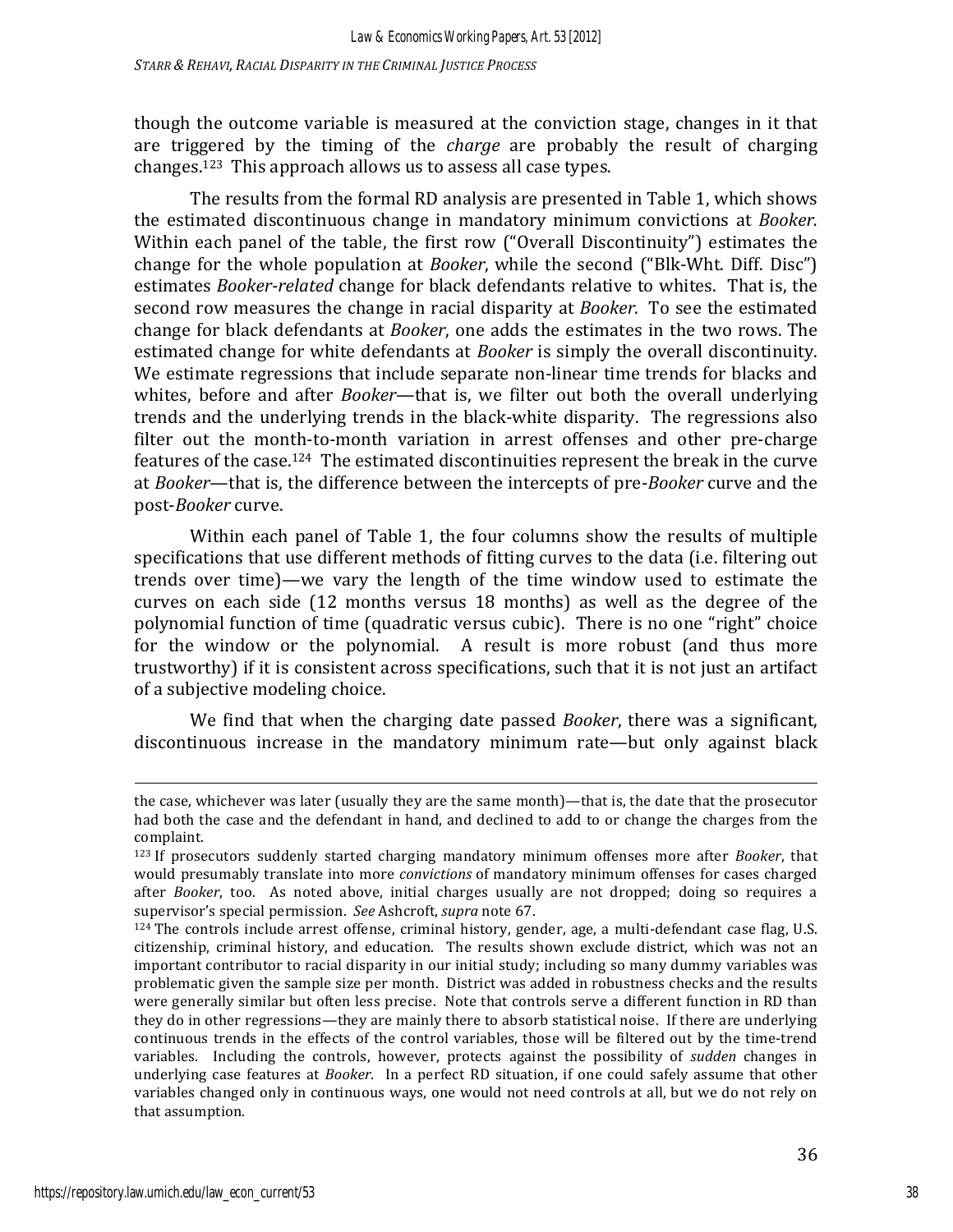though the outcome variable is measured at the conviction stage, changes in it that are triggered by the timing of the *charge* are probably the result of charging changes.[123] This approach allows us to assess all case types.

The results from the formal RD analysis are presented in Table 1, which shows the estimated discontinuous change in mandatory minimum convictions at *Booker.* Within each panel of the table, the first row ("Overall Discontinuity") estimates the change for the whole population at *Booker*, while the second ("Blk-Wht. Diff. Disc") estimates *Booker-related* change for black defendants relative to whites. That is, the second row measures the change in racial disparity at *Booker.* To see the estimated change for black defendants at *Booker*, one adds the estimates in the two rows. The estimated change for white defendants at *Booker* is simply the overall discontinuity. We estimate regressions that include separate non-linear time trends for blacks and whites, before and after *Booker*—that is, we filter out both the overall underlying trends and the underlying trends in the black-white disparity. The regressions also filter out the month-to-month variation in arrest offenses and other pre-charge features of the case.[124] The estimated discontinuities represent the break in the curve at *Booker*—that is, the difference between the intercepts of pre-*Booker* curve and the post-*Booker* curve.

Within each panel of Table 1, the four columns show the results of multiple specifications that use different methods of fitting curves to the data (i.e. filtering out trends over time)—we vary the length of the time window used to estimate the curves on each side (12 months versus 18 months) as well as the degree of the polynomial function of time (quadratic versus cubic). There is no one "right" choice for the window or the polynomial. A result is more robust (and thus more trustworthy) if it is consistent across specifications, such that it is not just an artifact of a subjective modeling choice.

We find that when the charging date passed *Booker*, there was a significant, discontinuous increase in the mandatory minimum rate—but only against black

---

the case, whichever was later (usually they are the same month)—that is, the date that the prosecutor had both the case and the defendant in hand, and declined to add to or change the charges from the complaint.

[123] If prosecutors suddenly started charging mandatory minimum offenses more after *Booker*, that would presumably translate into more *convictions* of mandatory minimum offenses for cases charged after *Booker*, too. As noted above, initial charges usually are not dropped; doing so requires a supervisor's special permission. *See* Ashcroft, *supra* note 67.

[124] The controls include arrest offense, criminal history, gender, age, a multi-defendant case flag, U.S. citizenship, criminal history, and education. The results shown exclude district, which was not an important contributor to racial disparity in our initial study; including so many dummy variables was problematic given the sample size per month. District was added in robustness checks and the results were generally similar but often less precise. Note that controls serve a different function in RD than they do in other regressions—they are mainly there to absorb statistical noise. If there are underlying continuous trends in the effects of the control variables, those will be filtered out by the time-trend variables. Including the controls, however, protects against the possibility of *sudden* changes in underlying case features at *Booker*. In a perfect RD situation, if one could safely assume that other variables changed only in continuous ways, one would not need controls at all, but we do not rely on that assumption.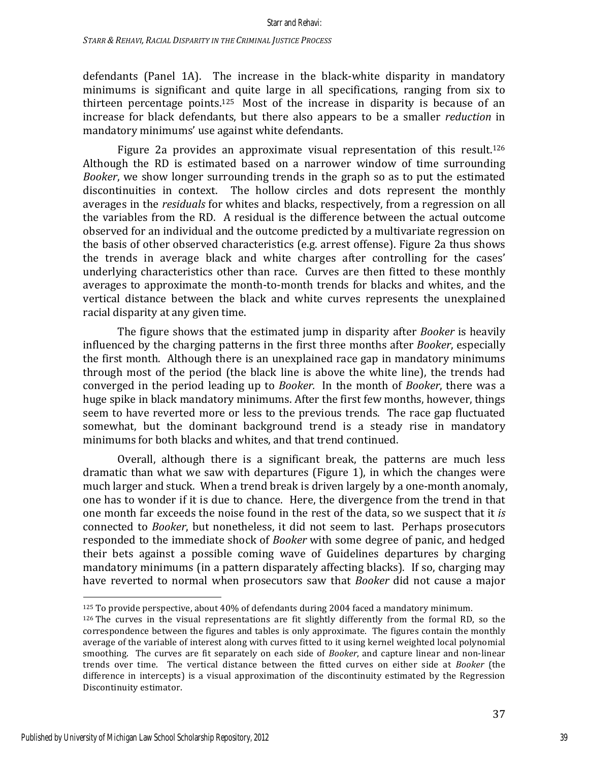defendants (Panel 1A). The increase in the black-white disparity in mandatory minimums is significant and quite large in all specifications, ranging from six to thirteen percentage points.[125] Most of the increase in disparity is because of an increase for black defendants, but there also appears to be a smaller *reduction* in mandatory minimums' use against white defendants.

Figure 2a provides an approximate visual representation of this result.[126] Although the RD is estimated based on a narrower window of time surrounding *Booker*, we show longer surrounding trends in the graph so as to put the estimated discontinuities in context. The hollow circles and dots represent the monthly averages in the *residuals* for whites and blacks, respectively, from a regression on all the variables from the RD. A residual is the difference between the actual outcome observed for an individual and the outcome predicted by a multivariate regression on the basis of other observed characteristics (e.g. arrest offense). Figure 2a thus shows the trends in average black and white charges after controlling for the cases' underlying characteristics other than race. Curves are then fitted to these monthly averages to approximate the month-to-month trends for blacks and whites, and the vertical distance between the black and white curves represents the unexplained racial disparity at any given time.

The figure shows that the estimated jump in disparity after *Booker* is heavily influenced by the charging patterns in the first three months after *Booker*, especially the first month. Although there is an unexplained race gap in mandatory minimums through most of the period (the black line is above the white line), the trends had converged in the period leading up to *Booker.* In the month of *Booker*, there was a huge spike in black mandatory minimums. After the first few months, however, things seem to have reverted more or less to the previous trends. The race gap fluctuated somewhat, but the dominant background trend is a steady rise in mandatory minimums for both blacks and whites, and that trend continued.

Overall, although there is a significant break, the patterns are much less dramatic than what we saw with departures (Figure 1), in which the changes were much larger and stuck. When a trend break is driven largely by a one-month anomaly, one has to wonder if it is due to chance. Here, the divergence from the trend in that one month far exceeds the noise found in the rest of the data, so we suspect that it *is* connected to *Booker*, but nonetheless, it did not seem to last. Perhaps prosecutors responded to the immediate shock of *Booker* with some degree of panic, and hedged their bets against a possible coming wave of Guidelines departures by charging mandatory minimums (in a pattern disparately affecting blacks). If so, charging may have reverted to normal when prosecutors saw that *Booker* did not cause a major

---

[125] To provide perspective, about 40% of defendants during 2004 faced a mandatory minimum.

[126] The curves in the visual representations are fit slightly differently from the formal RD, so the correspondence between the figures and tables is only approximate. The figures contain the monthly average of the variable of interest along with curves fitted to it using kernel weighted local polynomial smoothing. The curves are fit separately on each side of *Booker*, and capture linear and non-linear trends over time. The vertical distance between the fitted curves on either side at *Booker* (the difference in intercepts) is a visual approximation of the discontinuity estimated by the Regression Discontinuity estimator.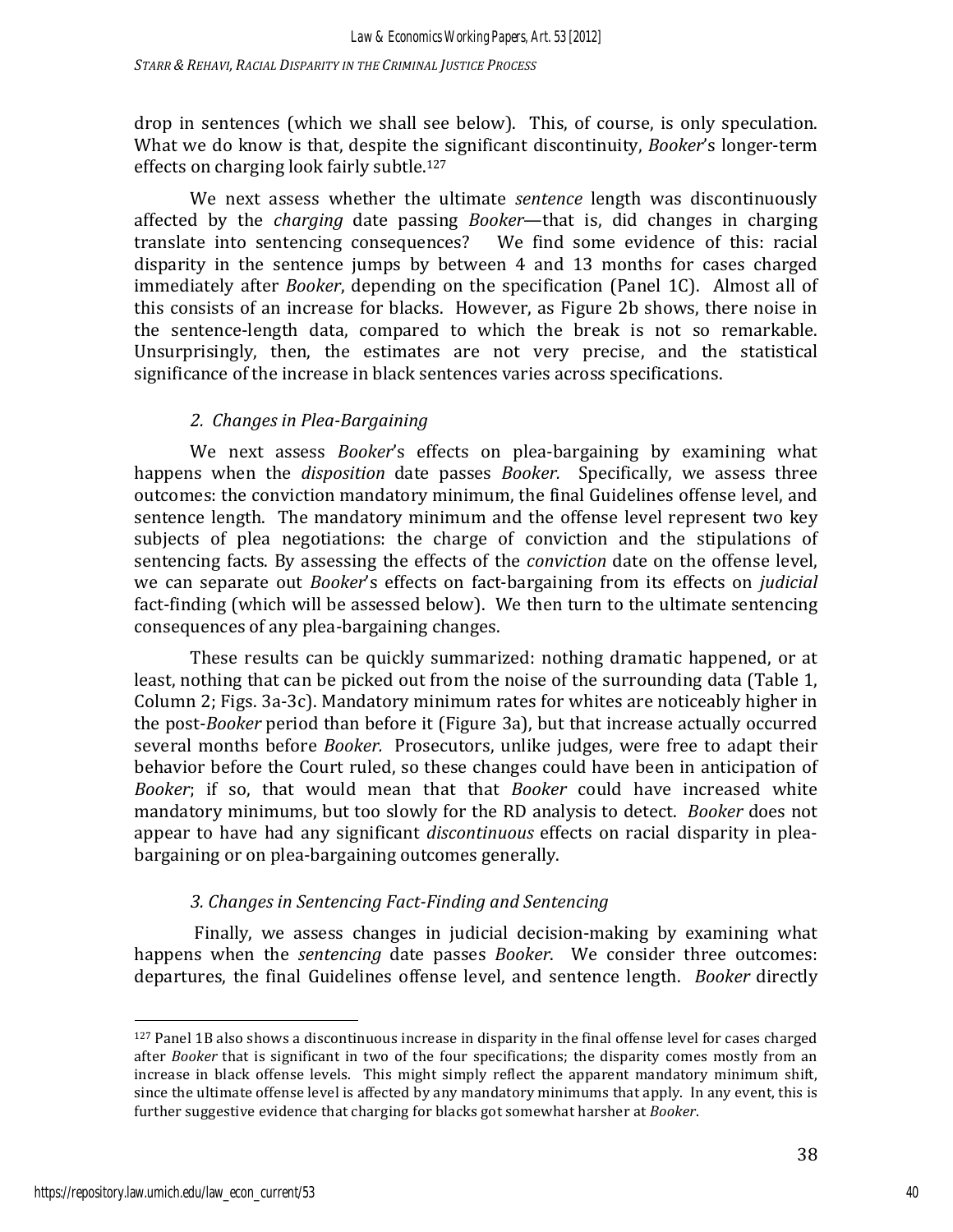drop in sentences (which we shall see below). This, of course, is only speculation. What we do know is that, despite the significant discontinuity, *Booker*'s longer-term effects on charging look fairly subtle.[127]

We next assess whether the ultimate *sentence* length was discontinuously affected by the *charging* date passing *Booker*—that is, did changes in charging translate into sentencing consequences? We find some evidence of this: racial disparity in the sentence jumps by between 4 and 13 months for cases charged immediately after *Booker*, depending on the specification (Panel 1C). Almost all of this consists of an increase for blacks. However, as Figure 2b shows, there noise in the sentence-length data, compared to which the break is not so remarkable. Unsurprisingly, then, the estimates are not very precise, and the statistical significance of the increase in black sentences varies across specifications.

### *2. Changes in Plea-Bargaining*

We next assess *Booker*'s effects on plea-bargaining by examining what happens when the *disposition* date passes *Booker.* Specifically, we assess three outcomes: the conviction mandatory minimum, the final Guidelines offense level, and sentence length. The mandatory minimum and the offense level represent two key subjects of plea negotiations: the charge of conviction and the stipulations of sentencing facts. By assessing the effects of the *conviction* date on the offense level, we can separate out *Booker*'s effects on fact-bargaining from its effects on *judicial* fact-finding (which will be assessed below). We then turn to the ultimate sentencing consequences of any plea-bargaining changes.

These results can be quickly summarized: nothing dramatic happened, or at least, nothing that can be picked out from the noise of the surrounding data (Table 1, Column 2; Figs. 3a-3c). Mandatory minimum rates for whites are noticeably higher in the post-*Booker* period than before it (Figure 3a), but that increase actually occurred several months before *Booker.* Prosecutors, unlike judges, were free to adapt their behavior before the Court ruled, so these changes could have been in anticipation of *Booker*; if so, that would mean that that *Booker* could have increased white mandatory minimums, but too slowly for the RD analysis to detect. *Booker* does not appear to have had any significant *discontinuous* effects on racial disparity in plea-bargaining or on plea-bargaining outcomes generally.

### *3. Changes in Sentencing Fact-Finding and Sentencing*

Finally, we assess changes in judicial decision-making by examining what happens when the *sentencing* date passes *Booker*. We consider three outcomes: departures, the final Guidelines offense level, and sentence length. *Booker* directly

---

[127] Panel 1B also shows a discontinuous increase in disparity in the final offense level for cases charged after *Booker* that is significant in two of the four specifications; the disparity comes mostly from an increase in black offense levels. This might simply reflect the apparent mandatory minimum shift, since the ultimate offense level is affected by any mandatory minimums that apply. In any event, this is further suggestive evidence that charging for blacks got somewhat harsher at *Booker*.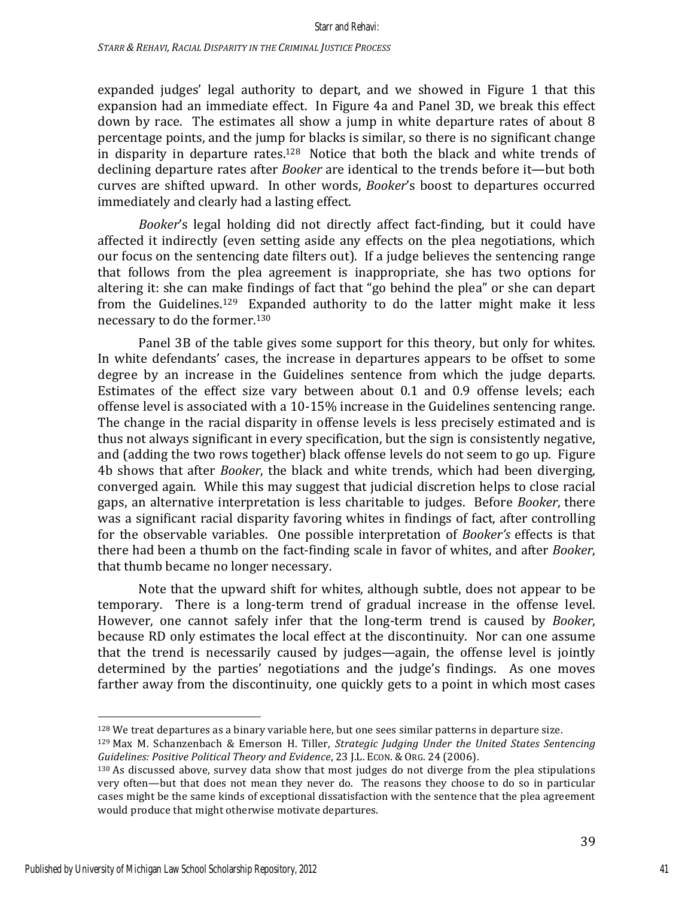expanded judges' legal authority to depart, and we showed in Figure 1 that this expansion had an immediate effect. In Figure 4a and Panel 3D, we break this effect down by race. The estimates all show a jump in white departure rates of about 8 percentage points, and the jump for blacks is similar, so there is no significant change in disparity in departure rates.[128] Notice that both the black and white trends of declining departure rates after *Booker* are identical to the trends before it—but both curves are shifted upward. In other words, *Booker*'s boost to departures occurred immediately and clearly had a lasting effect.

*Booker*'s legal holding did not directly affect fact-finding, but it could have affected it indirectly (even setting aside any effects on the plea negotiations, which our focus on the sentencing date filters out). If a judge believes the sentencing range that follows from the plea agreement is inappropriate, she has two options for altering it: she can make findings of fact that "go behind the plea" or she can depart from the Guidelines.[129] Expanded authority to do the latter might make it less necessary to do the former.[130]

Panel 3B of the table gives some support for this theory, but only for whites. In white defendants' cases, the increase in departures appears to be offset to some degree by an increase in the Guidelines sentence from which the judge departs. Estimates of the effect size vary between about 0.1 and 0.9 offense levels; each offense level is associated with a 10-15% increase in the Guidelines sentencing range. The change in the racial disparity in offense levels is less precisely estimated and is thus not always significant in every specification, but the sign is consistently negative, and (adding the two rows together) black offense levels do not seem to go up. Figure 4b shows that after *Booker*, the black and white trends, which had been diverging, converged again. While this may suggest that judicial discretion helps to close racial gaps, an alternative interpretation is less charitable to judges. Before *Booker*, there was a significant racial disparity favoring whites in findings of fact, after controlling for the observable variables. One possible interpretation of *Booker's* effects is that there had been a thumb on the fact-finding scale in favor of whites, and after *Booker*, that thumb became no longer necessary.

Note that the upward shift for whites, although subtle, does not appear to be temporary. There is a long-term trend of gradual increase in the offense level. However, one cannot safely infer that the long-term trend is caused by *Booker*, because RD only estimates the local effect at the discontinuity. Nor can one assume that the trend is necessarily caused by judges—again, the offense level is jointly determined by the parties' negotiations and the judge's findings. As one moves farther away from the discontinuity, one quickly gets to a point in which most cases

---

[128] We treat departures as a binary variable here, but one sees similar patterns in departure size.

[129] Max M. Schanzenbach & Emerson H. Tiller, *Strategic Judging Under the United States Sentencing Guidelines: Positive Political Theory and Evidence*, 23 J.L. ECON. & ORG. 24 (2006).

[130] As discussed above, survey data show that most judges do not diverge from the plea stipulations very often—but that does not mean they never do. The reasons they choose to do so in particular cases might be the same kinds of exceptional dissatisfaction with the sentence that the plea agreement would produce that might otherwise motivate departures.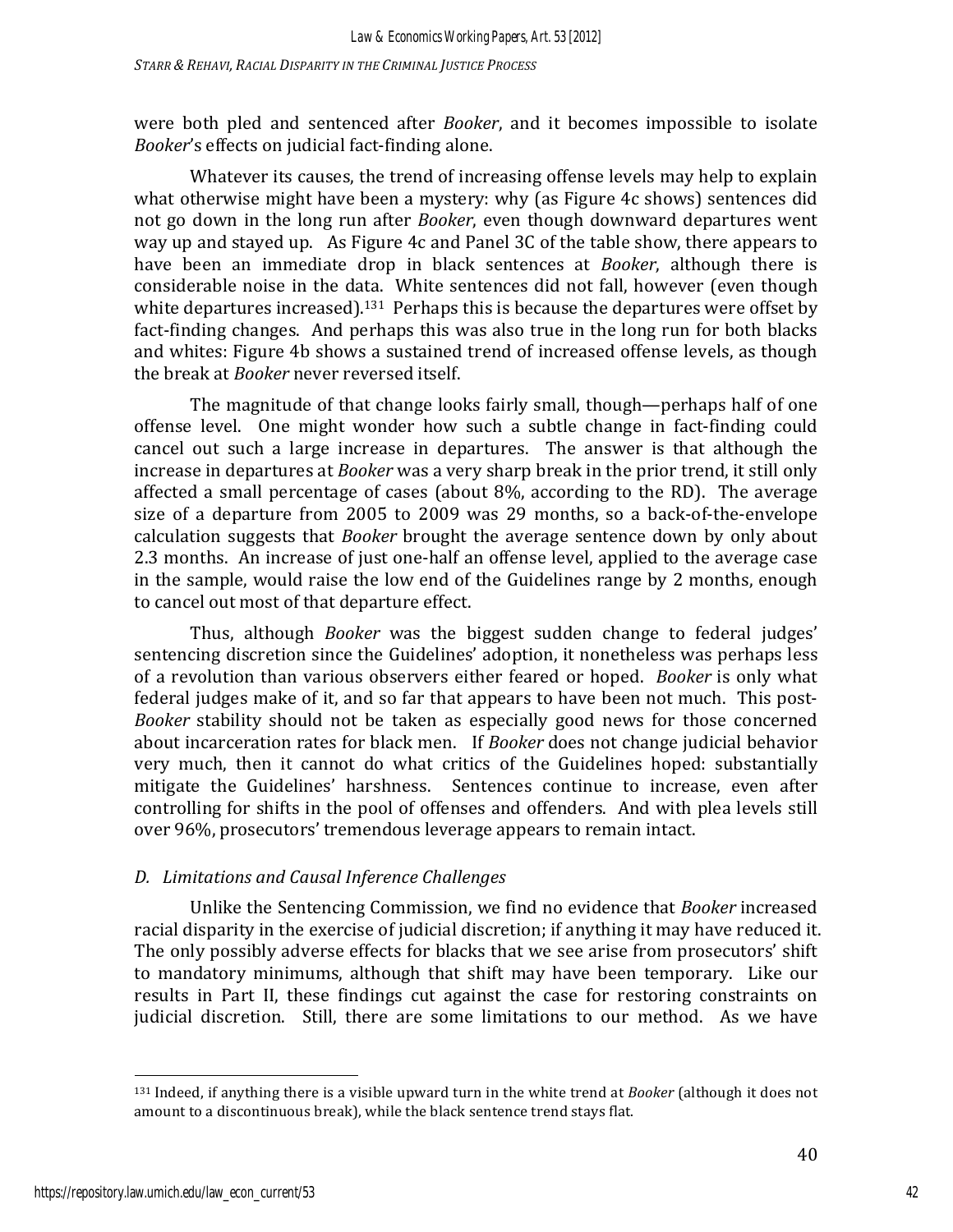were both pled and sentenced after *Booker*, and it becomes impossible to isolate *Booker*'s effects on judicial fact-finding alone.

Whatever its causes, the trend of increasing offense levels may help to explain what otherwise might have been a mystery: why (as Figure 4c shows) sentences did not go down in the long run after *Booker*, even though downward departures went way up and stayed up. As Figure 4c and Panel 3C of the table show, there appears to have been an immediate drop in black sentences at *Booker*, although there is considerable noise in the data. White sentences did not fall, however (even though white departures increased).[131] Perhaps this is because the departures were offset by fact-finding changes. And perhaps this was also true in the long run for both blacks and whites: Figure 4b shows a sustained trend of increased offense levels, as though the break at *Booker* never reversed itself.

The magnitude of that change looks fairly small, though—perhaps half of one offense level. One might wonder how such a subtle change in fact-finding could cancel out such a large increase in departures. The answer is that although the increase in departures at *Booker* was a very sharp break in the prior trend, it still only affected a small percentage of cases (about 8%, according to the RD). The average size of a departure from 2005 to 2009 was 29 months, so a back-of-the-envelope calculation suggests that *Booker* brought the average sentence down by only about 2.3 months. An increase of just one-half an offense level, applied to the average case in the sample, would raise the low end of the Guidelines range by 2 months, enough to cancel out most of that departure effect.

Thus, although *Booker* was the biggest sudden change to federal judges' sentencing discretion since the Guidelines' adoption, it nonetheless was perhaps less of a revolution than various observers either feared or hoped. *Booker* is only what federal judges make of it, and so far that appears to have been not much. This post-*Booker* stability should not be taken as especially good news for those concerned about incarceration rates for black men. If *Booker* does not change judicial behavior very much, then it cannot do what critics of the Guidelines hoped: substantially mitigate the Guidelines' harshness. Sentences continue to increase, even after controlling for shifts in the pool of offenses and offenders. And with plea levels still over 96%, prosecutors' tremendous leverage appears to remain intact.

### *D. Limitations and Causal Inference Challenges*

Unlike the Sentencing Commission, we find no evidence that *Booker* increased racial disparity in the exercise of judicial discretion; if anything it may have reduced it. The only possibly adverse effects for blacks that we see arise from prosecutors' shift to mandatory minimums, although that shift may have been temporary. Like our results in Part II, these findings cut against the case for restoring constraints on judicial discretion. Still, there are some limitations to our method. As we have

---

[131] Indeed, if anything there is a visible upward turn in the white trend at *Booker* (although it does not amount to a discontinuous break), while the black sentence trend stays flat.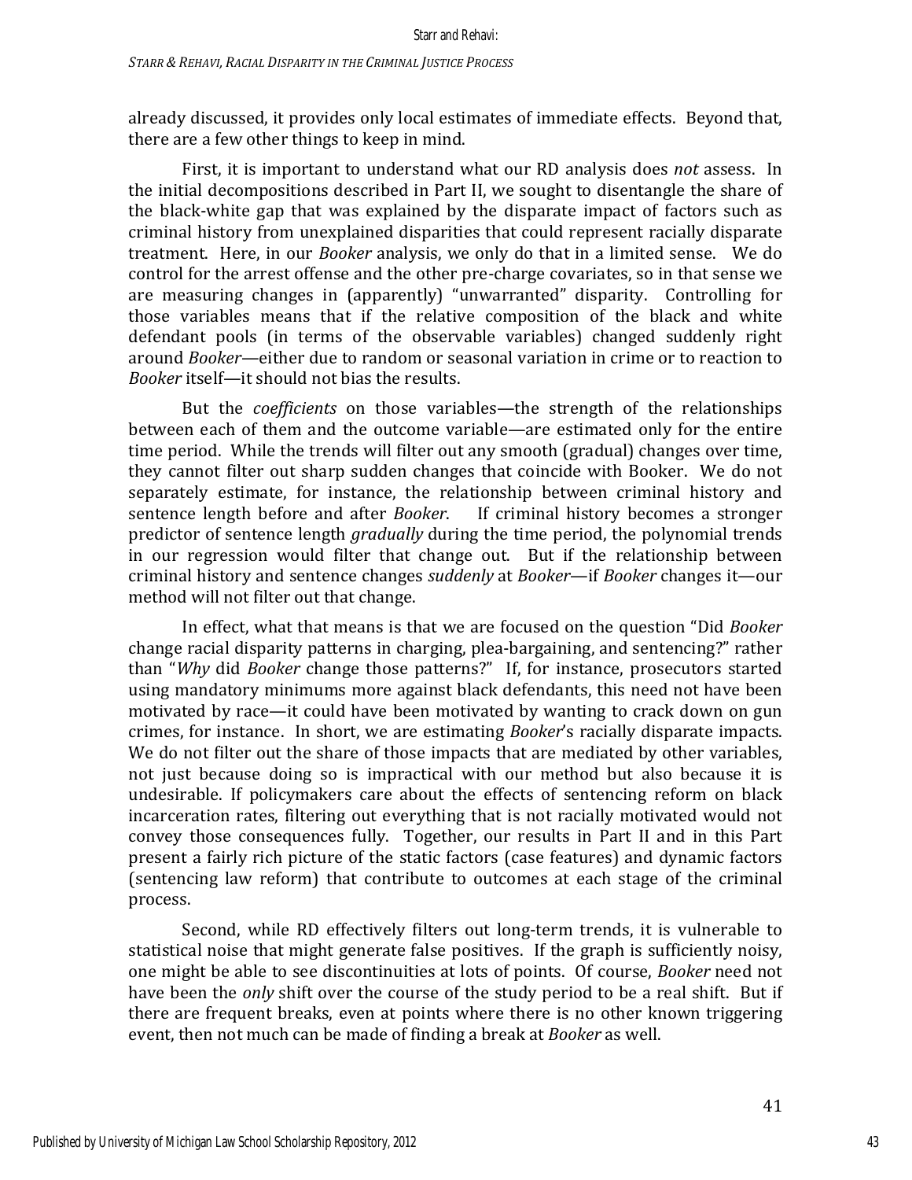already discussed, it provides only local estimates of immediate effects. Beyond that, there are a few other things to keep in mind.

First, it is important to understand what our RD analysis does *not* assess. In the initial decompositions described in Part II, we sought to disentangle the share of the black-white gap that was explained by the disparate impact of factors such as criminal history from unexplained disparities that could represent racially disparate treatment. Here, in our *Booker* analysis, we only do that in a limited sense. We do control for the arrest offense and the other pre-charge covariates, so in that sense we are measuring changes in (apparently) "unwarranted" disparity. Controlling for those variables means that if the relative composition of the black and white defendant pools (in terms of the observable variables) changed suddenly right around *Booker*—either due to random or seasonal variation in crime or to reaction to *Booker* itself—it should not bias the results.

But the *coefficients* on those variables—the strength of the relationships between each of them and the outcome variable—are estimated only for the entire time period. While the trends will filter out any smooth (gradual) changes over time, they cannot filter out sharp sudden changes that coincide with Booker. We do not separately estimate, for instance, the relationship between criminal history and sentence length before and after *Booker*. If criminal history becomes a stronger predictor of sentence length *gradually* during the time period, the polynomial trends in our regression would filter that change out. But if the relationship between criminal history and sentence changes *suddenly* at *Booker*—if *Booker* changes it—our method will not filter out that change.

In effect, what that means is that we are focused on the question "Did *Booker* change racial disparity patterns in charging, plea-bargaining, and sentencing?" rather than "*Why* did *Booker* change those patterns?" If, for instance, prosecutors started using mandatory minimums more against black defendants, this need not have been motivated by race—it could have been motivated by wanting to crack down on gun crimes, for instance. In short, we are estimating *Booker*'s racially disparate impacts. We do not filter out the share of those impacts that are mediated by other variables, not just because doing so is impractical with our method but also because it is undesirable. If policymakers care about the effects of sentencing reform on black incarceration rates, filtering out everything that is not racially motivated would not convey those consequences fully. Together, our results in Part II and in this Part present a fairly rich picture of the static factors (case features) and dynamic factors (sentencing law reform) that contribute to outcomes at each stage of the criminal process.

Second, while RD effectively filters out long-term trends, it is vulnerable to statistical noise that might generate false positives. If the graph is sufficiently noisy, one might be able to see discontinuities at lots of points. Of course, *Booker* need not have been the *only* shift over the course of the study period to be a real shift. But if there are frequent breaks, even at points where there is no other known triggering event, then not much can be made of finding a break at *Booker* as well.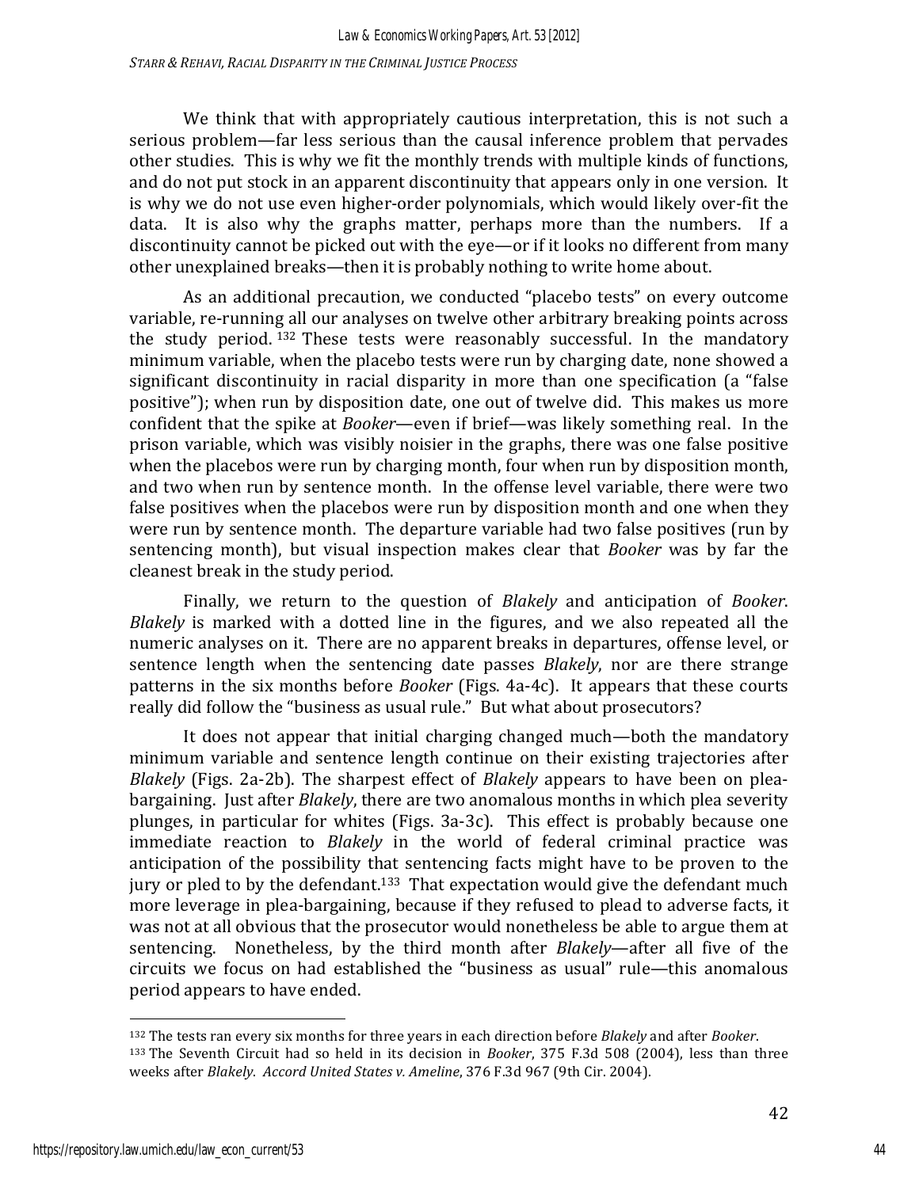We think that with appropriately cautious interpretation, this is not such a serious problem—far less serious than the causal inference problem that pervades other studies. This is why we fit the monthly trends with multiple kinds of functions, and do not put stock in an apparent discontinuity that appears only in one version. It is why we do not use even higher-order polynomials, which would likely over-fit the data. It is also why the graphs matter, perhaps more than the numbers. If a discontinuity cannot be picked out with the eye—or if it looks no different from many other unexplained breaks—then it is probably nothing to write home about.

As an additional precaution, we conducted "placebo tests" on every outcome variable, re-running all our analyses on twelve other arbitrary breaking points across the study period.[132] These tests were reasonably successful. In the mandatory minimum variable, when the placebo tests were run by charging date, none showed a significant discontinuity in racial disparity in more than one specification (a "false positive"); when run by disposition date, one out of twelve did. This makes us more confident that the spike at *Booker*—even if brief—was likely something real. In the prison variable, which was visibly noisier in the graphs, there was one false positive when the placebos were run by charging month, four when run by disposition month, and two when run by sentence month. In the offense level variable, there were two false positives when the placebos were run by disposition month and one when they were run by sentence month. The departure variable had two false positives (run by sentencing month), but visual inspection makes clear that *Booker* was by far the cleanest break in the study period.

Finally, we return to the question of *Blakely* and anticipation of *Booker*. *Blakely* is marked with a dotted line in the figures, and we also repeated all the numeric analyses on it. There are no apparent breaks in departures, offense level, or sentence length when the sentencing date passes *Blakely*, nor are there strange patterns in the six months before *Booker* (Figs. 4a-4c). It appears that these courts really did follow the "business as usual rule." But what about prosecutors?

It does not appear that initial charging changed much—both the mandatory minimum variable and sentence length continue on their existing trajectories after *Blakely* (Figs. 2a-2b). The sharpest effect of *Blakely* appears to have been on plea-bargaining. Just after *Blakely*, there are two anomalous months in which plea severity plunges, in particular for whites (Figs. 3a-3c). This effect is probably because one immediate reaction to *Blakely* in the world of federal criminal practice was anticipation of the possibility that sentencing facts might have to be proven to the jury or pled to by the defendant.[133] That expectation would give the defendant much more leverage in plea-bargaining, because if they refused to plead to adverse facts, it was not at all obvious that the prosecutor would nonetheless be able to argue them at sentencing. Nonetheless, by the third month after *Blakely*—after all five of the circuits we focus on had established the "business as usual" rule—this anomalous period appears to have ended.

---

[132] The tests ran every six months for three years in each direction before *Blakely* and after *Booker*.

[133] The Seventh Circuit had so held in its decision in *Booker*, 375 F.3d 508 (2004), less than three weeks after *Blakely*. *Accord United States v. Ameline*, 376 F.3d 967 (9th Cir. 2004).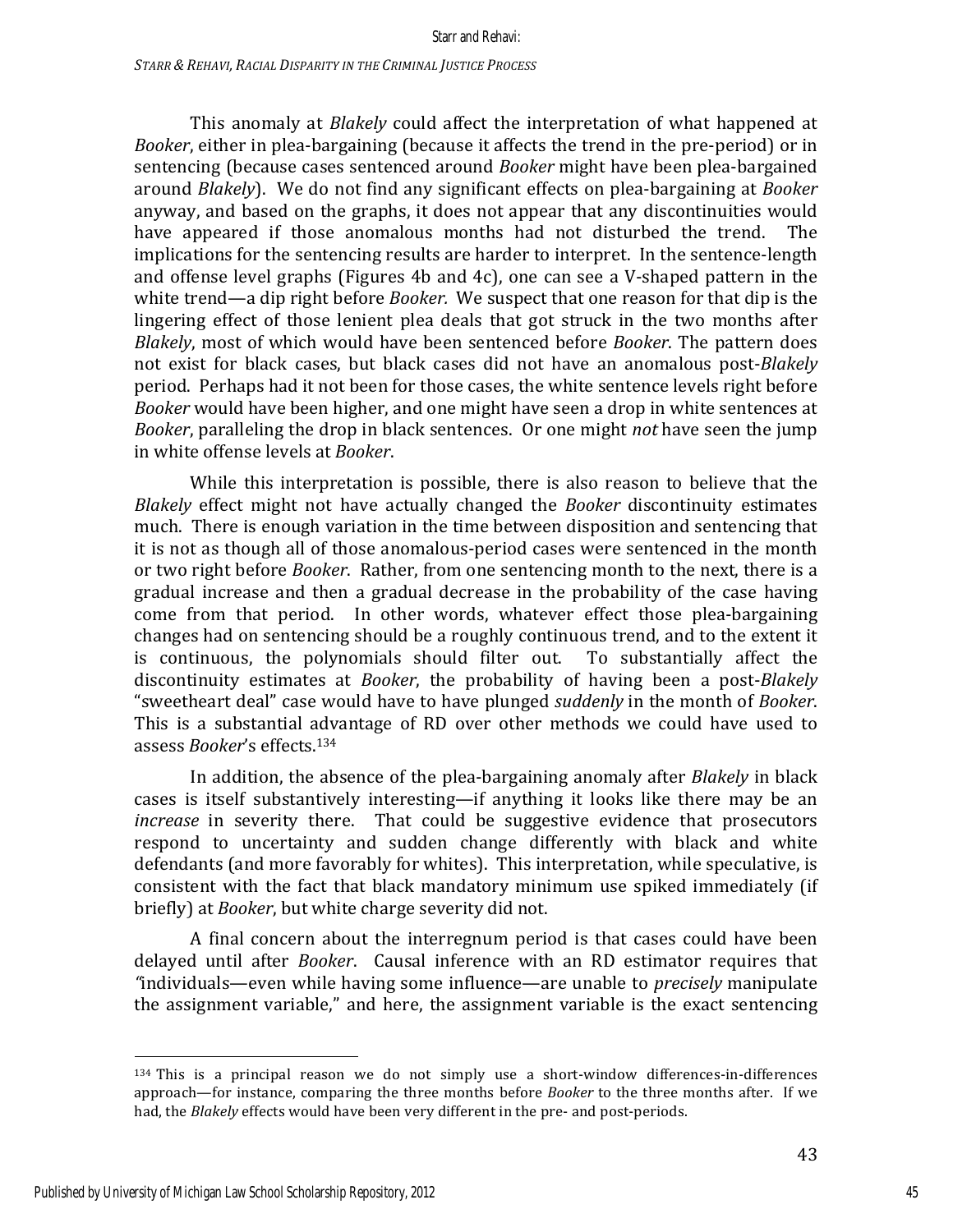This anomaly at *Blakely* could affect the interpretation of what happened at *Booker*, either in plea-bargaining (because it affects the trend in the pre-period) or in sentencing (because cases sentenced around *Booker* might have been plea-bargained around *Blakely*). We do not find any significant effects on plea-bargaining at *Booker* anyway, and based on the graphs, it does not appear that any discontinuities would have appeared if those anomalous months had not disturbed the trend. The implications for the sentencing results are harder to interpret. In the sentence-length and offense level graphs (Figures 4b and 4c), one can see a V-shaped pattern in the white trend—a dip right before *Booker.* We suspect that one reason for that dip is the lingering effect of those lenient plea deals that got struck in the two months after *Blakely*, most of which would have been sentenced before *Booker*. The pattern does not exist for black cases, but black cases did not have an anomalous post-*Blakely* period. Perhaps had it not been for those cases, the white sentence levels right before *Booker* would have been higher, and one might have seen a drop in white sentences at *Booker*, paralleling the drop in black sentences. Or one might *not* have seen the jump in white offense levels at *Booker*.

While this interpretation is possible, there is also reason to believe that the *Blakely* effect might not have actually changed the *Booker* discontinuity estimates much. There is enough variation in the time between disposition and sentencing that it is not as though all of those anomalous-period cases were sentenced in the month or two right before *Booker*. Rather, from one sentencing month to the next, there is a gradual increase and then a gradual decrease in the probability of the case having come from that period. In other words, whatever effect those plea-bargaining changes had on sentencing should be a roughly continuous trend, and to the extent it is continuous, the polynomials should filter out. To substantially affect the discontinuity estimates at *Booker*, the probability of having been a post-*Blakely* "sweetheart deal" case would have to have plunged *suddenly* in the month of *Booker*. This is a substantial advantage of RD over other methods we could have used to assess *Booker*'s effects.[134]

In addition, the absence of the plea-bargaining anomaly after *Blakely* in black cases is itself substantively interesting—if anything it looks like there may be an *increase* in severity there. That could be suggestive evidence that prosecutors respond to uncertainty and sudden change differently with black and white defendants (and more favorably for whites). This interpretation, while speculative, is consistent with the fact that black mandatory minimum use spiked immediately (if briefly) at *Booker*, but white charge severity did not.

A final concern about the interregnum period is that cases could have been delayed until after *Booker*. Causal inference with an RD estimator requires that "individuals—even while having some influence—are unable to *precisely* manipulate the assignment variable," and here, the assignment variable is the exact sentencing

---

[134] This is a principal reason we do not simply use a short-window differences-in-differences approach—for instance, comparing the three months before *Booker* to the three months after. If we had, the *Blakely* effects would have been very different in the pre- and post-periods.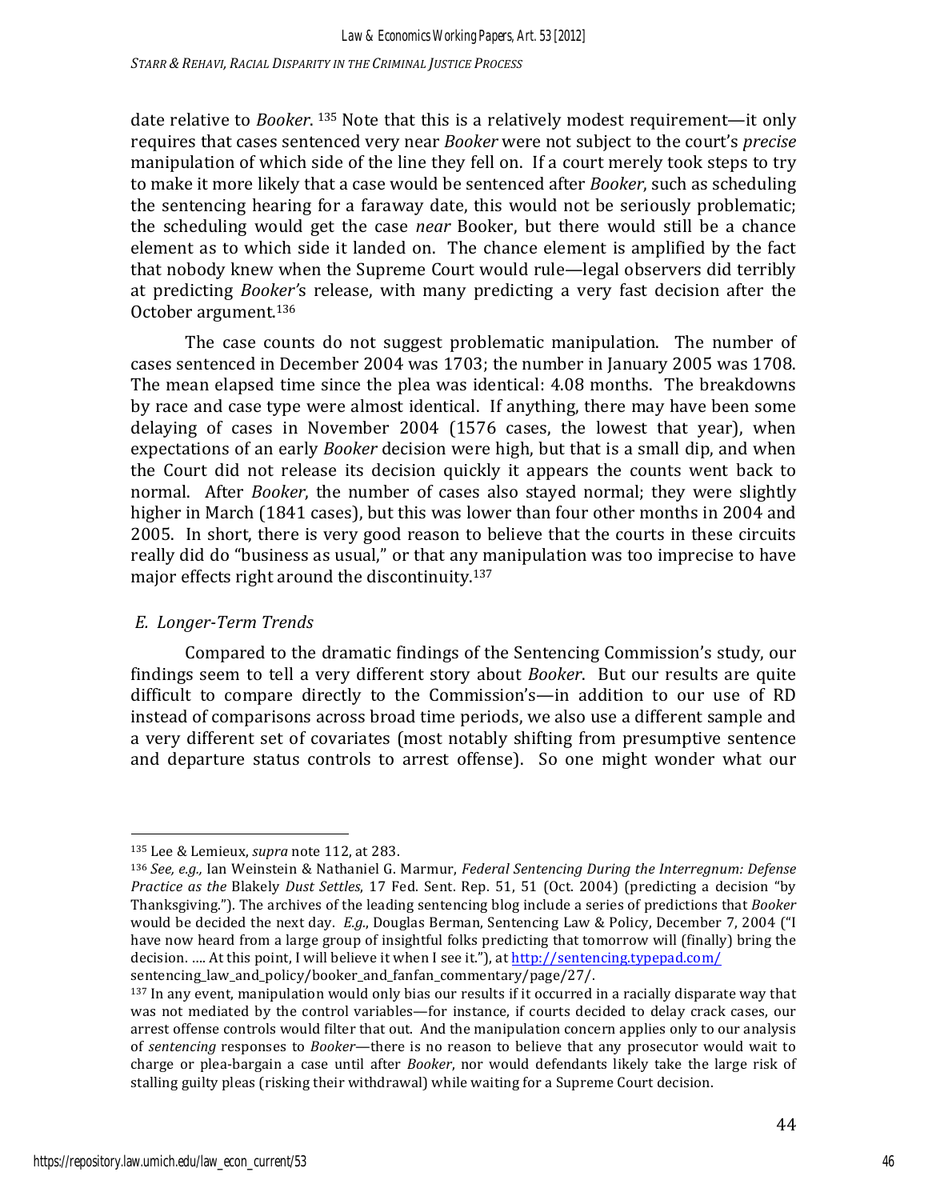date relative to *Booker*. [135] Note that this is a relatively modest requirement—it only requires that cases sentenced very near *Booker* were not subject to the court's *precise* manipulation of which side of the line they fell on. If a court merely took steps to try to make it more likely that a case would be sentenced after *Booker*, such as scheduling the sentencing hearing for a faraway date, this would not be seriously problematic; the scheduling would get the case *near* Booker, but there would still be a chance element as to which side it landed on. The chance element is amplified by the fact that nobody knew when the Supreme Court would rule—legal observers did terribly at predicting *Booker's* release, with many predicting a very fast decision after the October argument.[136]

The case counts do not suggest problematic manipulation. The number of cases sentenced in December 2004 was 1703; the number in January 2005 was 1708. The mean elapsed time since the plea was identical: 4.08 months. The breakdowns by race and case type were almost identical. If anything, there may have been some delaying of cases in November 2004 (1576 cases, the lowest that year), when expectations of an early *Booker* decision were high, but that is a small dip, and when the Court did not release its decision quickly it appears the counts went back to normal. After *Booker*, the number of cases also stayed normal; they were slightly higher in March (1841 cases), but this was lower than four other months in 2004 and 2005. In short, there is very good reason to believe that the courts in these circuits really did do "business as usual," or that any manipulation was too imprecise to have major effects right around the discontinuity.[137]

### *E. Longer-Term Trends*

Compared to the dramatic findings of the Sentencing Commission's study, our findings seem to tell a very different story about *Booker*. But our results are quite difficult to compare directly to the Commission's—in addition to our use of RD instead of comparisons across broad time periods, we also use a different sample and a very different set of covariates (most notably shifting from presumptive sentence and departure status controls to arrest offense). So one might wonder what our

---

[135] Lee & Lemieux, *supra* note 112, at 283.

[136] *See, e.g.,* Ian Weinstein & Nathaniel G. Marmur, *Federal Sentencing During the Interregnum: Defense Practice as the* Blakely *Dust Settles*, 17 Fed. Sent. Rep. 51, 51 (Oct. 2004) (predicting a decision "by Thanksgiving."). The archives of the leading sentencing blog include a series of predictions that *Booker* would be decided the next day. *E.g.*, Douglas Berman, Sentencing Law & Policy, December 7, 2004 ("I have now heard from a large group of insightful folks predicting that tomorrow will (finally) bring the decision. …. At this point, I will believe it when I see it."), at http://sentencing.typepad.com/sentencing_law_and_policy/booker_and_fanfan_commentary/page/27/.

[137] In any event, manipulation would only bias our results if it occurred in a racially disparate way that was not mediated by the control variables—for instance, if courts decided to delay crack cases, our arrest offense controls would filter that out. And the manipulation concern applies only to our analysis of *sentencing* responses to *Booker*—there is no reason to believe that any prosecutor would wait to charge or plea-bargain a case until after *Booker*, nor would defendants likely take the large risk of stalling guilty pleas (risking their withdrawal) while waiting for a Supreme Court decision.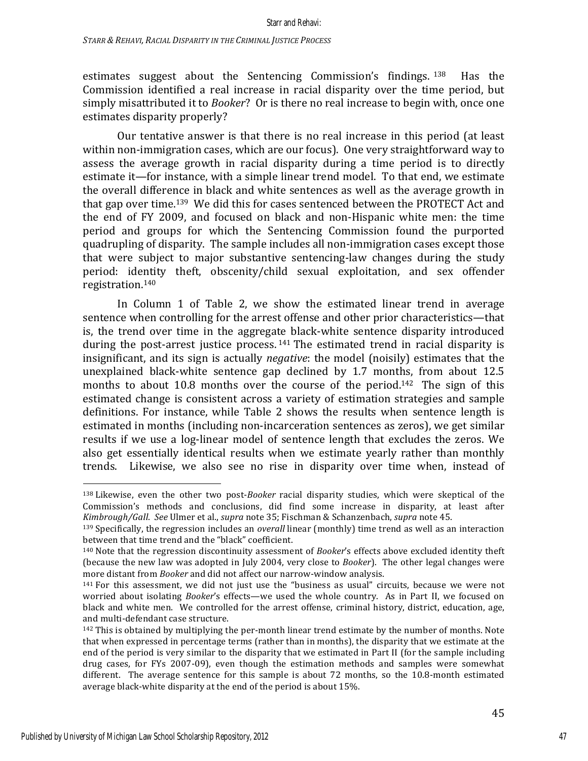estimates suggest about the Sentencing Commission's findings.[138] Has the Commission identified a real increase in racial disparity over the time period, but simply misattributed it to *Booker*? Or is there no real increase to begin with, once one estimates disparity properly?

Our tentative answer is that there is no real increase in this period (at least within non-immigration cases, which are our focus). One very straightforward way to assess the average growth in racial disparity during a time period is to directly estimate it—for instance, with a simple linear trend model. To that end, we estimate the overall difference in black and white sentences as well as the average growth in that gap over time.[139] We did this for cases sentenced between the PROTECT Act and the end of FY 2009, and focused on black and non-Hispanic white men: the time period and groups for which the Sentencing Commission found the purported quadrupling of disparity. The sample includes all non-immigration cases except those that were subject to major substantive sentencing-law changes during the study period: identity theft, obscenity/child sexual exploitation, and sex offender registration.[140]

In Column 1 of Table 2, we show the estimated linear trend in average sentence when controlling for the arrest offense and other prior characteristics—that is, the trend over time in the aggregate black-white sentence disparity introduced during the post-arrest justice process.[141] The estimated trend in racial disparity is insignificant, and its sign is actually *negative*: the model (noisily) estimates that the unexplained black-white sentence gap declined by 1.7 months, from about 12.5 months to about 10.8 months over the course of the period.[142] The sign of this estimated change is consistent across a variety of estimation strategies and sample definitions. For instance, while Table 2 shows the results when sentence length is estimated in months (including non-incarceration sentences as zeros), we get similar results if we use a log-linear model of sentence length that excludes the zeros. We also get essentially identical results when we estimate yearly rather than monthly trends. Likewise, we also see no rise in disparity over time when, instead of

---

[138] Likewise, even the other two post-*Booker* racial disparity studies, which were skeptical of the Commission's methods and conclusions, did find some increase in disparity, at least after *Kimbrough/Gall*. *See* Ulmer et al., *supra* note 35; Fischman & Schanzenbach, *supra* note 45.

[139] Specifically, the regression includes an *overall* linear (monthly) time trend as well as an interaction between that time trend and the "black" coefficient.

[140] Note that the regression discontinuity assessment of *Booker*'s effects above excluded identity theft (because the new law was adopted in July 2004, very close to *Booker*). The other legal changes were more distant from *Booker* and did not affect our narrow-window analysis.

[141] For this assessment, we did not just use the "business as usual" circuits, because we were not worried about isolating *Booker*'s effects—we used the whole country. As in Part II, we focused on black and white men. We controlled for the arrest offense, criminal history, district, education, age, and multi-defendant case structure.

[142] This is obtained by multiplying the per-month linear trend estimate by the number of months. Note that when expressed in percentage terms (rather than in months), the disparity that we estimate at the end of the period is very similar to the disparity that we estimated in Part II (for the sample including drug cases, for FYs 2007-09), even though the estimation methods and samples were somewhat different. The average sentence for this sample is about 72 months, so the 10.8-month estimated average black-white disparity at the end of the period is about 15%.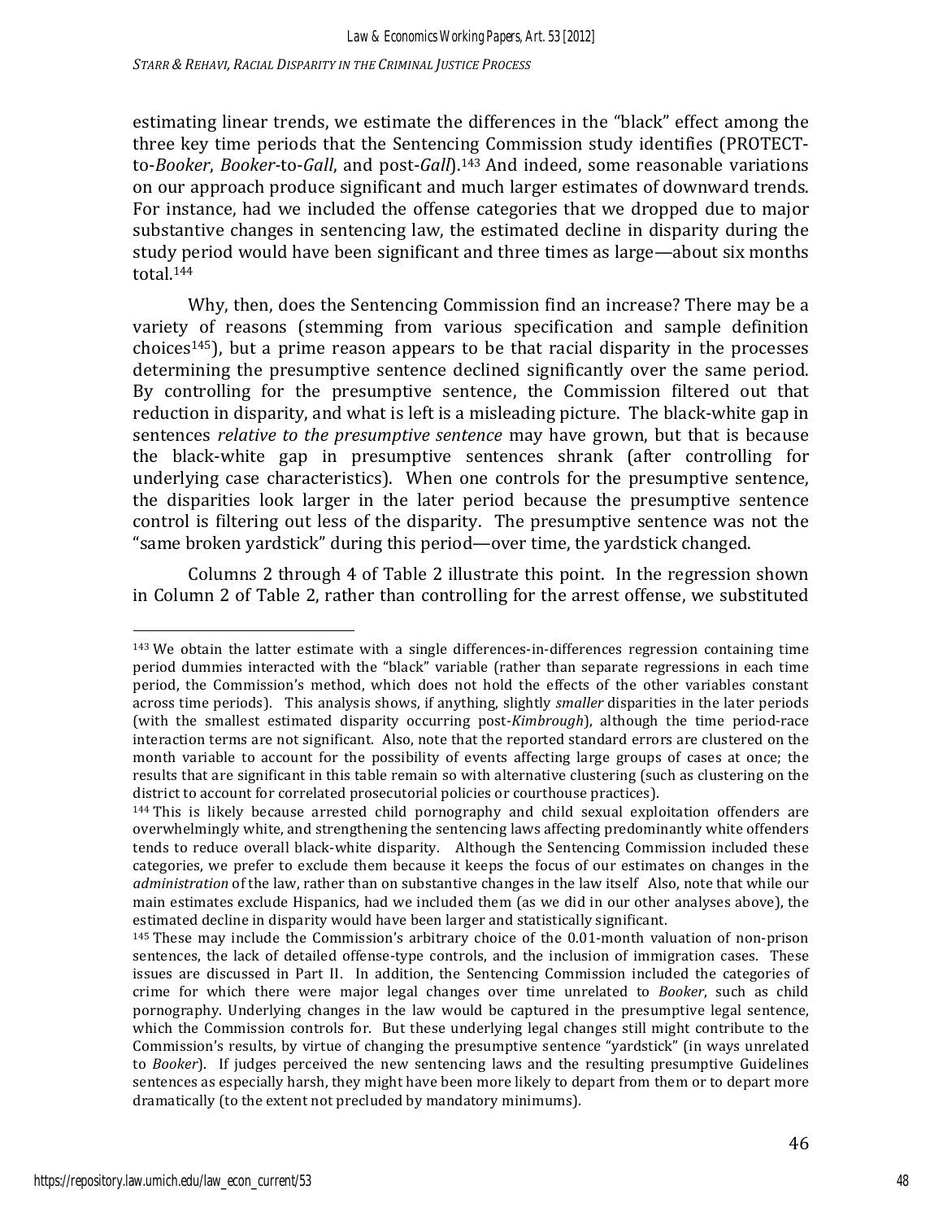estimating linear trends, we estimate the differences in the "black" effect among the three key time periods that the Sentencing Commission study identifies (PROTECT-to-*Booker*, *Booker*-to-*Gall*, and post-*Gall*).[143] And indeed, some reasonable variations on our approach produce significant and much larger estimates of downward trends. For instance, had we included the offense categories that we dropped due to major substantive changes in sentencing law, the estimated decline in disparity during the study period would have been significant and three times as large—about six months total.[144]

Why, then, does the Sentencing Commission find an increase? There may be a variety of reasons (stemming from various specification and sample definition choices[145]), but a prime reason appears to be that racial disparity in the processes determining the presumptive sentence declined significantly over the same period. By controlling for the presumptive sentence, the Commission filtered out that reduction in disparity, and what is left is a misleading picture. The black-white gap in sentences *relative to the presumptive sentence* may have grown, but that is because the black-white gap in presumptive sentences shrank (after controlling for underlying case characteristics). When one controls for the presumptive sentence, the disparities look larger in the later period because the presumptive sentence control is filtering out less of the disparity. The presumptive sentence was not the "same broken yardstick" during this period—over time, the yardstick changed.

Columns 2 through 4 of Table 2 illustrate this point. In the regression shown in Column 2 of Table 2, rather than controlling for the arrest offense, we substituted

---

[143] We obtain the latter estimate with a single differences-in-differences regression containing time period dummies interacted with the "black" variable (rather than separate regressions in each time period, the Commission's method, which does not hold the effects of the other variables constant across time periods). This analysis shows, if anything, slightly *smaller* disparities in the later periods (with the smallest estimated disparity occurring post-*Kimbrough*), although the time period-race interaction terms are not significant. Also, note that the reported standard errors are clustered on the month variable to account for the possibility of events affecting large groups of cases at once; the results that are significant in this table remain so with alternative clustering (such as clustering on the district to account for correlated prosecutorial policies or courthouse practices).

[144] This is likely because arrested child pornography and child sexual exploitation offenders are overwhelmingly white, and strengthening the sentencing laws affecting predominantly white offenders tends to reduce overall black-white disparity. Although the Sentencing Commission included these categories, we prefer to exclude them because it keeps the focus of our estimates on changes in the *administration* of the law, rather than on substantive changes in the law itself Also, note that while our main estimates exclude Hispanics, had we included them (as we did in our other analyses above), the estimated decline in disparity would have been larger and statistically significant.

[145] These may include the Commission's arbitrary choice of the 0.01-month valuation of non-prison sentences, the lack of detailed offense-type controls, and the inclusion of immigration cases. These issues are discussed in Part II. In addition, the Sentencing Commission included the categories of crime for which there were major legal changes over time unrelated to *Booker*, such as child pornography. Underlying changes in the law would be captured in the presumptive legal sentence, which the Commission controls for. But these underlying legal changes still might contribute to the Commission's results, by virtue of changing the presumptive sentence "yardstick" (in ways unrelated to *Booker*). If judges perceived the new sentencing laws and the resulting presumptive Guidelines sentences as especially harsh, they might have been more likely to depart from them or to depart more dramatically (to the extent not precluded by mandatory minimums).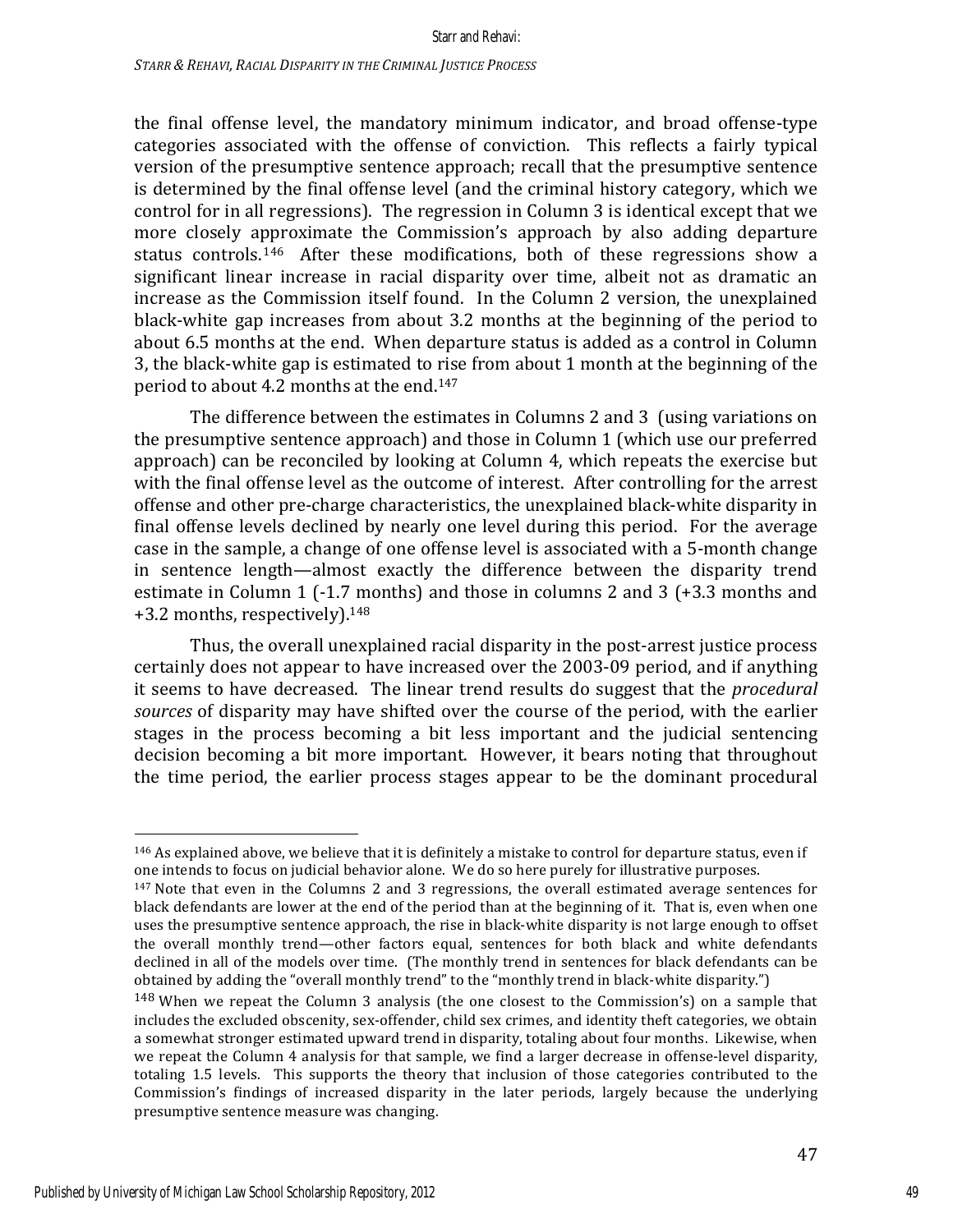the final offense level, the mandatory minimum indicator, and broad offense-type categories associated with the offense of conviction. This reflects a fairly typical version of the presumptive sentence approach; recall that the presumptive sentence is determined by the final offense level (and the criminal history category, which we control for in all regressions). The regression in Column 3 is identical except that we more closely approximate the Commission's approach by also adding departure status controls.[146] After these modifications, both of these regressions show a significant linear increase in racial disparity over time, albeit not as dramatic an increase as the Commission itself found. In the Column 2 version, the unexplained black-white gap increases from about 3.2 months at the beginning of the period to about 6.5 months at the end. When departure status is added as a control in Column 3, the black-white gap is estimated to rise from about 1 month at the beginning of the period to about 4.2 months at the end.[147]

The difference between the estimates in Columns 2 and 3 (using variations on the presumptive sentence approach) and those in Column 1 (which use our preferred approach) can be reconciled by looking at Column 4, which repeats the exercise but with the final offense level as the outcome of interest. After controlling for the arrest offense and other pre-charge characteristics, the unexplained black-white disparity in final offense levels declined by nearly one level during this period. For the average case in the sample, a change of one offense level is associated with a 5-month change in sentence length—almost exactly the difference between the disparity trend estimate in Column 1 (-1.7 months) and those in columns 2 and 3 (+3.3 months and +3.2 months, respectively).[148]

Thus, the overall unexplained racial disparity in the post-arrest justice process certainly does not appear to have increased over the 2003-09 period, and if anything it seems to have decreased. The linear trend results do suggest that the *procedural sources* of disparity may have shifted over the course of the period, with the earlier stages in the process becoming a bit less important and the judicial sentencing decision becoming a bit more important. However, it bears noting that throughout the time period, the earlier process stages appear to be the dominant procedural

---

[146] As explained above, we believe that it is definitely a mistake to control for departure status, even if one intends to focus on judicial behavior alone. We do so here purely for illustrative purposes.

[147] Note that even in the Columns 2 and 3 regressions, the overall estimated average sentences for black defendants are lower at the end of the period than at the beginning of it. That is, even when one uses the presumptive sentence approach, the rise in black-white disparity is not large enough to offset the overall monthly trend—other factors equal, sentences for both black and white defendants declined in all of the models over time. (The monthly trend in sentences for black defendants can be obtained by adding the "overall monthly trend" to the "monthly trend in black-white disparity.")

[148] When we repeat the Column 3 analysis (the one closest to the Commission's) on a sample that includes the excluded obscenity, sex-offender, child sex crimes, and identity theft categories, we obtain a somewhat stronger estimated upward trend in disparity, totaling about four months. Likewise, when we repeat the Column 4 analysis for that sample, we find a larger decrease in offense-level disparity, totaling 1.5 levels. This supports the theory that inclusion of those categories contributed to the Commission's findings of increased disparity in the later periods, largely because the underlying presumptive sentence measure was changing.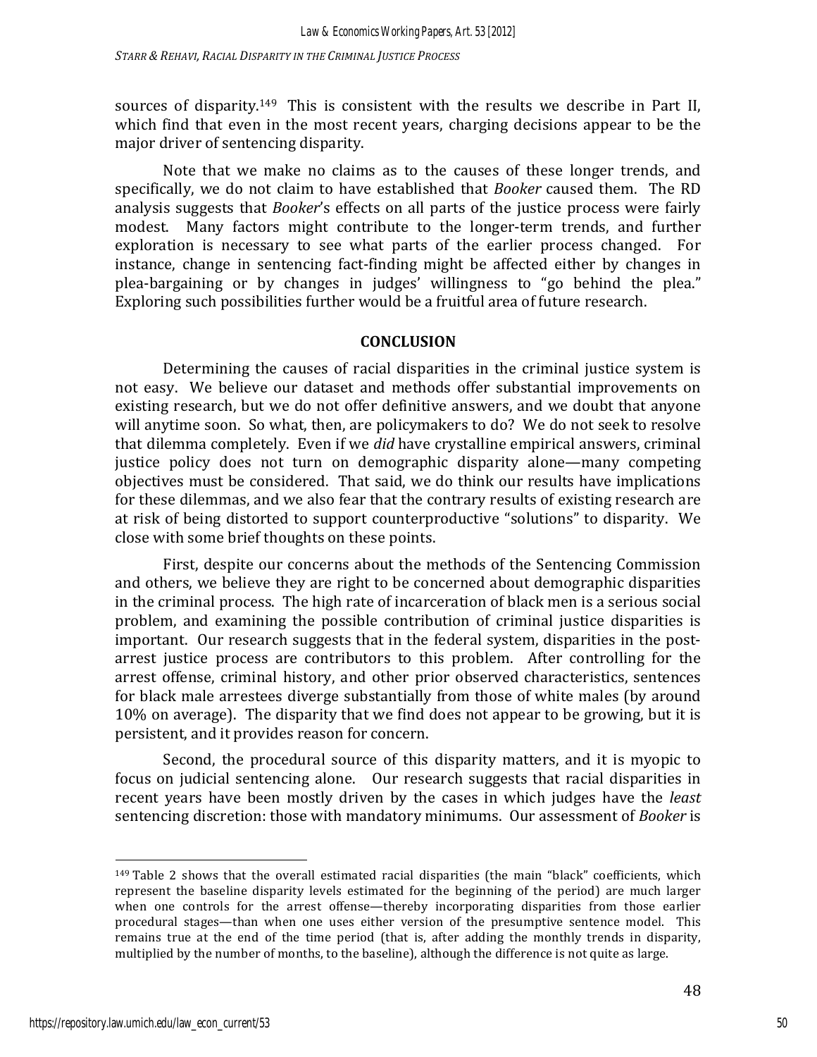sources of disparity.[149] This is consistent with the results we describe in Part II, which find that even in the most recent years, charging decisions appear to be the major driver of sentencing disparity.

Note that we make no claims as to the causes of these longer trends, and specifically, we do not claim to have established that *Booker* caused them. The RD analysis suggests that *Booker*'s effects on all parts of the justice process were fairly modest. Many factors might contribute to the longer-term trends, and further exploration is necessary to see what parts of the earlier process changed. For instance, change in sentencing fact-finding might be affected either by changes in plea-bargaining or by changes in judges' willingness to "go behind the plea." Exploring such possibilities further would be a fruitful area of future research.

## CONCLUSION

Determining the causes of racial disparities in the criminal justice system is not easy. We believe our dataset and methods offer substantial improvements on existing research, but we do not offer definitive answers, and we doubt that anyone will anytime soon. So what, then, are policymakers to do? We do not seek to resolve that dilemma completely. Even if we *did* have crystalline empirical answers, criminal justice policy does not turn on demographic disparity alone—many competing objectives must be considered. That said, we do think our results have implications for these dilemmas, and we also fear that the contrary results of existing research are at risk of being distorted to support counterproductive "solutions" to disparity. We close with some brief thoughts on these points.

First, despite our concerns about the methods of the Sentencing Commission and others, we believe they are right to be concerned about demographic disparities in the criminal process. The high rate of incarceration of black men is a serious social problem, and examining the possible contribution of criminal justice disparities is important. Our research suggests that in the federal system, disparities in the post-arrest justice process are contributors to this problem. After controlling for the arrest offense, criminal history, and other prior observed characteristics, sentences for black male arrestees diverge substantially from those of white males (by around 10% on average). The disparity that we find does not appear to be growing, but it is persistent, and it provides reason for concern.

Second, the procedural source of this disparity matters, and it is myopic to focus on judicial sentencing alone. Our research suggests that racial disparities in recent years have been mostly driven by the cases in which judges have the *least* sentencing discretion: those with mandatory minimums. Our assessment of *Booker* is

---

[149] Table 2 shows that the overall estimated racial disparities (the main "black" coefficients, which represent the baseline disparity levels estimated for the beginning of the period) are much larger when one controls for the arrest offense—thereby incorporating disparities from those earlier procedural stages—than when one uses either version of the presumptive sentence model. This remains true at the end of the time period (that is, after adding the monthly trends in disparity, multiplied by the number of months, to the baseline), although the difference is not quite as large.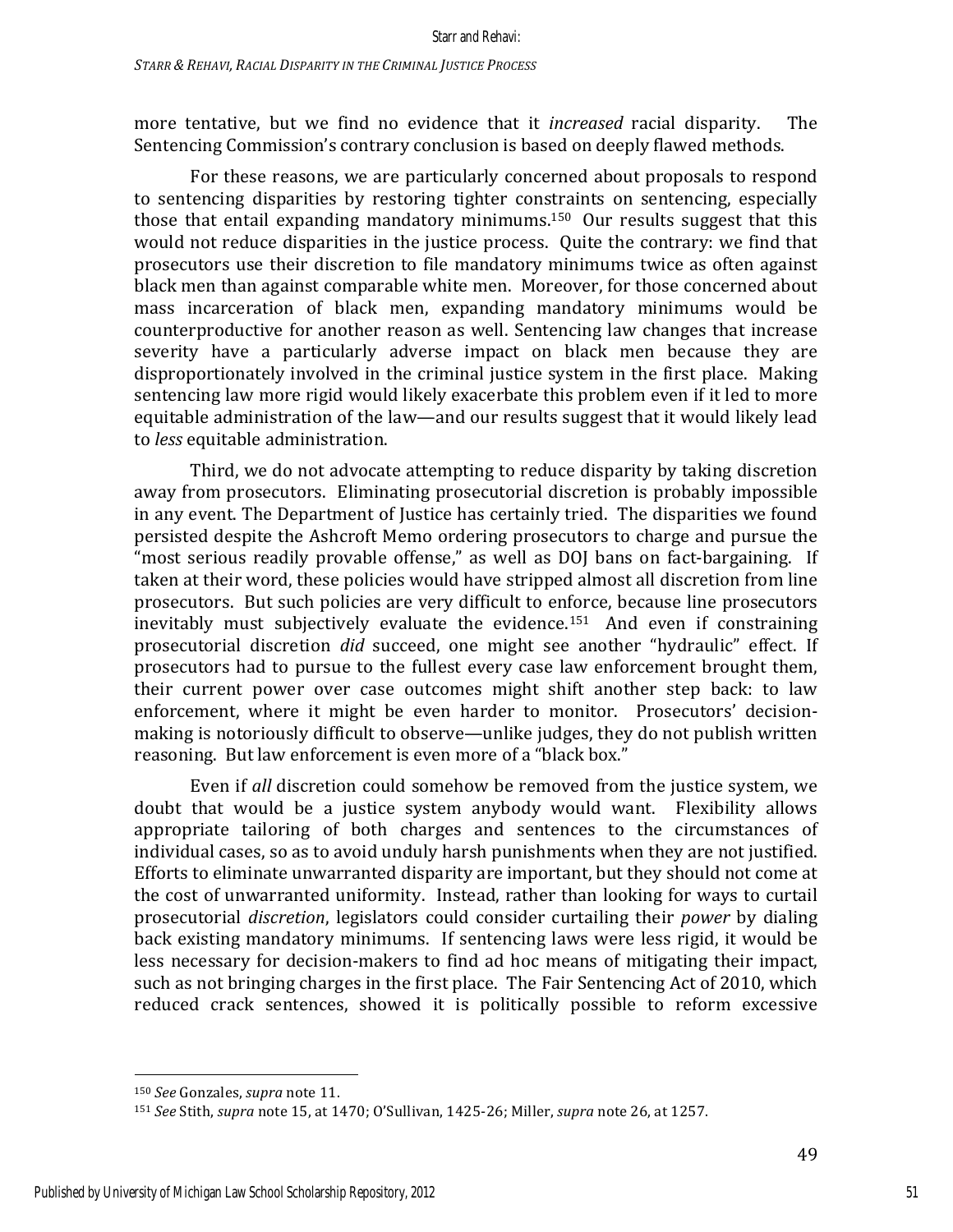more tentative, but we find no evidence that it *increased* racial disparity. The Sentencing Commission's contrary conclusion is based on deeply flawed methods.

For these reasons, we are particularly concerned about proposals to respond to sentencing disparities by restoring tighter constraints on sentencing, especially those that entail expanding mandatory minimums.[150] Our results suggest that this would not reduce disparities in the justice process. Quite the contrary: we find that prosecutors use their discretion to file mandatory minimums twice as often against black men than against comparable white men. Moreover, for those concerned about mass incarceration of black men, expanding mandatory minimums would be counterproductive for another reason as well. Sentencing law changes that increase severity have a particularly adverse impact on black men because they are disproportionately involved in the criminal justice system in the first place. Making sentencing law more rigid would likely exacerbate this problem even if it led to more equitable administration of the law—and our results suggest that it would likely lead to *less* equitable administration.

Third, we do not advocate attempting to reduce disparity by taking discretion away from prosecutors. Eliminating prosecutorial discretion is probably impossible in any event. The Department of Justice has certainly tried. The disparities we found persisted despite the Ashcroft Memo ordering prosecutors to charge and pursue the "most serious readily provable offense," as well as DOJ bans on fact-bargaining. If taken at their word, these policies would have stripped almost all discretion from line prosecutors. But such policies are very difficult to enforce, because line prosecutors inevitably must subjectively evaluate the evidence.[151] And even if constraining prosecutorial discretion *did* succeed, one might see another "hydraulic" effect. If prosecutors had to pursue to the fullest every case law enforcement brought them, their current power over case outcomes might shift another step back: to law enforcement, where it might be even harder to monitor. Prosecutors' decision-making is notoriously difficult to observe—unlike judges, they do not publish written reasoning. But law enforcement is even more of a "black box."

Even if *all* discretion could somehow be removed from the justice system, we doubt that would be a justice system anybody would want. Flexibility allows appropriate tailoring of both charges and sentences to the circumstances of individual cases, so as to avoid unduly harsh punishments when they are not justified. Efforts to eliminate unwarranted disparity are important, but they should not come at the cost of unwarranted uniformity. Instead, rather than looking for ways to curtail prosecutorial *discretion*, legislators could consider curtailing their *power* by dialing back existing mandatory minimums. If sentencing laws were less rigid, it would be less necessary for decision-makers to find ad hoc means of mitigating their impact, such as not bringing charges in the first place. The Fair Sentencing Act of 2010, which reduced crack sentences, showed it is politically possible to reform excessive

---

[150] *See* Gonzales, *supra* note 11.

[151] *See* Stith, *supra* note 15, at 1470; O'Sullivan, 1425-26; Miller, *supra* note 26, at 1257.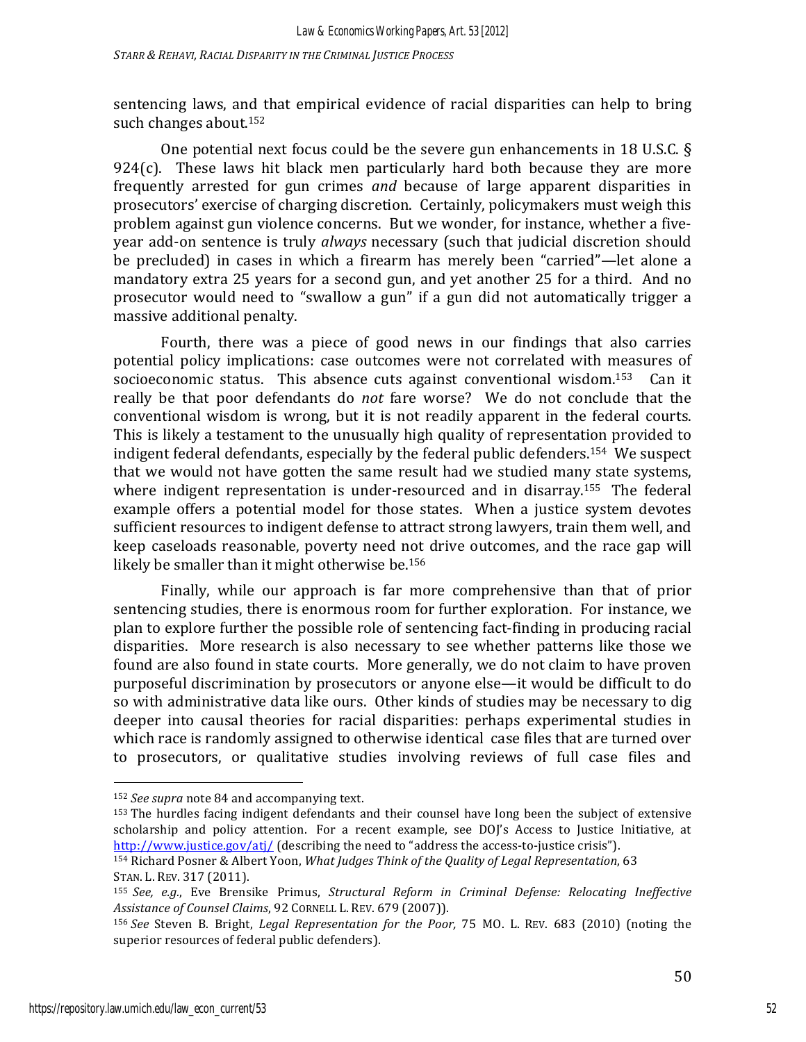sentencing laws, and that empirical evidence of racial disparities can help to bring such changes about.[152]

One potential next focus could be the severe gun enhancements in 18 U.S.C. § 924(c). These laws hit black men particularly hard both because they are more frequently arrested for gun crimes *and* because of large apparent disparities in prosecutors' exercise of charging discretion. Certainly, policymakers must weigh this problem against gun violence concerns. But we wonder, for instance, whether a five-year add-on sentence is truly *always* necessary (such that judicial discretion should be precluded) in cases in which a firearm has merely been "carried"—let alone a mandatory extra 25 years for a second gun, and yet another 25 for a third. And no prosecutor would need to "swallow a gun" if a gun did not automatically trigger a massive additional penalty.

Fourth, there was a piece of good news in our findings that also carries potential policy implications: case outcomes were not correlated with measures of socioeconomic status. This absence cuts against conventional wisdom.[153] Can it really be that poor defendants do *not* fare worse? We do not conclude that the conventional wisdom is wrong, but it is not readily apparent in the federal courts. This is likely a testament to the unusually high quality of representation provided to indigent federal defendants, especially by the federal public defenders.[154] We suspect that we would not have gotten the same result had we studied many state systems, where indigent representation is under-resourced and in disarray.[155] The federal example offers a potential model for those states. When a justice system devotes sufficient resources to indigent defense to attract strong lawyers, train them well, and keep caseloads reasonable, poverty need not drive outcomes, and the race gap will likely be smaller than it might otherwise be.[156]

Finally, while our approach is far more comprehensive than that of prior sentencing studies, there is enormous room for further exploration. For instance, we plan to explore further the possible role of sentencing fact-finding in producing racial disparities. More research is also necessary to see whether patterns like those we found are also found in state courts. More generally, we do not claim to have proven purposeful discrimination by prosecutors or anyone else—it would be difficult to do so with administrative data like ours. Other kinds of studies may be necessary to dig deeper into causal theories for racial disparities: perhaps experimental studies in which race is randomly assigned to otherwise identical case files that are turned over to prosecutors, or qualitative studies involving reviews of full case files and

---

[152] *See supra* note 84 and accompanying text.

[153] The hurdles facing indigent defendants and their counsel have long been the subject of extensive scholarship and policy attention. For a recent example, see DOJ's Access to Justice Initiative, at http://www.justice.gov/atj/ (describing the need to "address the access-to-justice crisis").

[154] Richard Posner & Albert Yoon, *What Judges Think of the Quality of Legal Representation*, 63 STAN. L. REV. 317 (2011).

[155] *See, e.g.*, Eve Brensike Primus, *Structural Reform in Criminal Defense: Relocating Ineffective Assistance of Counsel Claims*, 92 CORNELL L. REV. 679 (2007)).

[156] *See* Steven B. Bright, *Legal Representation for the Poor,* 75 MO. L. REV. 683 (2010) (noting the superior resources of federal public defenders).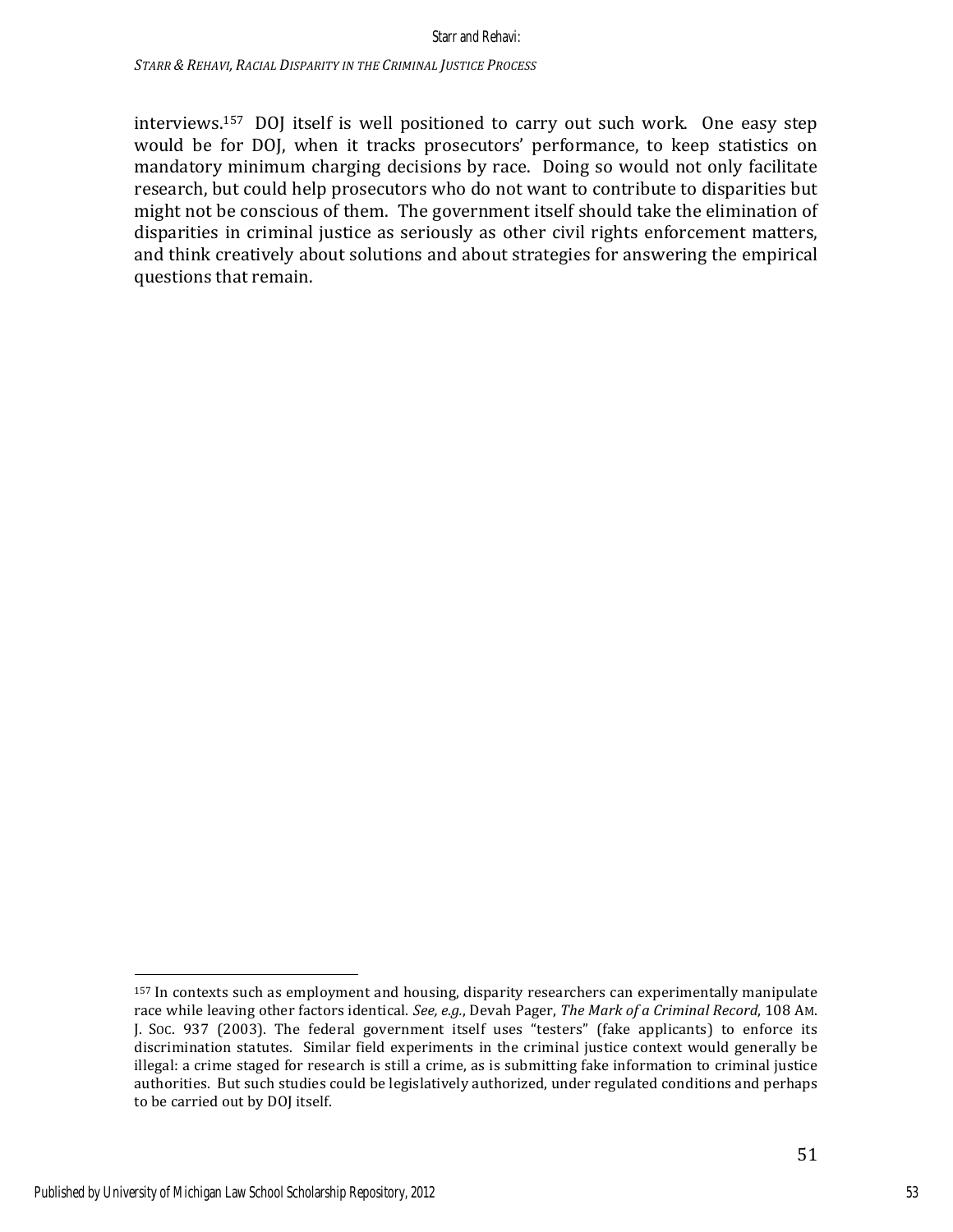interviews.[157] DOJ itself is well positioned to carry out such work. One easy step would be for DOJ, when it tracks prosecutors' performance, to keep statistics on mandatory minimum charging decisions by race. Doing so would not only facilitate research, but could help prosecutors who do not want to contribute to disparities but might not be conscious of them. The government itself should take the elimination of disparities in criminal justice as seriously as other civil rights enforcement matters, and think creatively about solutions and about strategies for answering the empirical questions that remain.

---

[157] In contexts such as employment and housing, disparity researchers can experimentally manipulate race while leaving other factors identical. *See, e.g.*, Devah Pager, *The Mark of a Criminal Record*, 108 AM. J. SOC. 937 (2003). The federal government itself uses "testers" (fake applicants) to enforce its discrimination statutes. Similar field experiments in the criminal justice context would generally be illegal: a crime staged for research is still a crime, as is submitting fake information to criminal justice authorities. But such studies could be legislatively authorized, under regulated conditions and perhaps to be carried out by DOJ itself.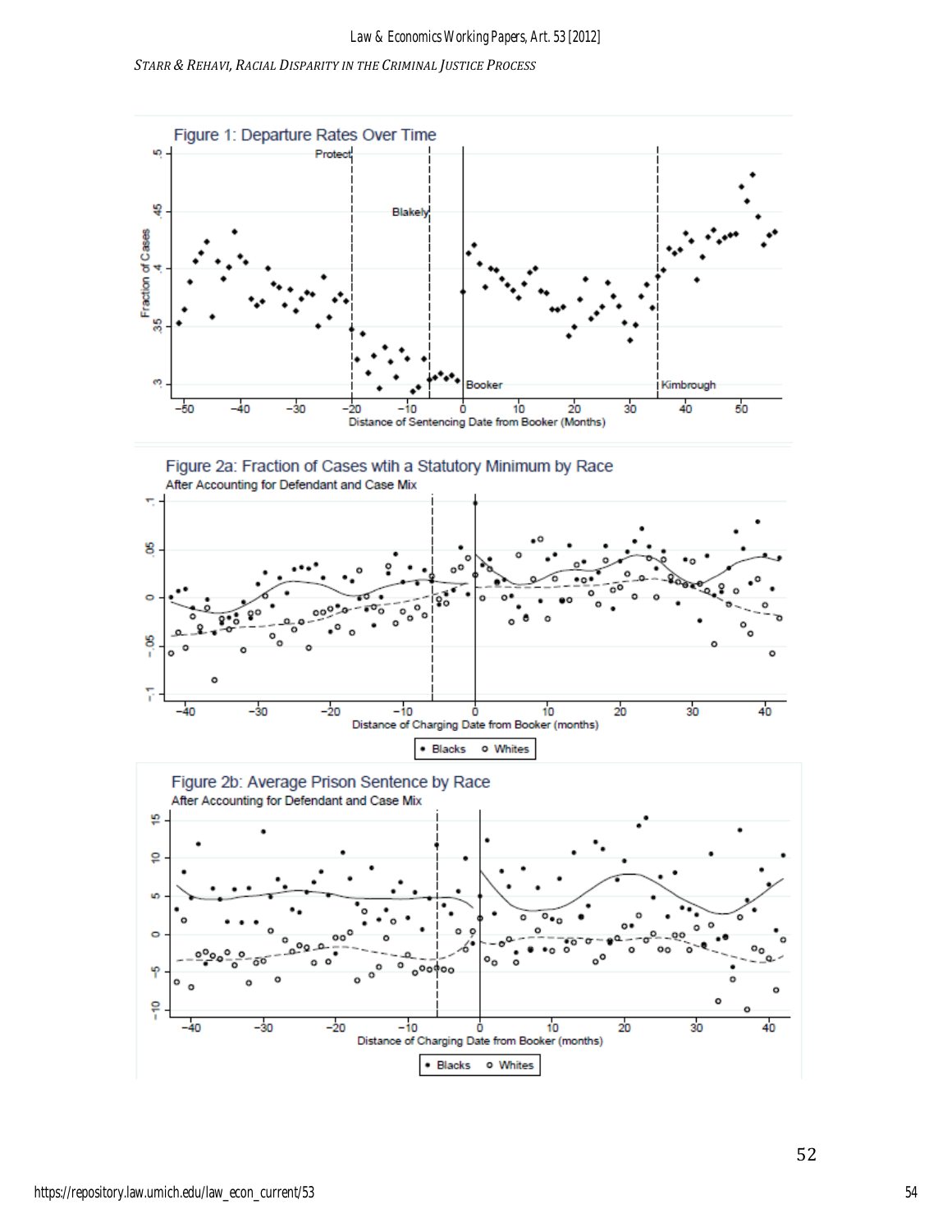Figure 1: Departure Rates Over Time

Figure 2a: Fraction of Cases wtih a Statutory Minimum by Race

After Accounting for Defendant and Case Mix

Figure 2b: Average Prison Sentence by Race

After Accounting for Defendant and Case Mix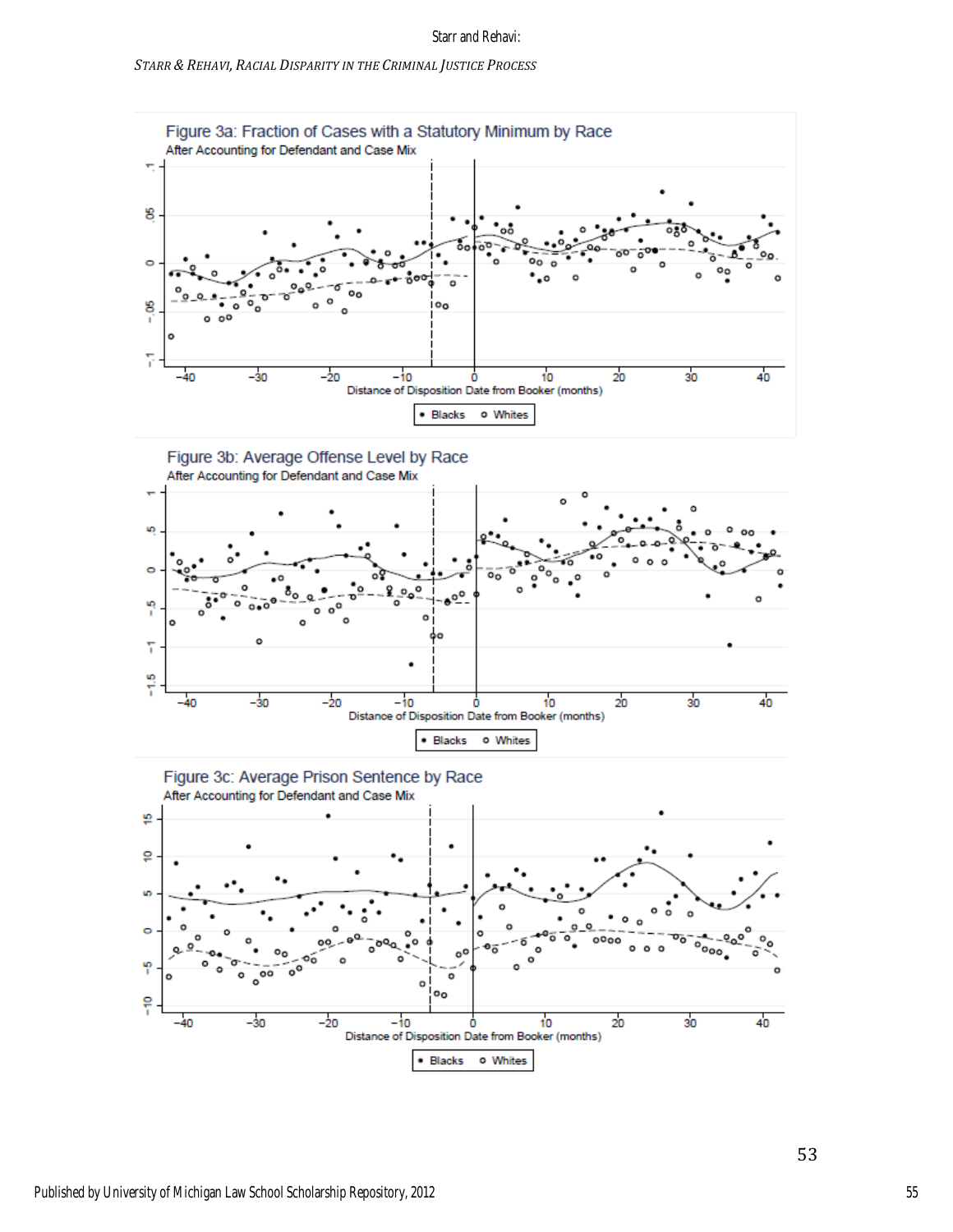Figure 3a: Fraction of Cases with a Statutory Minimum by Race

After Accounting for Defendant and Case Mix

Distance of Disposition Date from Booker (months)

• Blacks o Whites

Figure 3b: Average Offense Level by Race

After Accounting for Defendant and Case Mix

Distance of Disposition Date from Booker (months)

• Blacks o Whites

Figure 3c: Average Prison Sentence by Race

After Accounting for Defendant and Case Mix

Distance of Disposition Date from Booker (months)

• Blacks o Whites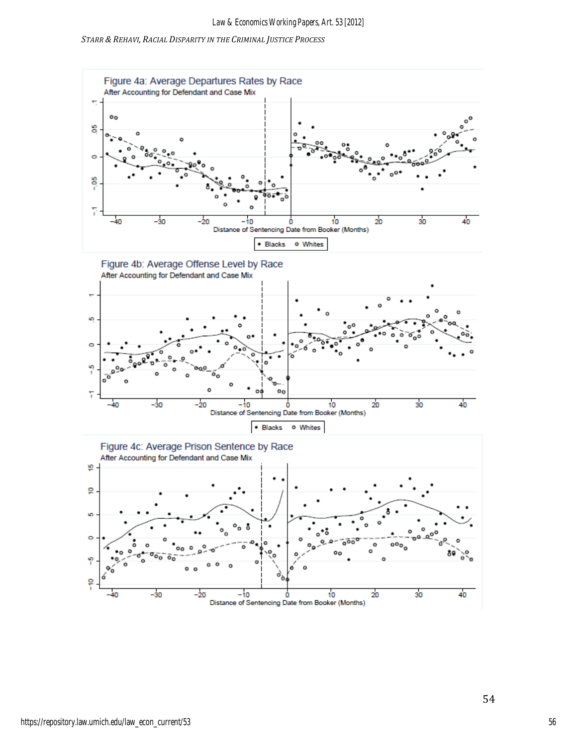Figure 4a: Average Departures Rates by Race

After Accounting for Defendant and Case Mix

Distance of Sentencing Date from Booker (Months)

• Blacks ○ Whites

Figure 4b: Average Offense Level by Race

After Accounting for Defendant and Case Mix

Distance of Sentencing Date from Booker (Months)

• Blacks ○ Whites

Figure 4c: Average Prison Sentence by Race

After Accounting for Defendant and Case Mix

Distance of Sentencing Date from Booker (Months)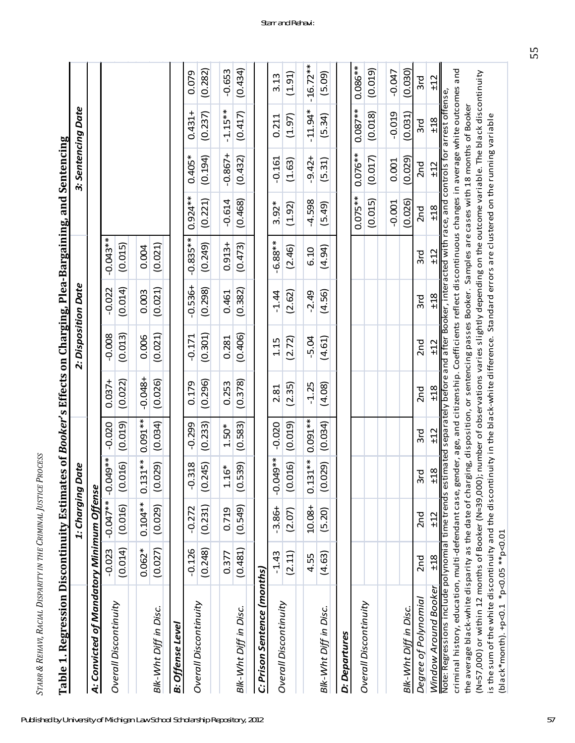# Table 1. Regression Discontinuity Estimates of *Booker*'s Effects on Charging, Plea-Bargaining, and Sentencing

| | 1: Charging Date | | | 2: Disposition Date | | | 3: Sentencing Date | | |
|---|---|---|---|---|---|---|---|---|---|
| ***A: Convicted of Mandatory Minimum Offense*** | | | | | | | | | |
| *Overall Discontinuity* | -0.023 | -0.047** | -0.049** | -0.020 | 0.037+ | -0.008 | -0.022 | -0.043** | | | |
| | (0.014) | (0.016) | (0.016) | (0.019) | (0.022) | (0.013) | (0.014) | (0.015) | | | |
| *Blk-Wht Diff in Disc.* | 0.062* | 0.104** | 0.131** | 0.091** | -0.048+ | 0.006 | 0.003 | 0.004 | | | |
| | (0.027) | (0.029) | (0.029) | (0.034) | (0.026) | (0.021) | (0.021) | (0.021) | | | |
| ***B: Offense Level*** | | | | | | | | | | | |
| *Overall Discontinuity* | -0.126 | -0.272 | -0.318 | -0.299 | 0.179 | -0.171 | -0.536+ | -0.835** | 0.924** | 0.405* | 0.431+ | 0.079 |
| | (0.248) | (0.231) | (0.245) | (0.233) | (0.296) | (0.301) | (0.298) | (0.249) | (0.221) | (0.194) | (0.237) | (0.282) |
| *Blk-Wht Diff in Disc.* | 0.377 | 0.719 | 1.16* | 1.50* | 0.253 | 0.281 | 0.461 | 0.913+ | -0.614 | -0.867+ | -1.15** | -0.653 |
| | (0.481) | (0.549) | (0.539) | (0.583) | (0.378) | (0.406) | (0.382) | (0.473) | (0.468) | (0.432) | (0.417) | (0.434) |
| ***C: Prison Sentence (months)*** | | | | | | | | | | | | |
| *Overall Discontinuity* | -1.43 | -3.86+ | -0.049** | -0.020 | 2.81 | 1.15 | -1.44 | -6.88** | 3.92* | -0.161 | 0.211 | 3.13 |
| | (2.11) | (2.07) | (0.016) | (0.019) | (2.35) | (2.72) | (2.62) | (2.46) | (1.92) | (1.63) | (1.97) | (1.91) |
| *Blk-Wht Diff in Disc.* | 4.55 | 10.08+ | 0.131** | 0.091** | -1.25 | -5.04 | -2.49 | 6.10 | -4.598 | -9.42+ | -11.94* | -16.72** |
| | (4.63) | (5.20) | (0.029) | (0.034) | (4.08) | (4.61) | (4.56) | (4.94) | (5.49) | (5.31) | (5.34) | (5.09) |
| ***D: Departures*** | | | | | | | | | | | | |
| *Overall Discontinuity* | | | | | | | | | 0.075** | 0.076** | 0.087** | 0.086** |
| | | | | | | | | | (0.015) | (0.017) | (0.018) | (0.019) |
| *Blk-Wht Diff in Disc.* | | | | | | | | | -0.001 | 0.001 | -0.019 | -0.047 |
| | | | | | | | | | (0.026) | (0.029) | (0.031) | (0.030) |
| *Degree of Polynomial* | 2nd | 2nd | 3rd | 3rd | 2nd | 2nd | 3rd | 3rd | 2nd | 2nd | 3rd | 3rd |
| *Window Around Booker* | ±18 | ±12 | ±18 | ±12 | ±18 | ±12 | ±18 | ±12 | ±18 | ±12 | ±18 | ±12 |

Note: Regressions include polynomial time trends estimated separately before and after Booker, interacted with race, and controls for arrest offense, criminal history, education, multi-defendant case, gender, age, and citizenship. Coefficients reflect discontinuous changes in average white outcomes and the average black-white disparity as the date of charging, disposition, or sentencing passes Booker. Samples are cases with 18 months of Booker (N≈57,000) or within 12 months of Booker (N≈39,000); number of observations varies slightly depending on the outcome variable. The black discontinuity is the sum of the white discontinuity and the discontinuity in the black-white difference. Standard errors are clustered on the running variable (black*month). +p<0.1 \*p<0.05 \*\*p<0.01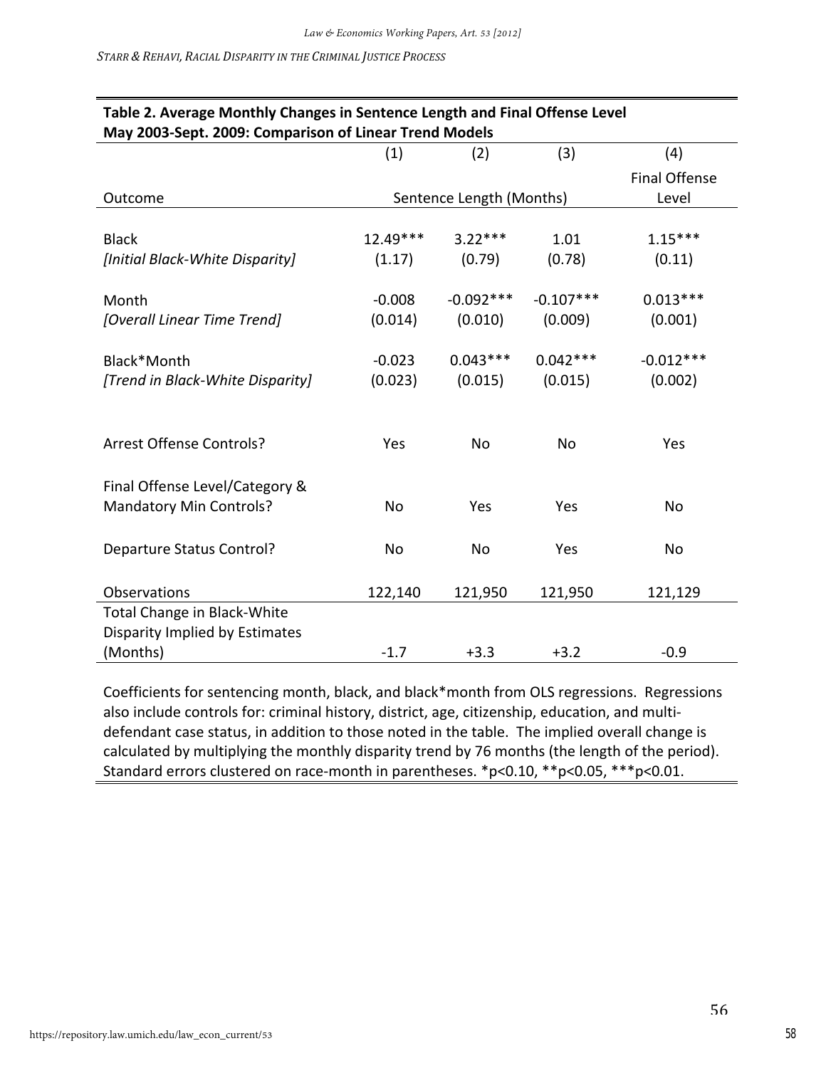**Table 2. Average Monthly Changes in Sentence Length and Final Offense Level May 2003-Sept. 2009: Comparison of Linear Trend Models**

| | (1) | (2) | (3) | (4) |
|---|---|---|---|---|
| Outcome | Sentence Length (Months) | | | Final Offense Level |
| Black | 12.49*** | 3.22*** | 1.01 | 1.15*** |
| *[Initial Black-White Disparity]* | (1.17) | (0.79) | (0.78) | (0.11) |
| Month | -0.008 | -0.092*** | -0.107*** | 0.013*** |
| *[Overall Linear Time Trend]* | (0.014) | (0.010) | (0.009) | (0.001) |
| Black*Month | -0.023 | 0.043*** | 0.042*** | -0.012*** |
| *[Trend in Black-White Disparity]* | (0.023) | (0.015) | (0.015) | (0.002) |
| Arrest Offense Controls? | Yes | No | No | Yes |
| Final Offense Level/Category & Mandatory Min Controls? | No | Yes | Yes | No |
| Departure Status Control? | No | No | Yes | No |
| Observations | 122,140 | 121,950 | 121,950 | 121,129 |
| Total Change in Black-White Disparity Implied by Estimates (Months) | -1.7 | +3.3 | +3.2 | -0.9 |

Coefficients for sentencing month, black, and black*month from OLS regressions. Regressions also include controls for: criminal history, district, age, citizenship, education, and multi-defendant case status, in addition to those noted in the table. The implied overall change is calculated by multiplying the monthly disparity trend by 76 months (the length of the period). Standard errors clustered on race-month in parentheses. *p<0.10, **p<0.05, ***p<0.01.